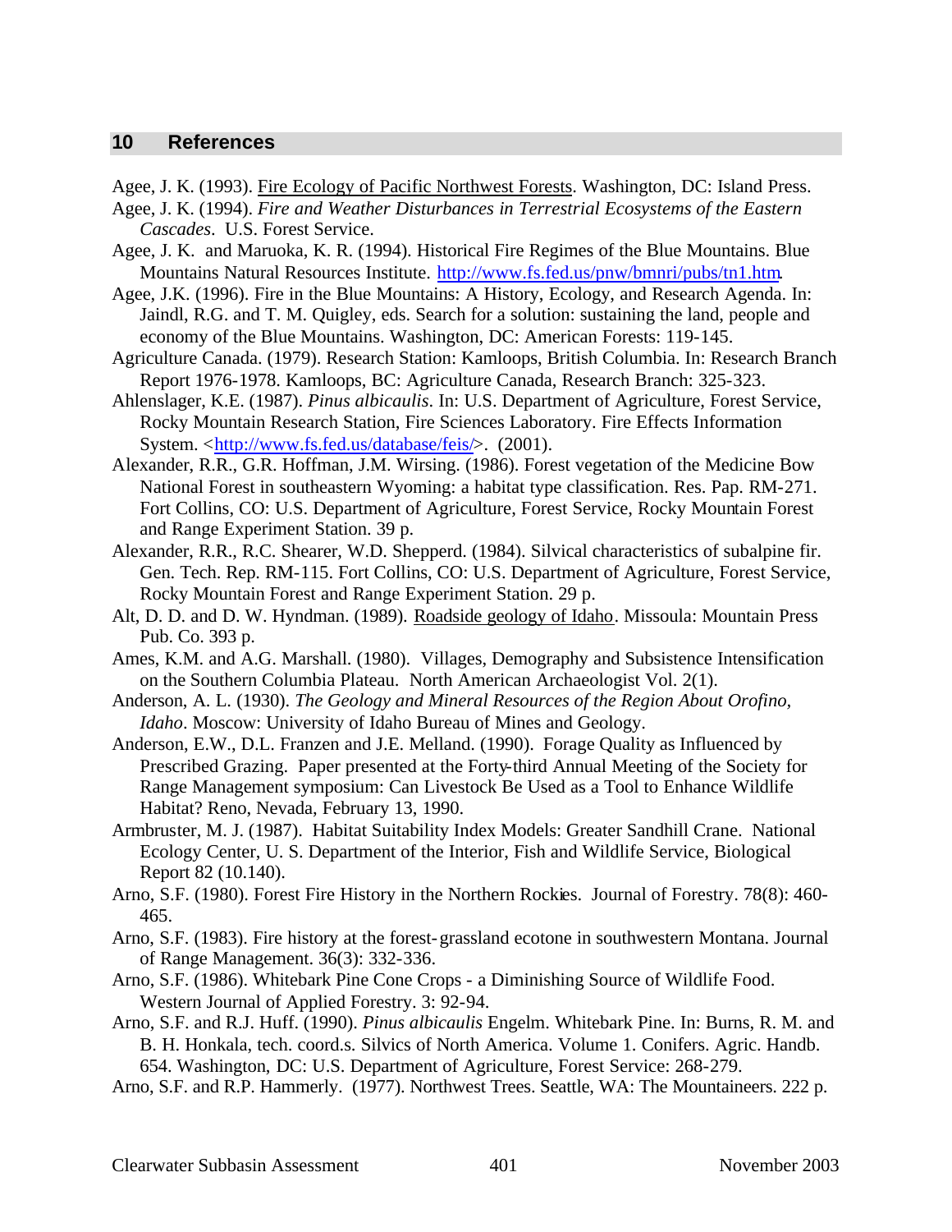## 10 References

Agee, J. K. (1993). Fire Ecology of Pacific Northwest Forests. Washington, DC: Island Press.

Agee, J. K. (1994). *Fire and Weather Disturbances in Terrestrial Ecosystems of the Eastern Cascades*. U.S. Forest Service.

Agee, J. K. and Maruoka, K. R. (1994). Historical Fire Regimes of the Blue Mountains. Blue Mountains Natural Resources Institute. http://www.fs.fed.us/pnw/bmnri/pubs/tn1.htm.

Agee, J.K. (1996). Fire in the Blue Mountains: A History, Ecology, and Research Agenda. In: Jaindl, R.G. and T. M. Quigley, eds. Search for a solution: sustaining the land, people and economy of the Blue Mountains. Washington, DC: American Forests: 119-145.

Agriculture Canada. (1979). Research Station: Kamloops, British Columbia. In: Research Branch Report 1976-1978. Kamloops, BC: Agriculture Canada, Research Branch: 325-323.

Ahlenslager, K.E. (1987). *Pinus albicaulis*. In: U.S. Department of Agriculture, Forest Service, Rocky Mountain Research Station, Fire Sciences Laboratory. Fire Effects Information System. <http://www.fs.fed.us/database/feis/>. (2001).

Alexander, R.R., G.R. Hoffman, J.M. Wirsing. (1986). Forest vegetation of the Medicine Bow National Forest in southeastern Wyoming: a habitat type classification. Res. Pap. RM-271. Fort Collins, CO: U.S. Department of Agriculture, Forest Service, Rocky Mountain Forest and Range Experiment Station. 39 p.

Alexander, R.R., R.C. Shearer, W.D. Shepperd. (1984). Silvical characteristics of subalpine fir. Gen. Tech. Rep. RM-115. Fort Collins, CO: U.S. Department of Agriculture, Forest Service, Rocky Mountain Forest and Range Experiment Station. 29 p.

Alt, D. D. and D. W. Hyndman. (1989). Roadside geology of Idaho. Missoula: Mountain Press Pub. Co. 393 p.

Ames, K.M. and A.G. Marshall. (1980). Villages, Demography and Subsistence Intensification on the Southern Columbia Plateau. North American Archaeologist Vol. 2(1).

Anderson, A. L. (1930). *The Geology and Mineral Resources of the Region About Orofino, Idaho*. Moscow: University of Idaho Bureau of Mines and Geology.

Anderson, E.W., D.L. Franzen and J.E. Melland. (1990). Forage Quality as Influenced by Prescribed Grazing. Paper presented at the Forty-third Annual Meeting of the Society for Range Management symposium: Can Livestock Be Used as a Tool to Enhance Wildlife Habitat? Reno, Nevada, February 13, 1990.

Armbruster, M. J. (1987). Habitat Suitability Index Models: Greater Sandhill Crane. National Ecology Center, U. S. Department of the Interior, Fish and Wildlife Service, Biological Report 82 (10.140).

Arno, S.F. (1980). Forest Fire History in the Northern Rockies. Journal of Forestry. 78(8): 460-465.

Arno, S.F. (1983). Fire history at the forest-grassland ecotone in southwestern Montana. Journal of Range Management. 36(3): 332-336.

Arno, S.F. (1986). Whitebark Pine Cone Crops - a Diminishing Source of Wildlife Food. Western Journal of Applied Forestry. 3: 92-94.

Arno, S.F. and R.J. Huff. (1990). *Pinus albicaulis* Engelm. Whitebark Pine. In: Burns, R. M. and B. H. Honkala, tech. coord.s. Silvics of North America. Volume 1. Conifers. Agric. Handb. 654. Washington, DC: U.S. Department of Agriculture, Forest Service: 268-279.

Arno, S.F. and R.P. Hammerly. (1977). Northwest Trees. Seattle, WA: The Mountaineers. 222 p.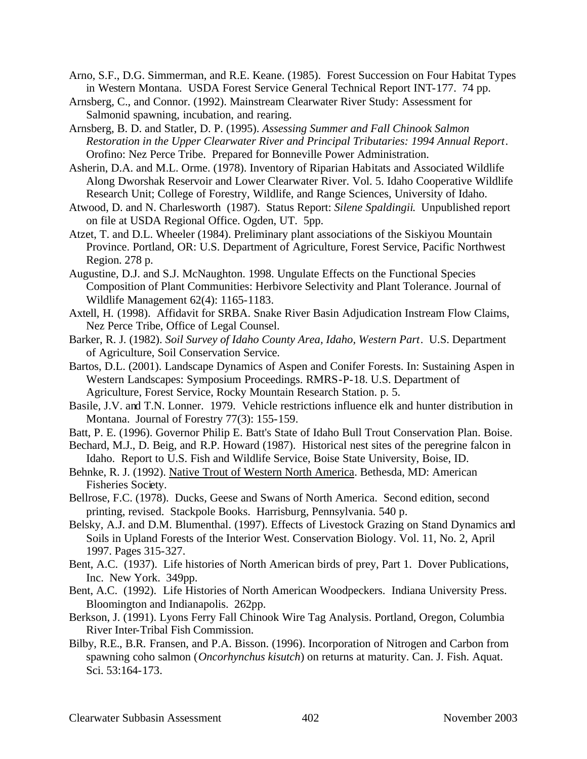Arno, S.F., D.G. Simmerman, and R.E. Keane. (1985). Forest Succession on Four Habitat Types in Western Montana. USDA Forest Service General Technical Report INT-177. 74 pp.

Arnsberg, C., and Connor. (1992). Mainstream Clearwater River Study: Assessment for Salmonid spawning, incubation, and rearing.

Arnsberg, B. D. and Statler, D. P. (1995). *Assessing Summer and Fall Chinook Salmon Restoration in the Upper Clearwater River and Principal Tributaries: 1994 Annual Report*. Orofino: Nez Perce Tribe. Prepared for Bonneville Power Administration.

Asherin, D.A. and M.L. Orme. (1978). Inventory of Riparian Habitats and Associated Wildlife Along Dworshak Reservoir and Lower Clearwater River. Vol. 5. Idaho Cooperative Wildlife Research Unit; College of Forestry, Wildlife, and Range Sciences, University of Idaho.

Atwood, D. and N. Charlesworth (1987). Status Report: *Silene Spaldingii*. Unpublished report on file at USDA Regional Office. Ogden, UT. 5pp.

Atzet, T. and D.L. Wheeler (1984). Preliminary plant associations of the Siskiyou Mountain Province. Portland, OR: U.S. Department of Agriculture, Forest Service, Pacific Northwest Region. 278 p.

Augustine, D.J. and S.J. McNaughton. 1998. Ungulate Effects on the Functional Species Composition of Plant Communities: Herbivore Selectivity and Plant Tolerance. Journal of Wildlife Management 62(4): 1165-1183.

Axtell, H. (1998). Affidavit for SRBA. Snake River Basin Adjudication Instream Flow Claims, Nez Perce Tribe, Office of Legal Counsel.

Barker, R. J. (1982). *Soil Survey of Idaho County Area, Idaho, Western Part*. U.S. Department of Agriculture, Soil Conservation Service.

Bartos, D.L. (2001). Landscape Dynamics of Aspen and Conifer Forests. In: Sustaining Aspen in Western Landscapes: Symposium Proceedings. RMRS-P-18. U.S. Department of Agriculture, Forest Service, Rocky Mountain Research Station. p. 5.

Basile, J.V. and T.N. Lonner. 1979. Vehicle restrictions influence elk and hunter distribution in Montana. Journal of Forestry 77(3): 155-159.

Batt, P. E. (1996). Governor Philip E. Batt's State of Idaho Bull Trout Conservation Plan. Boise.

Bechard, M.J., D. Beig, and R.P. Howard (1987). Historical nest sites of the peregrine falcon in Idaho. Report to U.S. Fish and Wildlife Service, Boise State University, Boise, ID.

Behnke, R. J. (1992). Native Trout of Western North America. Bethesda, MD: American Fisheries Society.

Bellrose, F.C. (1978). Ducks, Geese and Swans of North America. Second edition, second printing, revised. Stackpole Books. Harrisburg, Pennsylvania. 540 p.

Belsky, A.J. and D.M. Blumenthal. (1997). Effects of Livestock Grazing on Stand Dynamics and Soils in Upland Forests of the Interior West. Conservation Biology. Vol. 11, No. 2, April 1997. Pages 315-327.

Bent, A.C. (1937). Life histories of North American birds of prey, Part 1. Dover Publications, Inc. New York. 349pp.

Bent, A.C. (1992). Life Histories of North American Woodpeckers. Indiana University Press. Bloomington and Indianapolis. 262pp.

Berkson, J. (1991). Lyons Ferry Fall Chinook Wire Tag Analysis. Portland, Oregon, Columbia River Inter-Tribal Fish Commission.

Bilby, R.E., B.R. Fransen, and P.A. Bisson. (1996). Incorporation of Nitrogen and Carbon from spawning coho salmon (*Oncorhynchus kisutch*) on returns at maturity. Can. J. Fish. Aquat. Sci. 53:164-173.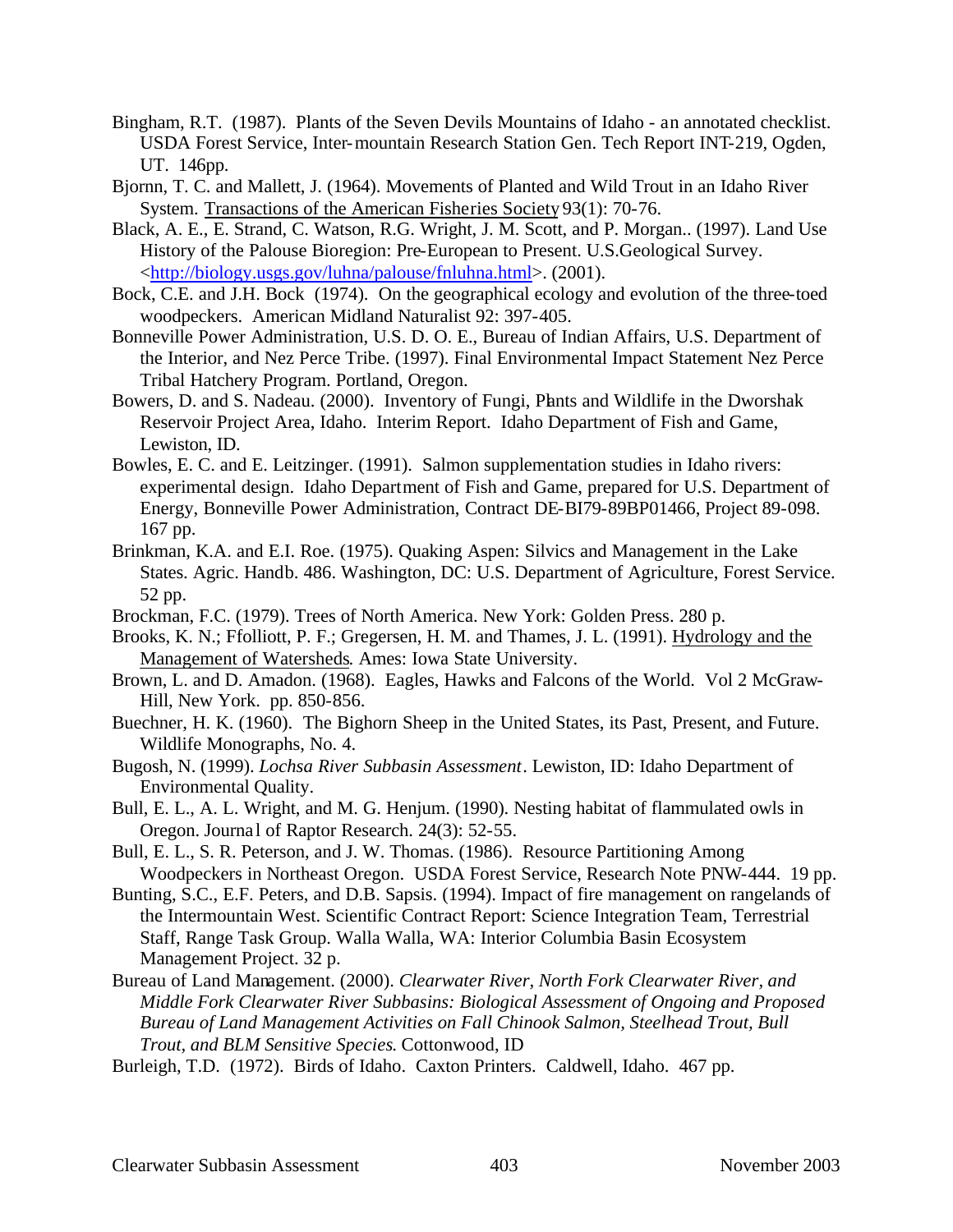Bingham, R.T. (1987). Plants of the Seven Devils Mountains of Idaho - an annotated checklist. USDA Forest Service, Inter-mountain Research Station Gen. Tech Report INT-219, Ogden, UT. 146pp.

Bjornn, T. C. and Mallett, J. (1964). Movements of Planted and Wild Trout in an Idaho River System. Transactions of the American Fisheries Society 93(1): 70-76.

Black, A. E., E. Strand, C. Watson, R.G. Wright, J. M. Scott, and P. Morgan.. (1997). Land Use History of the Palouse Bioregion: Pre-European to Present. U.S.Geological Survey. <http://biology.usgs.gov/luhna/palouse/fnluhna.html>. (2001).

Bock, C.E. and J.H. Bock (1974). On the geographical ecology and evolution of the three-toed woodpeckers. American Midland Naturalist 92: 397-405.

Bonneville Power Administration, U.S. D. O. E., Bureau of Indian Affairs, U.S. Department of the Interior, and Nez Perce Tribe. (1997). Final Environmental Impact Statement Nez Perce Tribal Hatchery Program. Portland, Oregon.

Bowers, D. and S. Nadeau. (2000). Inventory of Fungi, Plants and Wildlife in the Dworshak Reservoir Project Area, Idaho. Interim Report. Idaho Department of Fish and Game, Lewiston, ID.

Bowles, E. C. and E. Leitzinger. (1991). Salmon supplementation studies in Idaho rivers: experimental design. Idaho Department of Fish and Game, prepared for U.S. Department of Energy, Bonneville Power Administration, Contract DE-BI79-89BP01466, Project 89-098. 167 pp.

Brinkman, K.A. and E.I. Roe. (1975). Quaking Aspen: Silvics and Management in the Lake States. Agric. Handb. 486. Washington, DC: U.S. Department of Agriculture, Forest Service. 52 pp.

Brockman, F.C. (1979). Trees of North America. New York: Golden Press. 280 p.

Brooks, K. N.; Ffolliott, P. F.; Gregersen, H. M. and Thames, J. L. (1991). Hydrology and the Management of Watersheds. Ames: Iowa State University.

Brown, L. and D. Amadon. (1968). Eagles, Hawks and Falcons of the World. Vol 2 McGraw-Hill, New York. pp. 850-856.

Buechner, H. K. (1960). The Bighorn Sheep in the United States, its Past, Present, and Future. Wildlife Monographs, No. 4.

Bugosh, N. (1999). *Lochsa River Subbasin Assessment*. Lewiston, ID: Idaho Department of Environmental Quality.

Bull, E. L., A. L. Wright, and M. G. Henjum. (1990). Nesting habitat of flammulated owls in Oregon. Journal of Raptor Research. 24(3): 52-55.

Bull, E. L., S. R. Peterson, and J. W. Thomas. (1986). Resource Partitioning Among Woodpeckers in Northeast Oregon. USDA Forest Service, Research Note PNW-444. 19 pp.

Bunting, S.C., E.F. Peters, and D.B. Sapsis. (1994). Impact of fire management on rangelands of the Intermountain West. Scientific Contract Report: Science Integration Team, Terrestrial Staff, Range Task Group. Walla Walla, WA: Interior Columbia Basin Ecosystem Management Project. 32 p.

Bureau of Land Management. (2000). *Clearwater River, North Fork Clearwater River, and Middle Fork Clearwater River Subbasins: Biological Assessment of Ongoing and Proposed Bureau of Land Management Activities on Fall Chinook Salmon, Steelhead Trout, Bull Trout, and BLM Sensitive Species*. Cottonwood, ID

Burleigh, T.D. (1972). Birds of Idaho. Caxton Printers. Caldwell, Idaho. 467 pp.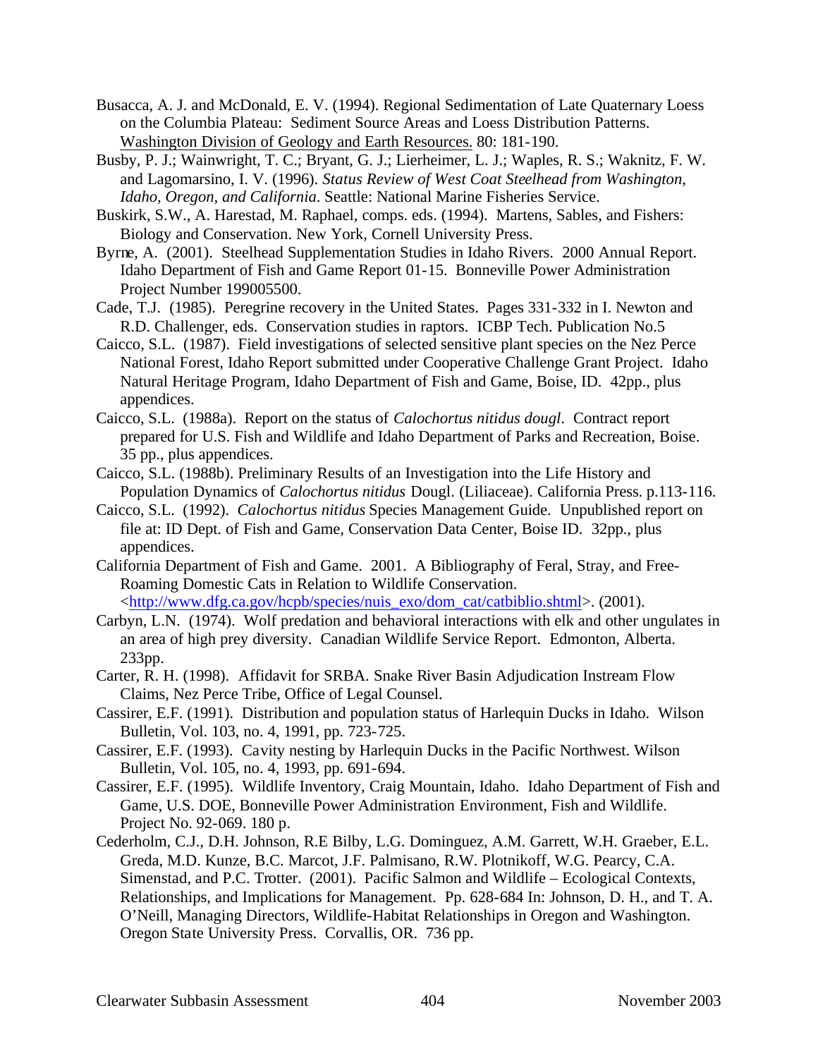Busacca, A. J. and McDonald, E. V. (1994). Regional Sedimentation of Late Quaternary Loess on the Columbia Plateau: Sediment Source Areas and Loess Distribution Patterns. Washington Division of Geology and Earth Resources. 80: 181-190.

Busby, P. J.; Wainwright, T. C.; Bryant, G. J.; Lierheimer, L. J.; Waples, R. S.; Waknitz, F. W. and Lagomarsino, I. V. (1996). *Status Review of West Coat Steelhead from Washington, Idaho, Oregon, and California*. Seattle: National Marine Fisheries Service.

Buskirk, S.W., A. Harestad, M. Raphael, comps. eds. (1994). Martens, Sables, and Fishers: Biology and Conservation. New York, Cornell University Press.

Byrne, A. (2001). Steelhead Supplementation Studies in Idaho Rivers. 2000 Annual Report. Idaho Department of Fish and Game Report 01-15. Bonneville Power Administration Project Number 199005500.

Cade, T.J. (1985). Peregrine recovery in the United States. Pages 331-332 in I. Newton and R.D. Challenger, eds. Conservation studies in raptors. ICBP Tech. Publication No.5

Caicco, S.L. (1987). Field investigations of selected sensitive plant species on the Nez Perce National Forest, Idaho Report submitted under Cooperative Challenge Grant Project. Idaho Natural Heritage Program, Idaho Department of Fish and Game, Boise, ID. 42pp., plus appendices.

Caicco, S.L. (1988a). Report on the status of *Calochortus nitidus dougl*. Contract report prepared for U.S. Fish and Wildlife and Idaho Department of Parks and Recreation, Boise. 35 pp., plus appendices.

Caicco, S.L. (1988b). Preliminary Results of an Investigation into the Life History and Population Dynamics of *Calochortus nitidus* Dougl. (Liliaceae). California Press. p.113-116.

Caicco, S.L. (1992). *Calochortus nitidus* Species Management Guide. Unpublished report on file at: ID Dept. of Fish and Game, Conservation Data Center, Boise ID. 32pp., plus appendices.

California Department of Fish and Game. 2001. A Bibliography of Feral, Stray, and Free-Roaming Domestic Cats in Relation to Wildlife Conservation. <http://www.dfg.ca.gov/hcpb/species/nuis_exo/dom_cat/catbiblio.shtml>. (2001).

Carbyn, L.N. (1974). Wolf predation and behavioral interactions with elk and other ungulates in an area of high prey diversity. Canadian Wildlife Service Report. Edmonton, Alberta. 233pp.

Carter, R. H. (1998). Affidavit for SRBA. Snake River Basin Adjudication Instream Flow Claims, Nez Perce Tribe, Office of Legal Counsel.

Cassirer, E.F. (1991). Distribution and population status of Harlequin Ducks in Idaho. Wilson Bulletin, Vol. 103, no. 4, 1991, pp. 723-725.

Cassirer, E.F. (1993). Cavity nesting by Harlequin Ducks in the Pacific Northwest. Wilson Bulletin, Vol. 105, no. 4, 1993, pp. 691-694.

Cassirer, E.F. (1995). Wildlife Inventory, Craig Mountain, Idaho. Idaho Department of Fish and Game, U.S. DOE, Bonneville Power Administration Environment, Fish and Wildlife. Project No. 92-069. 180 p.

Cederholm, C.J., D.H. Johnson, R.E Bilby, L.G. Dominguez, A.M. Garrett, W.H. Graeber, E.L. Greda, M.D. Kunze, B.C. Marcot, J.F. Palmisano, R.W. Plotnikoff, W.G. Pearcy, C.A. Simenstad, and P.C. Trotter. (2001). Pacific Salmon and Wildlife – Ecological Contexts, Relationships, and Implications for Management. Pp. 628-684 In: Johnson, D. H., and T. A. O'Neill, Managing Directors, Wildlife-Habitat Relationships in Oregon and Washington. Oregon State University Press. Corvallis, OR. 736 pp.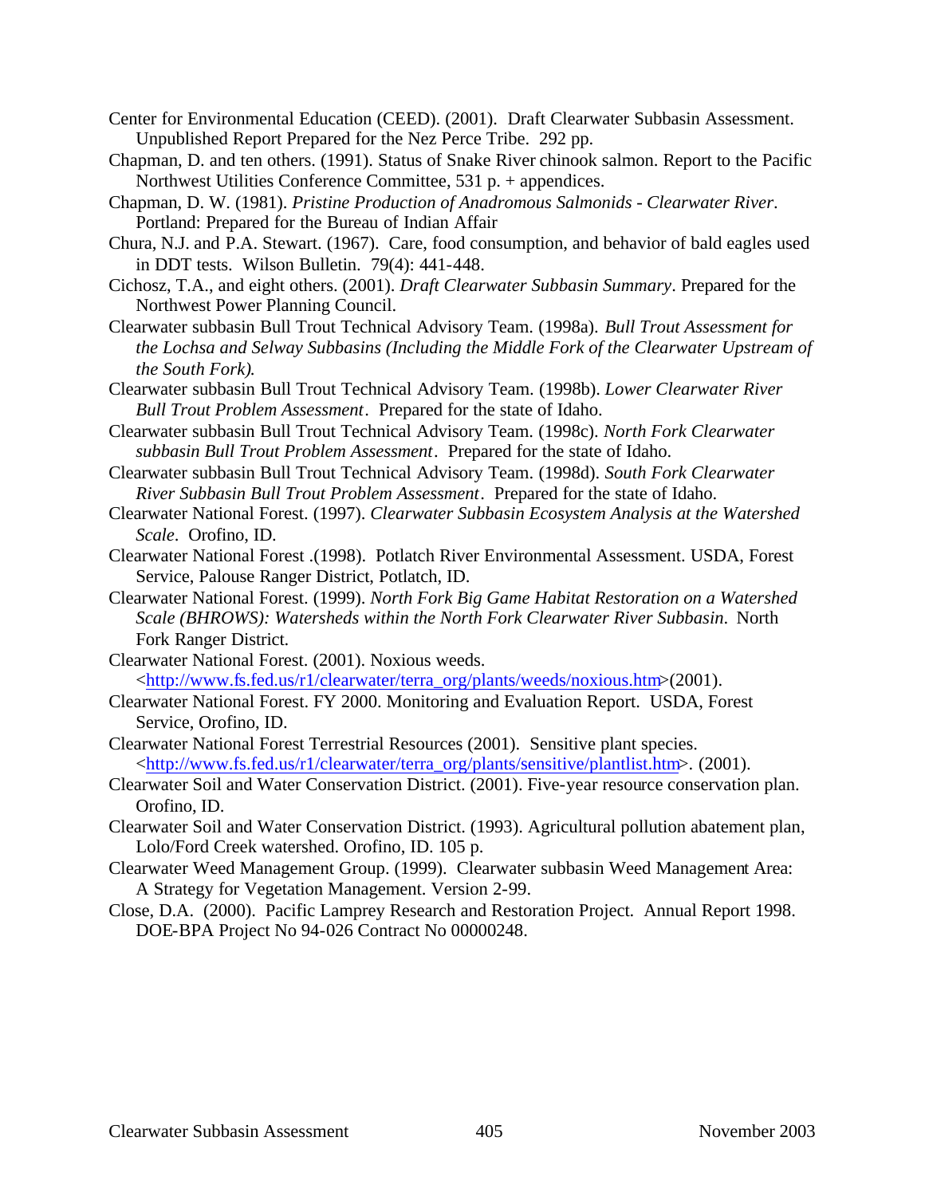Center for Environmental Education (CEED). (2001). Draft Clearwater Subbasin Assessment. Unpublished Report Prepared for the Nez Perce Tribe. 292 pp.

Chapman, D. and ten others. (1991). Status of Snake River chinook salmon. Report to the Pacific Northwest Utilities Conference Committee, 531 p. + appendices.

Chapman, D. W. (1981). *Pristine Production of Anadromous Salmonids - Clearwater River*. Portland: Prepared for the Bureau of Indian Affair

Chura, N.J. and P.A. Stewart. (1967). Care, food consumption, and behavior of bald eagles used in DDT tests. Wilson Bulletin. 79(4): 441-448.

Cichosz, T.A., and eight others. (2001). *Draft Clearwater Subbasin Summary*. Prepared for the Northwest Power Planning Council.

Clearwater subbasin Bull Trout Technical Advisory Team. (1998a). *Bull Trout Assessment for the Lochsa and Selway Subbasins (Including the Middle Fork of the Clearwater Upstream of the South Fork).*

Clearwater subbasin Bull Trout Technical Advisory Team. (1998b). *Lower Clearwater River Bull Trout Problem Assessment*. Prepared for the state of Idaho.

Clearwater subbasin Bull Trout Technical Advisory Team. (1998c). *North Fork Clearwater subbasin Bull Trout Problem Assessment*. Prepared for the state of Idaho.

Clearwater subbasin Bull Trout Technical Advisory Team. (1998d). *South Fork Clearwater River Subbasin Bull Trout Problem Assessment*. Prepared for the state of Idaho.

Clearwater National Forest. (1997). *Clearwater Subbasin Ecosystem Analysis at the Watershed Scale*. Orofino, ID.

Clearwater National Forest .(1998). Potlatch River Environmental Assessment. USDA, Forest Service, Palouse Ranger District, Potlatch, ID.

Clearwater National Forest. (1999). *North Fork Big Game Habitat Restoration on a Watershed Scale (BHROWS): Watersheds within the North Fork Clearwater River Subbasin*. North Fork Ranger District.

Clearwater National Forest. (2001). Noxious weeds. <http://www.fs.fed.us/r1/clearwater/terra_org/plants/weeds/noxious.htm>(2001).

Clearwater National Forest. FY 2000. Monitoring and Evaluation Report. USDA, Forest Service, Orofino, ID.

Clearwater National Forest Terrestrial Resources (2001). Sensitive plant species. <http://www.fs.fed.us/r1/clearwater/terra_org/plants/sensitive/plantlist.htm>. (2001).

Clearwater Soil and Water Conservation District. (2001). Five-year resource conservation plan. Orofino, ID.

Clearwater Soil and Water Conservation District. (1993). Agricultural pollution abatement plan, Lolo/Ford Creek watershed. Orofino, ID. 105 p.

Clearwater Weed Management Group. (1999). Clearwater subbasin Weed Management Area: A Strategy for Vegetation Management. Version 2-99.

Close, D.A. (2000). Pacific Lamprey Research and Restoration Project. Annual Report 1998. DOE-BPA Project No 94-026 Contract No 00000248.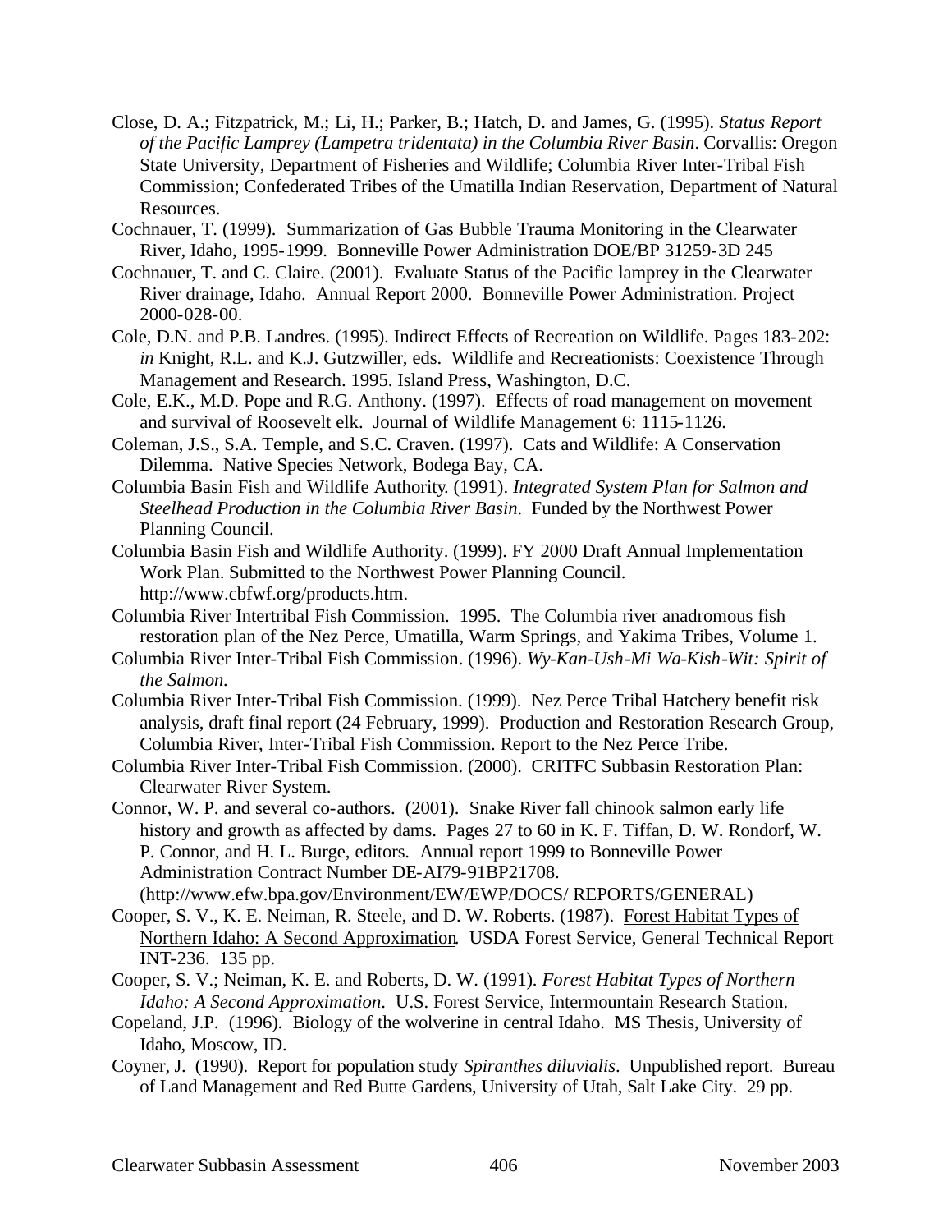Close, D. A.; Fitzpatrick, M.; Li, H.; Parker, B.; Hatch, D. and James, G. (1995). *Status Report of the Pacific Lamprey (Lampetra tridentata) in the Columbia River Basin*. Corvallis: Oregon State University, Department of Fisheries and Wildlife; Columbia River Inter-Tribal Fish Commission; Confederated Tribes of the Umatilla Indian Reservation, Department of Natural Resources.

Cochnauer, T. (1999). Summarization of Gas Bubble Trauma Monitoring in the Clearwater River, Idaho, 1995-1999. Bonneville Power Administration DOE/BP 31259-3D 245

Cochnauer, T. and C. Claire. (2001). Evaluate Status of the Pacific lamprey in the Clearwater River drainage, Idaho. Annual Report 2000. Bonneville Power Administration. Project 2000-028-00.

Cole, D.N. and P.B. Landres. (1995). Indirect Effects of Recreation on Wildlife. Pages 183-202: *in* Knight, R.L. and K.J. Gutzwiller, eds. Wildlife and Recreationists: Coexistence Through Management and Research. 1995. Island Press, Washington, D.C.

Cole, E.K., M.D. Pope and R.G. Anthony. (1997). Effects of road management on movement and survival of Roosevelt elk. Journal of Wildlife Management 6: 1115-1126.

Coleman, J.S., S.A. Temple, and S.C. Craven. (1997). Cats and Wildlife: A Conservation Dilemma. Native Species Network, Bodega Bay, CA.

Columbia Basin Fish and Wildlife Authority. (1991). *Integrated System Plan for Salmon and Steelhead Production in the Columbia River Basin*. Funded by the Northwest Power Planning Council.

Columbia Basin Fish and Wildlife Authority. (1999). FY 2000 Draft Annual Implementation Work Plan. Submitted to the Northwest Power Planning Council. http://www.cbfwf.org/products.htm.

Columbia River Intertribal Fish Commission. 1995. The Columbia river anadromous fish restoration plan of the Nez Perce, Umatilla, Warm Springs, and Yakima Tribes, Volume 1.

Columbia River Inter-Tribal Fish Commission. (1996). *Wy-Kan-Ush-Mi Wa-Kish-Wit: Spirit of the Salmon.*

Columbia River Inter-Tribal Fish Commission. (1999). Nez Perce Tribal Hatchery benefit risk analysis, draft final report (24 February, 1999). Production and Restoration Research Group, Columbia River, Inter-Tribal Fish Commission. Report to the Nez Perce Tribe.

Columbia River Inter-Tribal Fish Commission. (2000). CRITFC Subbasin Restoration Plan: Clearwater River System.

Connor, W. P. and several co-authors. (2001). Snake River fall chinook salmon early life history and growth as affected by dams. Pages 27 to 60 in K. F. Tiffan, D. W. Rondorf, W. P. Connor, and H. L. Burge, editors. Annual report 1999 to Bonneville Power Administration Contract Number DE-AI79-91BP21708. (http://www.efw.bpa.gov/Environment/EW/EWP/DOCS/ REPORTS/GENERAL)

Cooper, S. V., K. E. Neiman, R. Steele, and D. W. Roberts. (1987). Forest Habitat Types of Northern Idaho: A Second Approximation. USDA Forest Service, General Technical Report INT-236. 135 pp.

Cooper, S. V.; Neiman, K. E. and Roberts, D. W. (1991). *Forest Habitat Types of Northern Idaho: A Second Approximation*. U.S. Forest Service, Intermountain Research Station.

Copeland, J.P. (1996). Biology of the wolverine in central Idaho. MS Thesis, University of Idaho, Moscow, ID.

Coyner, J. (1990). Report for population study *Spiranthes diluvialis*. Unpublished report. Bureau of Land Management and Red Butte Gardens, University of Utah, Salt Lake City. 29 pp.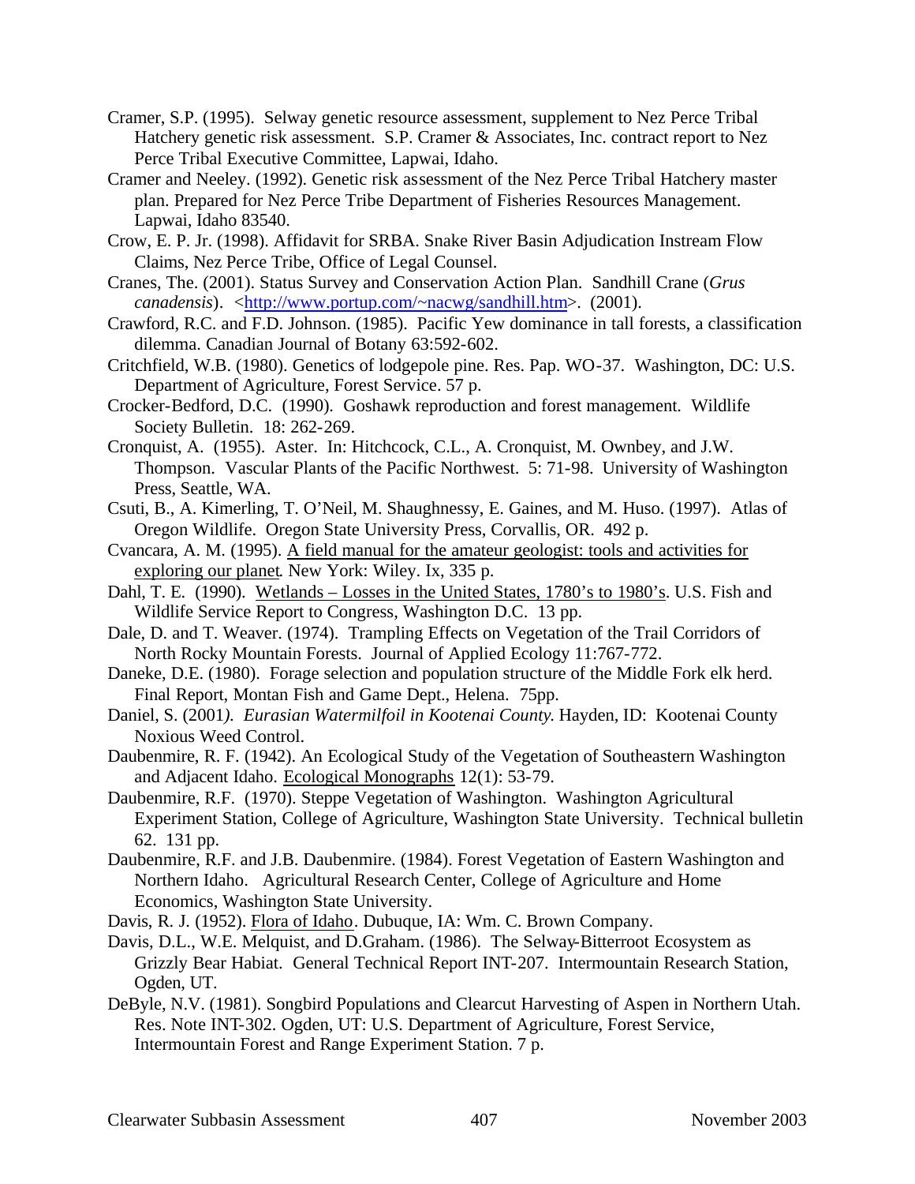Cramer, S.P. (1995). Selway genetic resource assessment, supplement to Nez Perce Tribal Hatchery genetic risk assessment. S.P. Cramer & Associates, Inc. contract report to Nez Perce Tribal Executive Committee, Lapwai, Idaho.

Cramer and Neeley. (1992). Genetic risk assessment of the Nez Perce Tribal Hatchery master plan. Prepared for Nez Perce Tribe Department of Fisheries Resources Management. Lapwai, Idaho 83540.

Crow, E. P. Jr. (1998). Affidavit for SRBA. Snake River Basin Adjudication Instream Flow Claims, Nez Perce Tribe, Office of Legal Counsel.

Cranes, The. (2001). Status Survey and Conservation Action Plan. Sandhill Crane (*Grus canadensis*). <http://www.portup.com/~nacwg/sandhill.htm>. (2001).

Crawford, R.C. and F.D. Johnson. (1985). Pacific Yew dominance in tall forests, a classification dilemma. Canadian Journal of Botany 63:592-602.

Critchfield, W.B. (1980). Genetics of lodgepole pine. Res. Pap. WO-37. Washington, DC: U.S. Department of Agriculture, Forest Service. 57 p.

Crocker-Bedford, D.C. (1990). Goshawk reproduction and forest management. Wildlife Society Bulletin. 18: 262-269.

Cronquist, A. (1955). Aster. In: Hitchcock, C.L., A. Cronquist, M. Ownbey, and J.W. Thompson. Vascular Plants of the Pacific Northwest. 5: 71-98. University of Washington Press, Seattle, WA.

Csuti, B., A. Kimerling, T. O'Neil, M. Shaughnessy, E. Gaines, and M. Huso. (1997). Atlas of Oregon Wildlife. Oregon State University Press, Corvallis, OR. 492 p.

Cvancara, A. M. (1995). A field manual for the amateur geologist: tools and activities for exploring our planet. New York: Wiley. Ix, 335 p.

Dahl, T. E. (1990). Wetlands – Losses in the United States, 1780's to 1980's. U.S. Fish and Wildlife Service Report to Congress, Washington D.C. 13 pp.

Dale, D. and T. Weaver. (1974). Trampling Effects on Vegetation of the Trail Corridors of North Rocky Mountain Forests. Journal of Applied Ecology 11:767-772.

Daneke, D.E. (1980). Forage selection and population structure of the Middle Fork elk herd. Final Report, Montan Fish and Game Dept., Helena. 75pp.

Daniel, S. (2001*). Eurasian Watermilfoil in Kootenai County.* Hayden, ID: Kootenai County Noxious Weed Control.

Daubenmire, R. F. (1942). An Ecological Study of the Vegetation of Southeastern Washington and Adjacent Idaho. Ecological Monographs 12(1): 53-79.

Daubenmire, R.F. (1970). Steppe Vegetation of Washington. Washington Agricultural Experiment Station, College of Agriculture, Washington State University. Technical bulletin 62. 131 pp.

Daubenmire, R.F. and J.B. Daubenmire. (1984). Forest Vegetation of Eastern Washington and Northern Idaho. Agricultural Research Center, College of Agriculture and Home Economics, Washington State University.

Davis, R. J. (1952). Flora of Idaho. Dubuque, IA: Wm. C. Brown Company.

Davis, D.L., W.E. Melquist, and D.Graham. (1986). The Selway-Bitterroot Ecosystem as Grizzly Bear Habiat. General Technical Report INT-207. Intermountain Research Station, Ogden, UT.

DeByle, N.V. (1981). Songbird Populations and Clearcut Harvesting of Aspen in Northern Utah. Res. Note INT-302. Ogden, UT: U.S. Department of Agriculture, Forest Service, Intermountain Forest and Range Experiment Station. 7 p.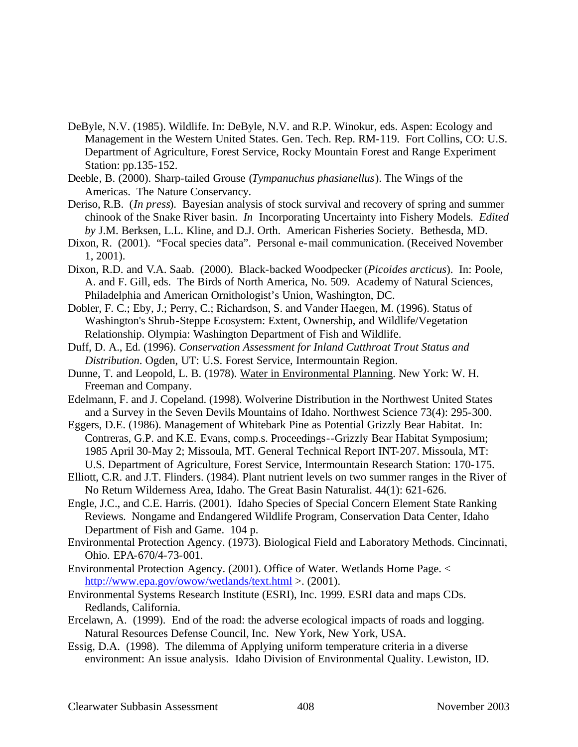DeByle, N.V. (1985). Wildlife. In: DeByle, N.V. and R.P. Winokur, eds. Aspen: Ecology and Management in the Western United States. Gen. Tech. Rep. RM-119. Fort Collins, CO: U.S. Department of Agriculture, Forest Service, Rocky Mountain Forest and Range Experiment Station: pp.135-152.

Deeble, B. (2000). Sharp-tailed Grouse (*Tympanuchus phasianellus*). The Wings of the Americas. The Nature Conservancy.

Deriso, R.B. (*In press*). Bayesian analysis of stock survival and recovery of spring and summer chinook of the Snake River basin. *In* Incorporating Uncertainty into Fishery Models. *Edited by* J.M. Berksen, L.L. Kline, and D.J. Orth. American Fisheries Society. Bethesda, MD.

Dixon, R. (2001). "Focal species data". Personal e-mail communication. (Received November 1, 2001).

Dixon, R.D. and V.A. Saab. (2000). Black-backed Woodpecker (*Picoides arcticus*). In: Poole, A. and F. Gill, eds. The Birds of North America, No. 509. Academy of Natural Sciences, Philadelphia and American Ornithologist's Union, Washington, DC.

Dobler, F. C.; Eby, J.; Perry, C.; Richardson, S. and Vander Haegen, M. (1996). Status of Washington's Shrub-Steppe Ecosystem: Extent, Ownership, and Wildlife/Vegetation Relationship. Olympia: Washington Department of Fish and Wildlife.

Duff, D. A., Ed. (1996). *Conservation Assessment for Inland Cutthroat Trout Status and Distribution*. Ogden, UT: U.S. Forest Service, Intermountain Region.

Dunne, T. and Leopold, L. B. (1978). Water in Environmental Planning. New York: W. H. Freeman and Company.

Edelmann, F. and J. Copeland. (1998). Wolverine Distribution in the Northwest United States and a Survey in the Seven Devils Mountains of Idaho. Northwest Science 73(4): 295-300.

Eggers, D.E. (1986). Management of Whitebark Pine as Potential Grizzly Bear Habitat. In: Contreras, G.P. and K.E. Evans, comp.s. Proceedings--Grizzly Bear Habitat Symposium; 1985 April 30-May 2; Missoula, MT. General Technical Report INT-207. Missoula, MT: U.S. Department of Agriculture, Forest Service, Intermountain Research Station: 170-175.

Elliott, C.R. and J.T. Flinders. (1984). Plant nutrient levels on two summer ranges in the River of No Return Wilderness Area, Idaho. The Great Basin Naturalist. 44(1): 621-626.

Engle, J.C., and C.E. Harris. (2001). Idaho Species of Special Concern Element State Ranking Reviews. Nongame and Endangered Wildlife Program, Conservation Data Center, Idaho Department of Fish and Game. 104 p.

Environmental Protection Agency. (1973). Biological Field and Laboratory Methods. Cincinnati, Ohio. EPA-670/4-73-001.

Environmental Protection Agency. (2001). Office of Water. Wetlands Home Page. < http://www.epa.gov/owow/wetlands/text.html >. (2001).

Environmental Systems Research Institute (ESRI), Inc. 1999. ESRI data and maps CDs. Redlands, California.

Ercelawn, A. (1999). End of the road: the adverse ecological impacts of roads and logging. Natural Resources Defense Council, Inc. New York, New York, USA.

Essig, D.A. (1998). The dilemma of Applying uniform temperature criteria in a diverse environment: An issue analysis. Idaho Division of Environmental Quality. Lewiston, ID.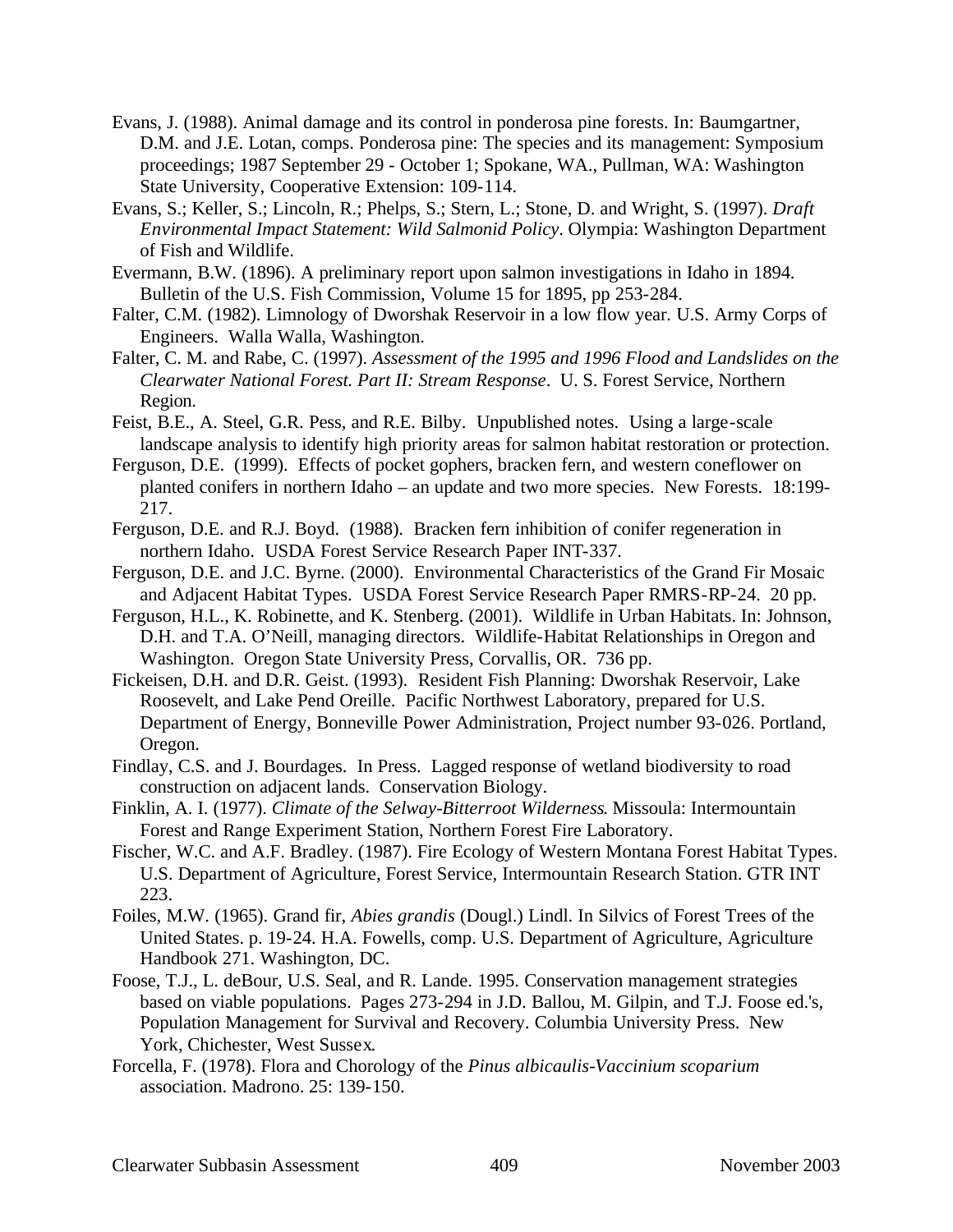Evans, J. (1988). Animal damage and its control in ponderosa pine forests. In: Baumgartner, D.M. and J.E. Lotan, comps. Ponderosa pine: The species and its management: Symposium proceedings; 1987 September 29 - October 1; Spokane, WA., Pullman, WA: Washington State University, Cooperative Extension: 109-114.

Evans, S.; Keller, S.; Lincoln, R.; Phelps, S.; Stern, L.; Stone, D. and Wright, S. (1997). *Draft Environmental Impact Statement: Wild Salmonid Policy*. Olympia: Washington Department of Fish and Wildlife.

Evermann, B.W. (1896). A preliminary report upon salmon investigations in Idaho in 1894. Bulletin of the U.S. Fish Commission, Volume 15 for 1895, pp 253-284.

Falter, C.M. (1982). Limnology of Dworshak Reservoir in a low flow year. U.S. Army Corps of Engineers. Walla Walla, Washington.

Falter, C. M. and Rabe, C. (1997). *Assessment of the 1995 and 1996 Flood and Landslides on the Clearwater National Forest. Part II: Stream Response*. U. S. Forest Service, Northern Region.

Feist, B.E., A. Steel, G.R. Pess, and R.E. Bilby. Unpublished notes. Using a large-scale landscape analysis to identify high priority areas for salmon habitat restoration or protection.

Ferguson, D.E. (1999). Effects of pocket gophers, bracken fern, and western coneflower on planted conifers in northern Idaho – an update and two more species. New Forests. 18:199-217.

Ferguson, D.E. and R.J. Boyd. (1988). Bracken fern inhibition of conifer regeneration in northern Idaho. USDA Forest Service Research Paper INT-337.

Ferguson, D.E. and J.C. Byrne. (2000). Environmental Characteristics of the Grand Fir Mosaic and Adjacent Habitat Types. USDA Forest Service Research Paper RMRS-RP-24. 20 pp.

Ferguson, H.L., K. Robinette, and K. Stenberg. (2001). Wildlife in Urban Habitats. In: Johnson, D.H. and T.A. O'Neill, managing directors. Wildlife-Habitat Relationships in Oregon and Washington. Oregon State University Press, Corvallis, OR. 736 pp.

Fickeisen, D.H. and D.R. Geist. (1993). Resident Fish Planning: Dworshak Reservoir, Lake Roosevelt, and Lake Pend Oreille. Pacific Northwest Laboratory, prepared for U.S. Department of Energy, Bonneville Power Administration, Project number 93-026. Portland, Oregon.

Findlay, C.S. and J. Bourdages. In Press. Lagged response of wetland biodiversity to road construction on adjacent lands. Conservation Biology.

Finklin, A. I. (1977). *Climate of the Selway-Bitterroot Wilderness*. Missoula: Intermountain Forest and Range Experiment Station, Northern Forest Fire Laboratory.

Fischer, W.C. and A.F. Bradley. (1987). Fire Ecology of Western Montana Forest Habitat Types. U.S. Department of Agriculture, Forest Service, Intermountain Research Station. GTR INT 223.

Foiles, M.W. (1965). Grand fir, *Abies grandis* (Dougl.) Lindl. In Silvics of Forest Trees of the United States. p. 19-24. H.A. Fowells, comp. U.S. Department of Agriculture, Agriculture Handbook 271. Washington, DC.

Foose, T.J., L. deBour, U.S. Seal, and R. Lande. 1995. Conservation management strategies based on viable populations. Pages 273-294 in J.D. Ballou, M. Gilpin, and T.J. Foose ed.'s, Population Management for Survival and Recovery. Columbia University Press. New York, Chichester, West Sussex.

Forcella, F. (1978). Flora and Chorology of the *Pinus albicaulis-Vaccinium scoparium* association. Madrono. 25: 139-150.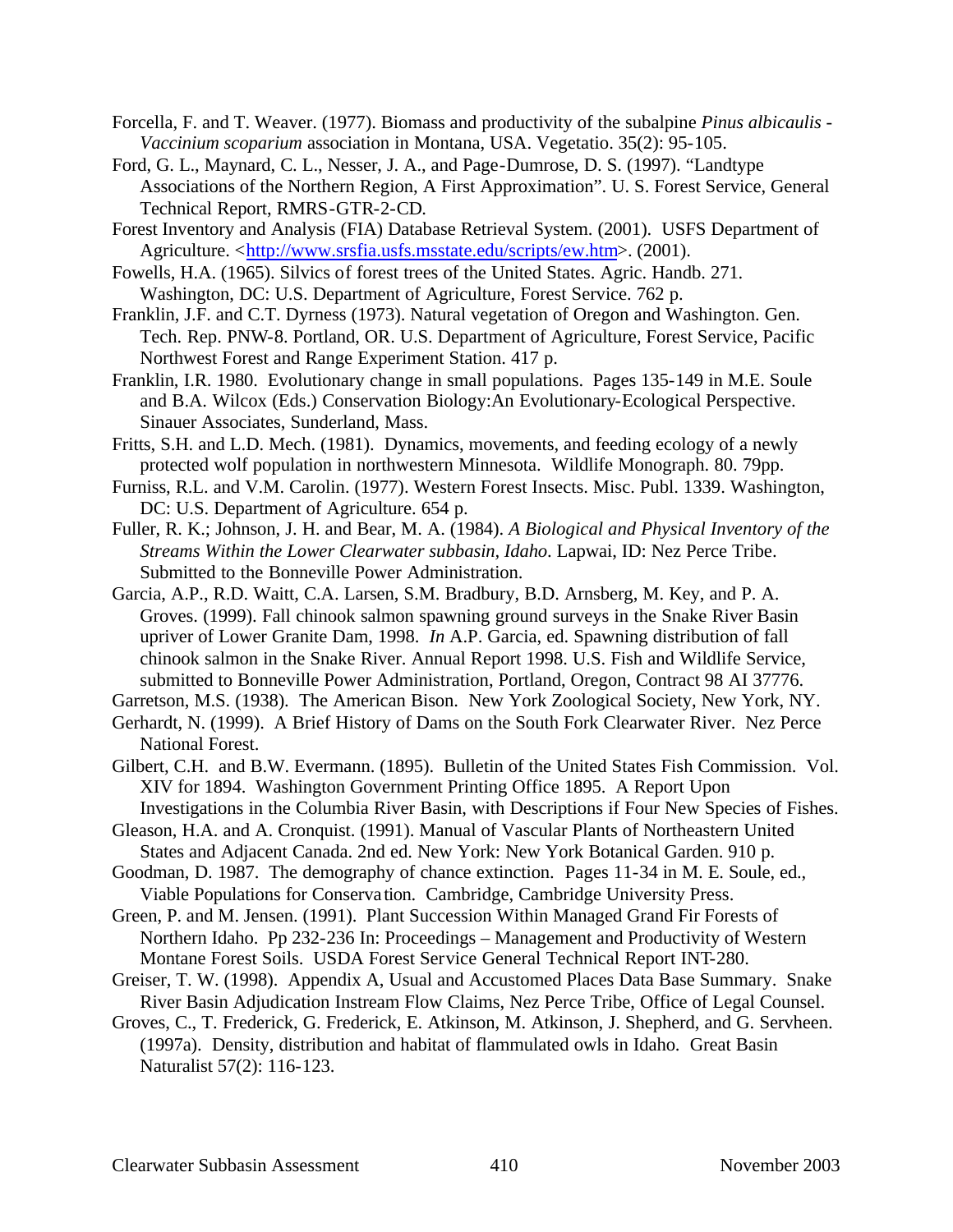Forcella, F. and T. Weaver. (1977). Biomass and productivity of the subalpine *Pinus albicaulis - Vaccinium scoparium* association in Montana, USA. Vegetatio. 35(2): 95-105.

Ford, G. L., Maynard, C. L., Nesser, J. A., and Page-Dumrose, D. S. (1997). "Landtype Associations of the Northern Region, A First Approximation". U. S. Forest Service, General Technical Report, RMRS-GTR-2-CD.

Forest Inventory and Analysis (FIA) Database Retrieval System. (2001). USFS Department of Agriculture. <http://www.srsfia.usfs.msstate.edu/scripts/ew.htm>. (2001).

Fowells, H.A. (1965). Silvics of forest trees of the United States. Agric. Handb. 271. Washington, DC: U.S. Department of Agriculture, Forest Service. 762 p.

Franklin, J.F. and C.T. Dyrness (1973). Natural vegetation of Oregon and Washington. Gen. Tech. Rep. PNW-8. Portland, OR. U.S. Department of Agriculture, Forest Service, Pacific Northwest Forest and Range Experiment Station. 417 p.

Franklin, I.R. 1980. Evolutionary change in small populations. Pages 135-149 in M.E. Soule and B.A. Wilcox (Eds.) Conservation Biology:An Evolutionary-Ecological Perspective. Sinauer Associates, Sunderland, Mass.

Fritts, S.H. and L.D. Mech. (1981). Dynamics, movements, and feeding ecology of a newly protected wolf population in northwestern Minnesota. Wildlife Monograph. 80. 79pp.

Furniss, R.L. and V.M. Carolin. (1977). Western Forest Insects. Misc. Publ. 1339. Washington, DC: U.S. Department of Agriculture. 654 p.

Fuller, R. K.; Johnson, J. H. and Bear, M. A. (1984). *A Biological and Physical Inventory of the Streams Within the Lower Clearwater subbasin, Idaho*. Lapwai, ID: Nez Perce Tribe. Submitted to the Bonneville Power Administration.

Garcia, A.P., R.D. Waitt, C.A. Larsen, S.M. Bradbury, B.D. Arnsberg, M. Key, and P. A. Groves. (1999). Fall chinook salmon spawning ground surveys in the Snake River Basin upriver of Lower Granite Dam, 1998. *In* A.P. Garcia, ed. Spawning distribution of fall chinook salmon in the Snake River. Annual Report 1998. U.S. Fish and Wildlife Service, submitted to Bonneville Power Administration, Portland, Oregon, Contract 98 AI 37776.

Garretson, M.S. (1938). The American Bison. New York Zoological Society, New York, NY.

Gerhardt, N. (1999). A Brief History of Dams on the South Fork Clearwater River. Nez Perce National Forest.

Gilbert, C.H. and B.W. Evermann. (1895). Bulletin of the United States Fish Commission. Vol. XIV for 1894. Washington Government Printing Office 1895. A Report Upon Investigations in the Columbia River Basin, with Descriptions if Four New Species of Fishes.

Gleason, H.A. and A. Cronquist. (1991). Manual of Vascular Plants of Northeastern United States and Adjacent Canada. 2nd ed. New York: New York Botanical Garden. 910 p.

Goodman, D. 1987. The demography of chance extinction. Pages 11-34 in M. E. Soule, ed., Viable Populations for Conservation. Cambridge, Cambridge University Press.

Green, P. and M. Jensen. (1991). Plant Succession Within Managed Grand Fir Forests of Northern Idaho. Pp 232-236 In: Proceedings – Management and Productivity of Western Montane Forest Soils. USDA Forest Service General Technical Report INT-280.

Greiser, T. W. (1998). Appendix A, Usual and Accustomed Places Data Base Summary. Snake River Basin Adjudication Instream Flow Claims, Nez Perce Tribe, Office of Legal Counsel.

Groves, C., T. Frederick, G. Frederick, E. Atkinson, M. Atkinson, J. Shepherd, and G. Servheen. (1997a). Density, distribution and habitat of flammulated owls in Idaho. Great Basin Naturalist 57(2): 116-123.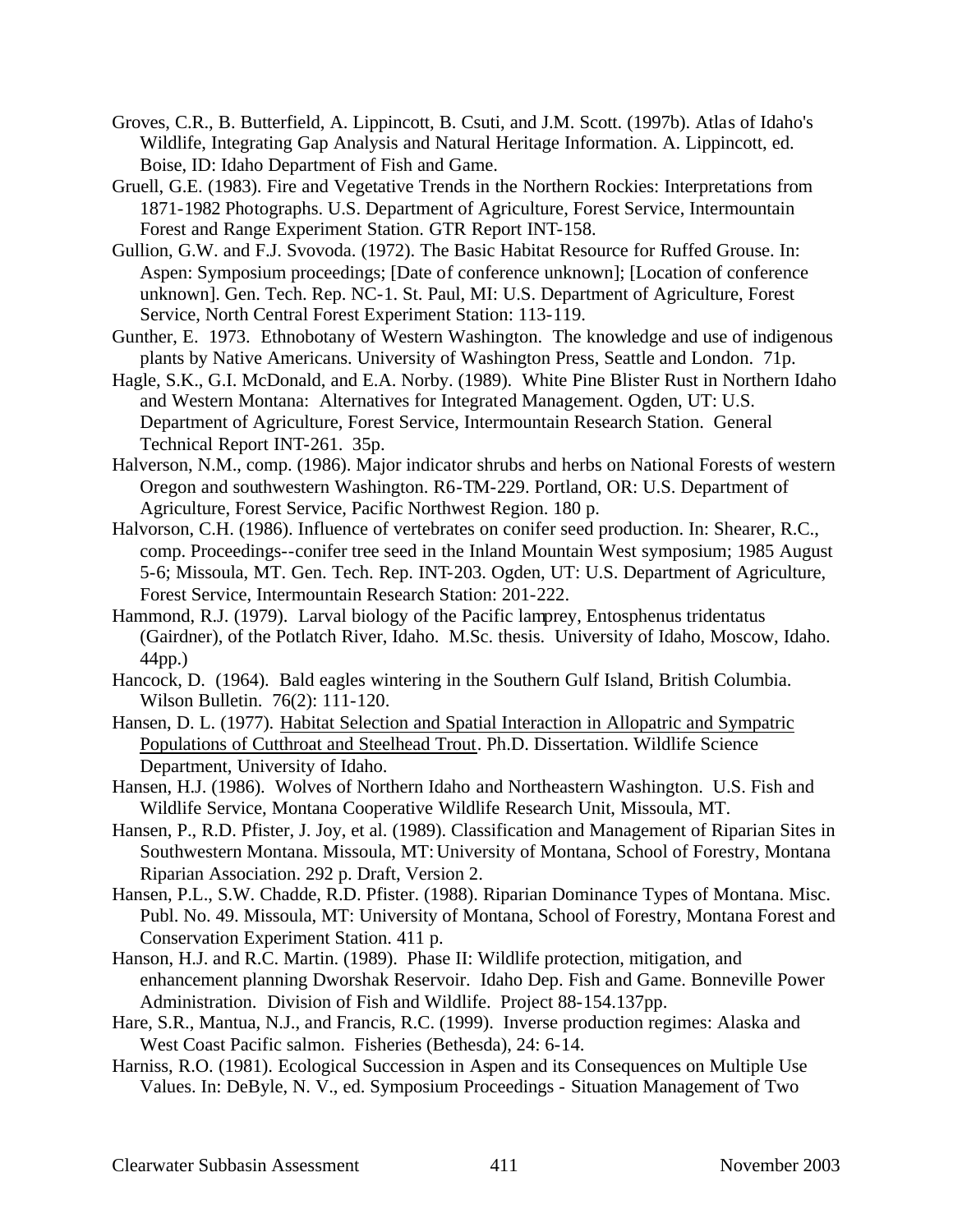Groves, C.R., B. Butterfield, A. Lippincott, B. Csuti, and J.M. Scott. (1997b). Atlas of Idaho's Wildlife, Integrating Gap Analysis and Natural Heritage Information. A. Lippincott, ed. Boise, ID: Idaho Department of Fish and Game.

Gruell, G.E. (1983). Fire and Vegetative Trends in the Northern Rockies: Interpretations from 1871-1982 Photographs. U.S. Department of Agriculture, Forest Service, Intermountain Forest and Range Experiment Station. GTR Report INT-158.

Gullion, G.W. and F.J. Svovoda. (1972). The Basic Habitat Resource for Ruffed Grouse. In: Aspen: Symposium proceedings; [Date of conference unknown]; [Location of conference unknown]. Gen. Tech. Rep. NC-1. St. Paul, MI: U.S. Department of Agriculture, Forest Service, North Central Forest Experiment Station: 113-119.

Gunther, E. 1973. Ethnobotany of Western Washington. The knowledge and use of indigenous plants by Native Americans. University of Washington Press, Seattle and London. 71p.

Hagle, S.K., G.I. McDonald, and E.A. Norby. (1989). White Pine Blister Rust in Northern Idaho and Western Montana: Alternatives for Integrated Management. Ogden, UT: U.S. Department of Agriculture, Forest Service, Intermountain Research Station. General Technical Report INT-261. 35p.

Halverson, N.M., comp. (1986). Major indicator shrubs and herbs on National Forests of western Oregon and southwestern Washington. R6-TM-229. Portland, OR: U.S. Department of Agriculture, Forest Service, Pacific Northwest Region. 180 p.

Halvorson, C.H. (1986). Influence of vertebrates on conifer seed production. In: Shearer, R.C., comp. Proceedings--conifer tree seed in the Inland Mountain West symposium; 1985 August 5-6; Missoula, MT. Gen. Tech. Rep. INT-203. Ogden, UT: U.S. Department of Agriculture, Forest Service, Intermountain Research Station: 201-222.

Hammond, R.J. (1979). Larval biology of the Pacific lamprey, Entosphenus tridentatus (Gairdner), of the Potlatch River, Idaho. M.Sc. thesis. University of Idaho, Moscow, Idaho. 44pp.)

Hancock, D. (1964). Bald eagles wintering in the Southern Gulf Island, British Columbia. Wilson Bulletin. 76(2): 111-120.

Hansen, D. L. (1977). Habitat Selection and Spatial Interaction in Allopatric and Sympatric Populations of Cutthroat and Steelhead Trout. Ph.D. Dissertation. Wildlife Science Department, University of Idaho.

Hansen, H.J. (1986). Wolves of Northern Idaho and Northeastern Washington. U.S. Fish and Wildlife Service, Montana Cooperative Wildlife Research Unit, Missoula, MT.

Hansen, P., R.D. Pfister, J. Joy, et al. (1989). Classification and Management of Riparian Sites in Southwestern Montana. Missoula, MT: University of Montana, School of Forestry, Montana Riparian Association. 292 p. Draft, Version 2.

Hansen, P.L., S.W. Chadde, R.D. Pfister. (1988). Riparian Dominance Types of Montana. Misc. Publ. No. 49. Missoula, MT: University of Montana, School of Forestry, Montana Forest and Conservation Experiment Station. 411 p.

Hanson, H.J. and R.C. Martin. (1989). Phase II: Wildlife protection, mitigation, and enhancement planning Dworshak Reservoir. Idaho Dep. Fish and Game. Bonneville Power Administration. Division of Fish and Wildlife. Project 88-154.137pp.

Hare, S.R., Mantua, N.J., and Francis, R.C. (1999). Inverse production regimes: Alaska and West Coast Pacific salmon. Fisheries (Bethesda), 24: 6-14.

Harniss, R.O. (1981). Ecological Succession in Aspen and its Consequences on Multiple Use Values. In: DeByle, N. V., ed. Symposium Proceedings - Situation Management of Two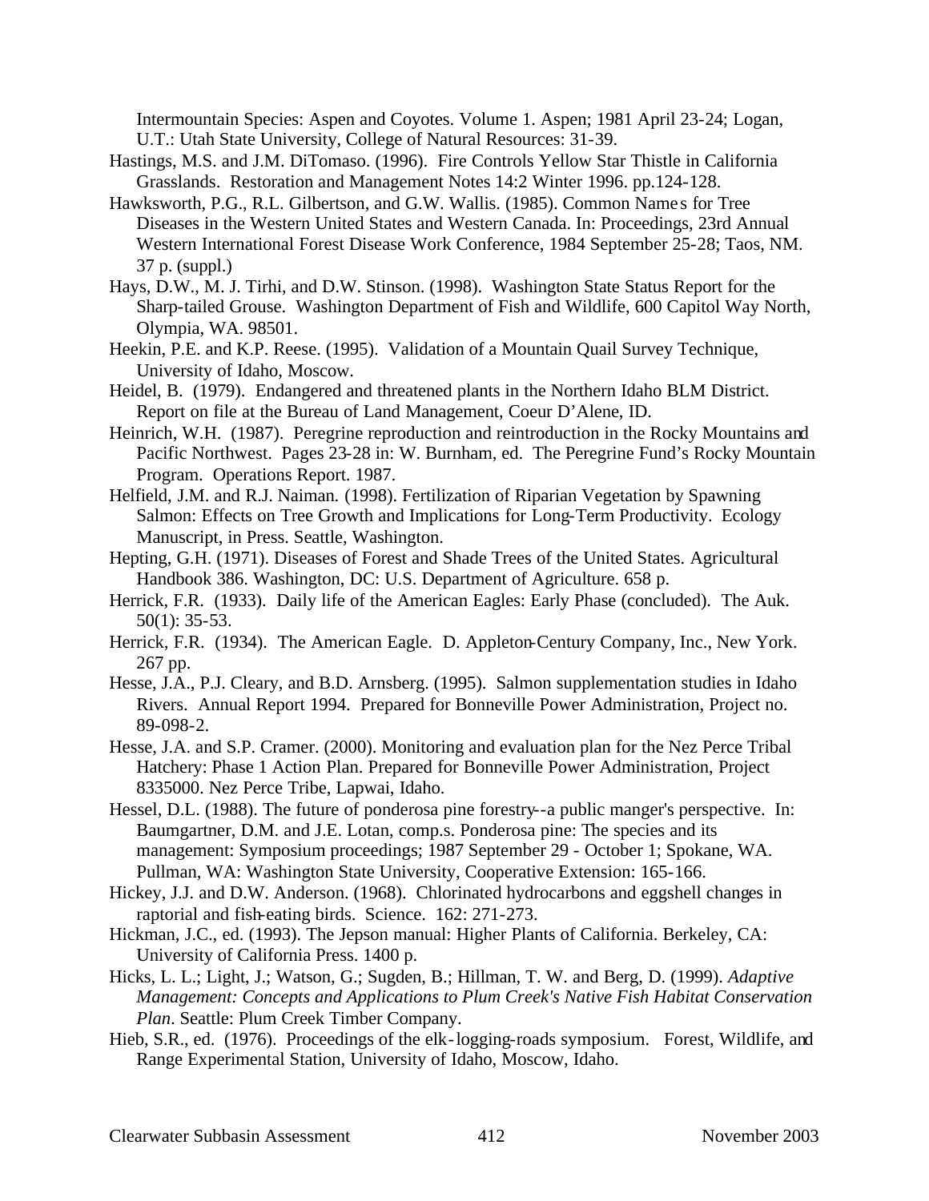Intermountain Species: Aspen and Coyotes. Volume 1. Aspen; 1981 April 23-24; Logan, U.T.: Utah State University, College of Natural Resources: 31-39.

Hastings, M.S. and J.M. DiTomaso. (1996). Fire Controls Yellow Star Thistle in California Grasslands. Restoration and Management Notes 14:2 Winter 1996. pp.124-128.

Hawksworth, P.G., R.L. Gilbertson, and G.W. Wallis. (1985). Common Names for Tree Diseases in the Western United States and Western Canada. In: Proceedings, 23rd Annual Western International Forest Disease Work Conference, 1984 September 25-28; Taos, NM. 37 p. (suppl.)

Hays, D.W., M. J. Tirhi, and D.W. Stinson. (1998). Washington State Status Report for the Sharp-tailed Grouse. Washington Department of Fish and Wildlife, 600 Capitol Way North, Olympia, WA. 98501.

Heekin, P.E. and K.P. Reese. (1995). Validation of a Mountain Quail Survey Technique, University of Idaho, Moscow.

Heidel, B. (1979). Endangered and threatened plants in the Northern Idaho BLM District. Report on file at the Bureau of Land Management, Coeur D'Alene, ID.

Heinrich, W.H. (1987). Peregrine reproduction and reintroduction in the Rocky Mountains and Pacific Northwest. Pages 23-28 in: W. Burnham, ed. The Peregrine Fund's Rocky Mountain Program. Operations Report. 1987.

Helfield, J.M. and R.J. Naiman. (1998). Fertilization of Riparian Vegetation by Spawning Salmon: Effects on Tree Growth and Implications for Long-Term Productivity. Ecology Manuscript, in Press. Seattle, Washington.

Hepting, G.H. (1971). Diseases of Forest and Shade Trees of the United States. Agricultural Handbook 386. Washington, DC: U.S. Department of Agriculture. 658 p.

Herrick, F.R. (1933). Daily life of the American Eagles: Early Phase (concluded). The Auk. 50(1): 35-53.

Herrick, F.R. (1934). The American Eagle. D. Appleton-Century Company, Inc., New York. 267 pp.

Hesse, J.A., P.J. Cleary, and B.D. Arnsberg. (1995). Salmon supplementation studies in Idaho Rivers. Annual Report 1994. Prepared for Bonneville Power Administration, Project no. 89-098-2.

Hesse, J.A. and S.P. Cramer. (2000). Monitoring and evaluation plan for the Nez Perce Tribal Hatchery: Phase 1 Action Plan. Prepared for Bonneville Power Administration, Project 8335000. Nez Perce Tribe, Lapwai, Idaho.

Hessel, D.L. (1988). The future of ponderosa pine forestry--a public manger's perspective. In: Baumgartner, D.M. and J.E. Lotan, comp.s. Ponderosa pine: The species and its management: Symposium proceedings; 1987 September 29 - October 1; Spokane, WA. Pullman, WA: Washington State University, Cooperative Extension: 165-166.

Hickey, J.J. and D.W. Anderson. (1968). Chlorinated hydrocarbons and eggshell changes in raptorial and fish-eating birds. Science. 162: 271-273.

Hickman, J.C., ed. (1993). The Jepson manual: Higher Plants of California. Berkeley, CA: University of California Press. 1400 p.

Hicks, L. L.; Light, J.; Watson, G.; Sugden, B.; Hillman, T. W. and Berg, D. (1999). *Adaptive Management: Concepts and Applications to Plum Creek's Native Fish Habitat Conservation Plan*. Seattle: Plum Creek Timber Company.

Hieb, S.R., ed. (1976). Proceedings of the elk-logging-roads symposium. Forest, Wildlife, and Range Experimental Station, University of Idaho, Moscow, Idaho.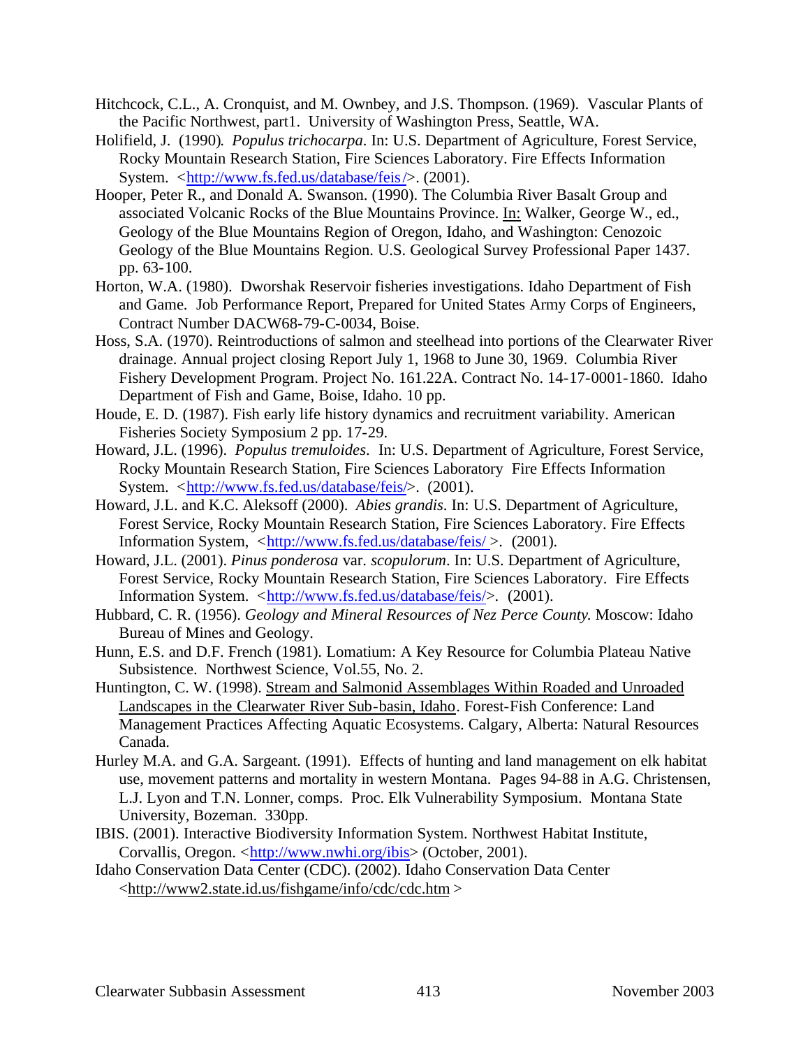Hitchcock, C.L., A. Cronquist, and M. Ownbey, and J.S. Thompson. (1969). Vascular Plants of the Pacific Northwest, part1. University of Washington Press, Seattle, WA.

Holifield, J. (1990). *Populus trichocarpa*. In: U.S. Department of Agriculture, Forest Service, Rocky Mountain Research Station, Fire Sciences Laboratory. Fire Effects Information System. <http://www.fs.fed.us/database/feis/>. (2001).

Hooper, Peter R., and Donald A. Swanson. (1990). The Columbia River Basalt Group and associated Volcanic Rocks of the Blue Mountains Province. In: Walker, George W., ed., Geology of the Blue Mountains Region of Oregon, Idaho, and Washington: Cenozoic Geology of the Blue Mountains Region. U.S. Geological Survey Professional Paper 1437. pp. 63-100.

Horton, W.A. (1980). Dworshak Reservoir fisheries investigations. Idaho Department of Fish and Game. Job Performance Report, Prepared for United States Army Corps of Engineers, Contract Number DACW68-79-C-0034, Boise.

Hoss, S.A. (1970). Reintroductions of salmon and steelhead into portions of the Clearwater River drainage. Annual project closing Report July 1, 1968 to June 30, 1969. Columbia River Fishery Development Program. Project No. 161.22A. Contract No. 14-17-0001-1860. Idaho Department of Fish and Game, Boise, Idaho. 10 pp.

Houde, E. D. (1987). Fish early life history dynamics and recruitment variability. American Fisheries Society Symposium 2 pp. 17-29.

Howard, J.L. (1996). *Populus tremuloides*. In: U.S. Department of Agriculture, Forest Service, Rocky Mountain Research Station, Fire Sciences Laboratory Fire Effects Information System. <http://www.fs.fed.us/database/feis/>. (2001).

Howard, J.L. and K.C. Aleksoff (2000). *Abies grandis*. In: U.S. Department of Agriculture, Forest Service, Rocky Mountain Research Station, Fire Sciences Laboratory. Fire Effects Information System, <http://www.fs.fed.us/database/feis/ >. (2001).

Howard, J.L. (2001). *Pinus ponderosa* var. *scopulorum*. In: U.S. Department of Agriculture, Forest Service, Rocky Mountain Research Station, Fire Sciences Laboratory. Fire Effects Information System. <http://www.fs.fed.us/database/feis/>. (2001).

Hubbard, C. R. (1956). *Geology and Mineral Resources of Nez Perce County.* Moscow: Idaho Bureau of Mines and Geology.

Hunn, E.S. and D.F. French (1981). Lomatium: A Key Resource for Columbia Plateau Native Subsistence. Northwest Science, Vol.55, No. 2.

Huntington, C. W. (1998). Stream and Salmonid Assemblages Within Roaded and Unroaded Landscapes in the Clearwater River Sub-basin, Idaho. Forest-Fish Conference: Land Management Practices Affecting Aquatic Ecosystems. Calgary, Alberta: Natural Resources Canada.

Hurley M.A. and G.A. Sargeant. (1991). Effects of hunting and land management on elk habitat use, movement patterns and mortality in western Montana. Pages 94-88 in A.G. Christensen, L.J. Lyon and T.N. Lonner, comps. Proc. Elk Vulnerability Symposium. Montana State University, Bozeman. 330pp.

IBIS. (2001). Interactive Biodiversity Information System. Northwest Habitat Institute, Corvallis, Oregon. <http://www.nwhi.org/ibis> (October, 2001).

Idaho Conservation Data Center (CDC). (2002). Idaho Conservation Data Center <http://www2.state.id.us/fishgame/info/cdc/cdc.htm >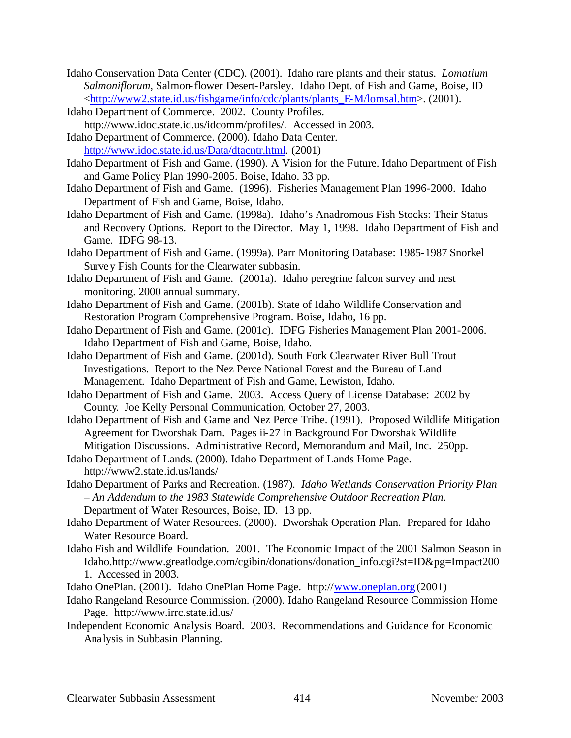Idaho Conservation Data Center (CDC). (2001). Idaho rare plants and their status. *Lomatium Salmoniflorum,* Salmon-flower Desert-Parsley. Idaho Dept. of Fish and Game, Boise, ID <http://www2.state.id.us/fishgame/info/cdc/plants/plants_E-M/lomsal.htm>. (2001).

Idaho Department of Commerce. 2002. County Profiles. http://www.idoc.state.id.us/idcomm/profiles/. Accessed in 2003.

Idaho Department of Commerce. (2000). Idaho Data Center. http://www.idoc.state.id.us/Data/dtacntr.html. (2001)

Idaho Department of Fish and Game. (1990). A Vision for the Future. Idaho Department of Fish and Game Policy Plan 1990-2005. Boise, Idaho. 33 pp.

Idaho Department of Fish and Game. (1996). Fisheries Management Plan 1996-2000. Idaho Department of Fish and Game, Boise, Idaho.

Idaho Department of Fish and Game. (1998a). Idaho's Anadromous Fish Stocks: Their Status and Recovery Options. Report to the Director. May 1, 1998. Idaho Department of Fish and Game. IDFG 98-13.

Idaho Department of Fish and Game. (1999a). Parr Monitoring Database: 1985-1987 Snorkel Survey Fish Counts for the Clearwater subbasin.

Idaho Department of Fish and Game. (2001a). Idaho peregrine falcon survey and nest monitoring. 2000 annual summary.

Idaho Department of Fish and Game. (2001b). State of Idaho Wildlife Conservation and Restoration Program Comprehensive Program. Boise, Idaho, 16 pp.

Idaho Department of Fish and Game. (2001c). IDFG Fisheries Management Plan 2001-2006. Idaho Department of Fish and Game, Boise, Idaho.

Idaho Department of Fish and Game. (2001d). South Fork Clearwater River Bull Trout Investigations. Report to the Nez Perce National Forest and the Bureau of Land Management. Idaho Department of Fish and Game, Lewiston, Idaho.

Idaho Department of Fish and Game. 2003. Access Query of License Database: 2002 by County. Joe Kelly Personal Communication, October 27, 2003.

Idaho Department of Fish and Game and Nez Perce Tribe. (1991). Proposed Wildlife Mitigation Agreement for Dworshak Dam. Pages ii-27 in Background For Dworshak Wildlife Mitigation Discussions. Administrative Record, Memorandum and Mail, Inc. 250pp.

Idaho Department of Lands. (2000). Idaho Department of Lands Home Page. http://www2.state.id.us/lands/

Idaho Department of Parks and Recreation. (1987). *Idaho Wetlands Conservation Priority Plan – An Addendum to the 1983 Statewide Comprehensive Outdoor Recreation Plan.* Department of Water Resources, Boise, ID. 13 pp.

Idaho Department of Water Resources. (2000). Dworshak Operation Plan. Prepared for Idaho Water Resource Board.

Idaho Fish and Wildlife Foundation. 2001. The Economic Impact of the 2001 Salmon Season in Idaho.http://www.greatlodge.com/cgibin/donations/donation_info.cgi?st=ID&pg=Impact2001. Accessed in 2003.

Idaho OnePlan. (2001). Idaho OnePlan Home Page. http://www.oneplan.org (2001)

Idaho Rangeland Resource Commission. (2000). Idaho Rangeland Resource Commission Home Page. http://www.irrc.state.id.us/

Independent Economic Analysis Board. 2003. Recommendations and Guidance for Economic Analysis in Subbasin Planning.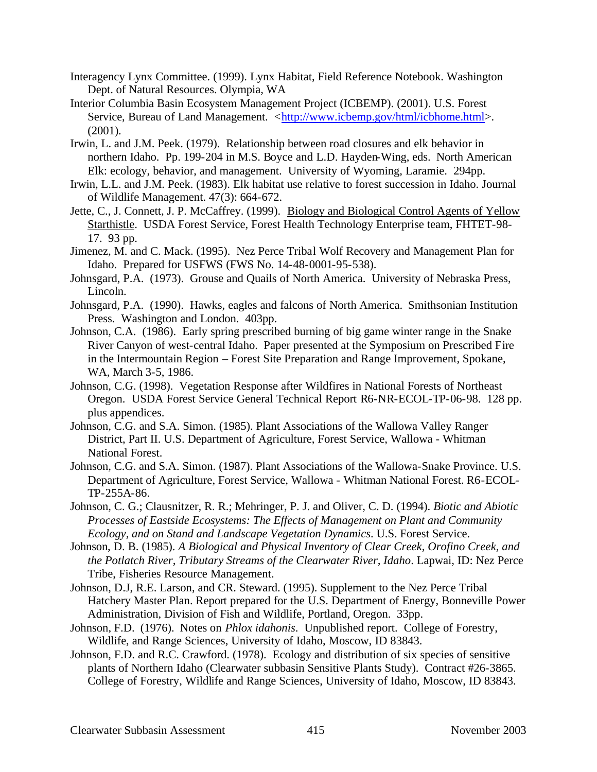Interagency Lynx Committee. (1999). Lynx Habitat, Field Reference Notebook. Washington Dept. of Natural Resources. Olympia, WA

Interior Columbia Basin Ecosystem Management Project (ICBEMP). (2001). U.S. Forest Service, Bureau of Land Management. <http://www.icbemp.gov/html/icbhome.html>. (2001).

Irwin, L. and J.M. Peek. (1979). Relationship between road closures and elk behavior in northern Idaho. Pp. 199-204 in M.S. Boyce and L.D. Hayden-Wing, eds. North American Elk: ecology, behavior, and management. University of Wyoming, Laramie. 294pp.

Irwin, L.L. and J.M. Peek. (1983). Elk habitat use relative to forest succession in Idaho. Journal of Wildlife Management. 47(3): 664-672.

Jette, C., J. Connett, J. P. McCaffrey. (1999). Biology and Biological Control Agents of Yellow Starthistle. USDA Forest Service, Forest Health Technology Enterprise team, FHTET-98-17. 93 pp.

Jimenez, M. and C. Mack. (1995). Nez Perce Tribal Wolf Recovery and Management Plan for Idaho. Prepared for USFWS (FWS No. 14-48-0001-95-538).

Johnsgard, P.A. (1973). Grouse and Quails of North America. University of Nebraska Press, Lincoln.

Johnsgard, P.A. (1990). Hawks, eagles and falcons of North America. Smithsonian Institution Press. Washington and London. 403pp.

Johnson, C.A. (1986). Early spring prescribed burning of big game winter range in the Snake River Canyon of west-central Idaho. Paper presented at the Symposium on Prescribed Fire in the Intermountain Region – Forest Site Preparation and Range Improvement, Spokane, WA, March 3-5, 1986.

Johnson, C.G. (1998). Vegetation Response after Wildfires in National Forests of Northeast Oregon. USDA Forest Service General Technical Report R6-NR-ECOL-TP-06-98. 128 pp. plus appendices.

Johnson, C.G. and S.A. Simon. (1985). Plant Associations of the Wallowa Valley Ranger District, Part II. U.S. Department of Agriculture, Forest Service, Wallowa - Whitman National Forest.

Johnson, C.G. and S.A. Simon. (1987). Plant Associations of the Wallowa-Snake Province. U.S. Department of Agriculture, Forest Service, Wallowa - Whitman National Forest. R6-ECOL-TP-255A-86.

Johnson, C. G.; Clausnitzer, R. R.; Mehringer, P. J. and Oliver, C. D. (1994). *Biotic and Abiotic Processes of Eastside Ecosystems: The Effects of Management on Plant and Community Ecology, and on Stand and Landscape Vegetation Dynamics*. U.S. Forest Service.

Johnson, D. B. (1985). *A Biological and Physical Inventory of Clear Creek, Orofino Creek, and the Potlatch River, Tributary Streams of the Clearwater River, Idaho*. Lapwai, ID: Nez Perce Tribe, Fisheries Resource Management.

Johnson, D.J, R.E. Larson, and CR. Steward. (1995). Supplement to the Nez Perce Tribal Hatchery Master Plan. Report prepared for the U.S. Department of Energy, Bonneville Power Administration, Division of Fish and Wildlife, Portland, Oregon. 33pp.

Johnson, F.D. (1976). Notes on *Phlox idahonis*. Unpublished report. College of Forestry, Wildlife, and Range Sciences, University of Idaho, Moscow, ID 83843.

Johnson, F.D. and R.C. Crawford. (1978). Ecology and distribution of six species of sensitive plants of Northern Idaho (Clearwater subbasin Sensitive Plants Study). Contract #26-3865. College of Forestry, Wildlife and Range Sciences, University of Idaho, Moscow, ID 83843.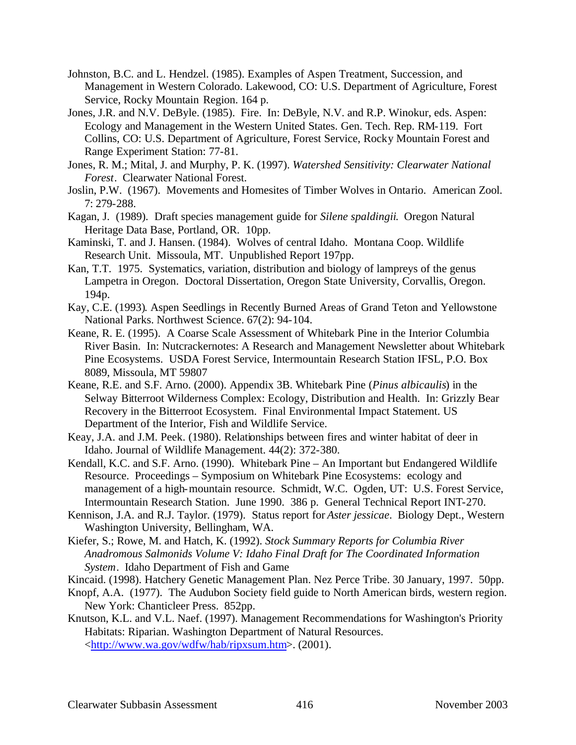Johnston, B.C. and L. Hendzel. (1985). Examples of Aspen Treatment, Succession, and Management in Western Colorado. Lakewood, CO: U.S. Department of Agriculture, Forest Service, Rocky Mountain Region. 164 p.

Jones, J.R. and N.V. DeByle. (1985). Fire. In: DeByle, N.V. and R.P. Winokur, eds. Aspen: Ecology and Management in the Western United States. Gen. Tech. Rep. RM-119. Fort Collins, CO: U.S. Department of Agriculture, Forest Service, Rocky Mountain Forest and Range Experiment Station: 77-81.

Jones, R. M.; Mital, J. and Murphy, P. K. (1997). *Watershed Sensitivity: Clearwater National Forest*. Clearwater National Forest.

Joslin, P.W. (1967). Movements and Homesites of Timber Wolves in Ontario. American Zool. 7: 279-288.

Kagan, J. (1989). Draft species management guide for *Silene spaldingii*. Oregon Natural Heritage Data Base, Portland, OR. 10pp.

Kaminski, T. and J. Hansen. (1984). Wolves of central Idaho. Montana Coop. Wildlife Research Unit. Missoula, MT. Unpublished Report 197pp.

Kan, T.T. 1975. Systematics, variation, distribution and biology of lampreys of the genus Lampetra in Oregon. Doctoral Dissertation, Oregon State University, Corvallis, Oregon. 194p.

Kay, C.E. (1993). Aspen Seedlings in Recently Burned Areas of Grand Teton and Yellowstone National Parks. Northwest Science. 67(2): 94-104.

Keane, R. E. (1995). A Coarse Scale Assessment of Whitebark Pine in the Interior Columbia River Basin. In: Nutcrackernotes: A Research and Management Newsletter about Whitebark Pine Ecosystems. USDA Forest Service, Intermountain Research Station IFSL, P.O. Box 8089, Missoula, MT 59807

Keane, R.E. and S.F. Arno. (2000). Appendix 3B. Whitebark Pine (*Pinus albicaulis*) in the Selway Bitterroot Wilderness Complex: Ecology, Distribution and Health. In: Grizzly Bear Recovery in the Bitterroot Ecosystem. Final Environmental Impact Statement. US Department of the Interior, Fish and Wildlife Service.

Keay, J.A. and J.M. Peek. (1980). Relationships between fires and winter habitat of deer in Idaho. Journal of Wildlife Management. 44(2): 372-380.

Kendall, K.C. and S.F. Arno. (1990). Whitebark Pine – An Important but Endangered Wildlife Resource. Proceedings – Symposium on Whitebark Pine Ecosystems: ecology and management of a high-mountain resource. Schmidt, W.C. Ogden, UT: U.S. Forest Service, Intermountain Research Station. June 1990. 386 p. General Technical Report INT-270.

Kennison, J.A. and R.J. Taylor. (1979). Status report for *Aster jessicae*. Biology Dept., Western Washington University, Bellingham, WA.

Kiefer, S.; Rowe, M. and Hatch, K. (1992). *Stock Summary Reports for Columbia River Anadromous Salmonids Volume V: Idaho Final Draft for The Coordinated Information System*. Idaho Department of Fish and Game

Kincaid. (1998). Hatchery Genetic Management Plan. Nez Perce Tribe. 30 January, 1997. 50pp.

Knopf, A.A. (1977). The Audubon Society field guide to North American birds, western region. New York: Chanticleer Press. 852pp.

Knutson, K.L. and V.L. Naef. (1997). Management Recommendations for Washington's Priority Habitats: Riparian. Washington Department of Natural Resources. <http://www.wa.gov/wdfw/hab/ripxsum.htm>. (2001).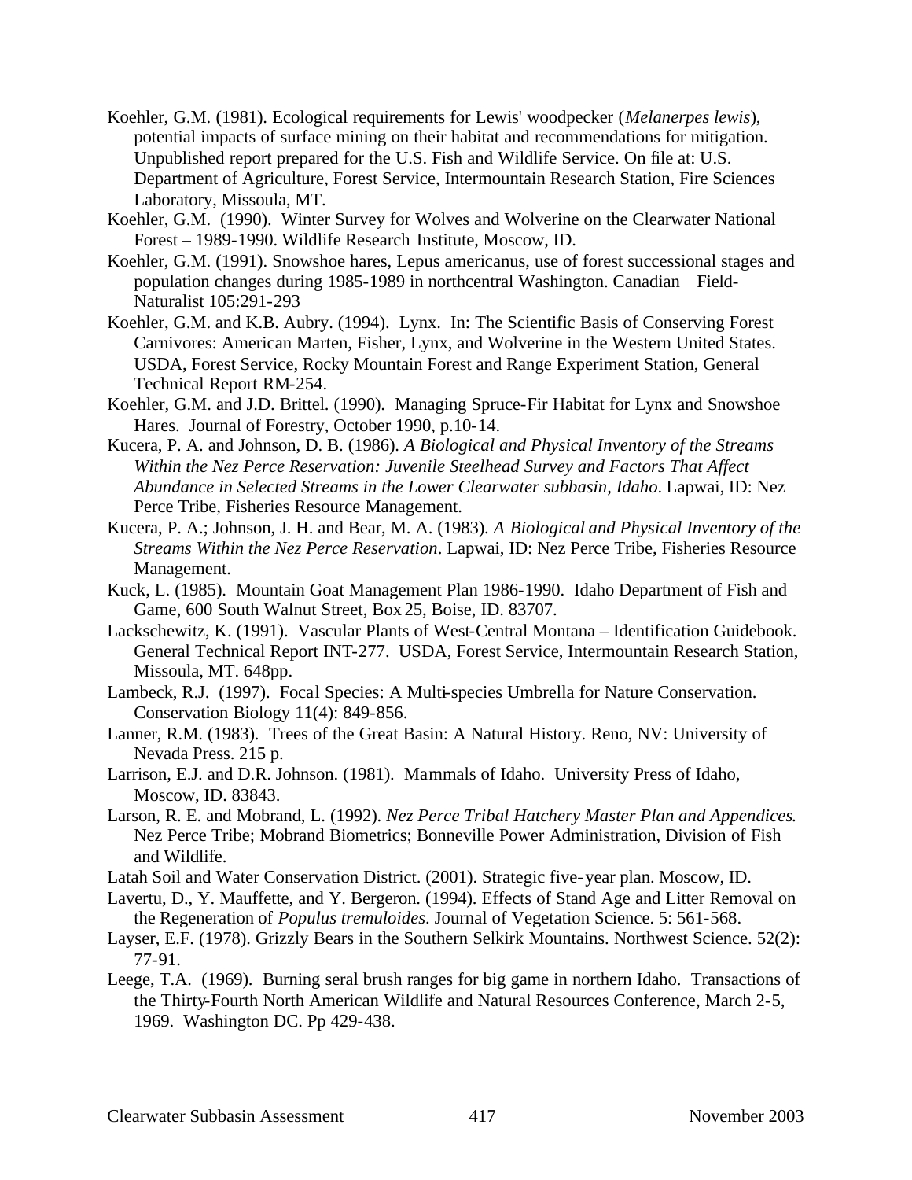Koehler, G.M. (1981). Ecological requirements for Lewis' woodpecker (*Melanerpes lewis*), potential impacts of surface mining on their habitat and recommendations for mitigation. Unpublished report prepared for the U.S. Fish and Wildlife Service. On file at: U.S. Department of Agriculture, Forest Service, Intermountain Research Station, Fire Sciences Laboratory, Missoula, MT.

Koehler, G.M. (1990). Winter Survey for Wolves and Wolverine on the Clearwater National Forest – 1989-1990. Wildlife Research Institute, Moscow, ID.

Koehler, G.M. (1991). Snowshoe hares, Lepus americanus, use of forest successional stages and population changes during 1985-1989 in northcentral Washington. Canadian Field-Naturalist 105:291-293

Koehler, G.M. and K.B. Aubry. (1994). Lynx. In: The Scientific Basis of Conserving Forest Carnivores: American Marten, Fisher, Lynx, and Wolverine in the Western United States. USDA, Forest Service, Rocky Mountain Forest and Range Experiment Station, General Technical Report RM-254.

Koehler, G.M. and J.D. Brittel. (1990). Managing Spruce-Fir Habitat for Lynx and Snowshoe Hares. Journal of Forestry, October 1990, p.10-14.

Kucera, P. A. and Johnson, D. B. (1986). *A Biological and Physical Inventory of the Streams Within the Nez Perce Reservation: Juvenile Steelhead Survey and Factors That Affect Abundance in Selected Streams in the Lower Clearwater subbasin, Idaho*. Lapwai, ID: Nez Perce Tribe, Fisheries Resource Management.

Kucera, P. A.; Johnson, J. H. and Bear, M. A. (1983). *A Biological and Physical Inventory of the Streams Within the Nez Perce Reservation*. Lapwai, ID: Nez Perce Tribe, Fisheries Resource Management.

Kuck, L. (1985). Mountain Goat Management Plan 1986-1990. Idaho Department of Fish and Game, 600 South Walnut Street, Box 25, Boise, ID. 83707.

Lackschewitz, K. (1991). Vascular Plants of West-Central Montana – Identification Guidebook. General Technical Report INT-277. USDA, Forest Service, Intermountain Research Station, Missoula, MT. 648pp.

Lambeck, R.J. (1997). Focal Species: A Multi-species Umbrella for Nature Conservation. Conservation Biology 11(4): 849-856.

Lanner, R.M. (1983). Trees of the Great Basin: A Natural History. Reno, NV: University of Nevada Press. 215 p.

Larrison, E.J. and D.R. Johnson. (1981). Mammals of Idaho. University Press of Idaho, Moscow, ID. 83843.

Larson, R. E. and Mobrand, L. (1992). *Nez Perce Tribal Hatchery Master Plan and Appendices*. Nez Perce Tribe; Mobrand Biometrics; Bonneville Power Administration, Division of Fish and Wildlife.

Latah Soil and Water Conservation District. (2001). Strategic five-year plan. Moscow, ID.

Lavertu, D., Y. Mauffette, and Y. Bergeron. (1994). Effects of Stand Age and Litter Removal on the Regeneration of *Populus tremuloides*. Journal of Vegetation Science. 5: 561-568.

Layser, E.F. (1978). Grizzly Bears in the Southern Selkirk Mountains. Northwest Science. 52(2): 77-91.

Leege, T.A. (1969). Burning seral brush ranges for big game in northern Idaho. Transactions of the Thirty-Fourth North American Wildlife and Natural Resources Conference, March 2-5, 1969. Washington DC. Pp 429-438.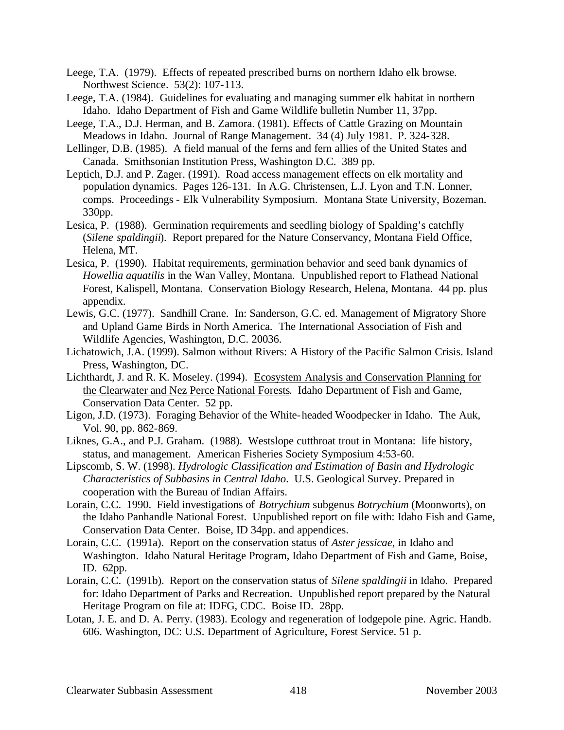Leege, T.A. (1979). Effects of repeated prescribed burns on northern Idaho elk browse. Northwest Science. 53(2): 107-113.

Leege, T.A. (1984). Guidelines for evaluating and managing summer elk habitat in northern Idaho. Idaho Department of Fish and Game Wildlife bulletin Number 11, 37pp.

Leege, T.A., D.J. Herman, and B. Zamora. (1981). Effects of Cattle Grazing on Mountain Meadows in Idaho. Journal of Range Management. 34 (4) July 1981. P. 324-328.

Lellinger, D.B. (1985). A field manual of the ferns and fern allies of the United States and Canada. Smithsonian Institution Press, Washington D.C. 389 pp.

Leptich, D.J. and P. Zager. (1991). Road access management effects on elk mortality and population dynamics. Pages 126-131. In A.G. Christensen, L.J. Lyon and T.N. Lonner, comps. Proceedings - Elk Vulnerability Symposium. Montana State University, Bozeman. 330pp.

Lesica, P. (1988). Germination requirements and seedling biology of Spalding's catchfly (*Silene spaldingii*). Report prepared for the Nature Conservancy, Montana Field Office, Helena, MT.

Lesica, P. (1990). Habitat requirements, germination behavior and seed bank dynamics of *Howellia aquatilis* in the Wan Valley, Montana. Unpublished report to Flathead National Forest, Kalispell, Montana. Conservation Biology Research, Helena, Montana. 44 pp. plus appendix.

Lewis, G.C. (1977). Sandhill Crane. In: Sanderson, G.C. ed. Management of Migratory Shore and Upland Game Birds in North America. The International Association of Fish and Wildlife Agencies, Washington, D.C. 20036.

Lichatowich, J.A. (1999). Salmon without Rivers: A History of the Pacific Salmon Crisis. Island Press, Washington, DC.

Lichthardt, J. and R. K. Moseley. (1994). Ecosystem Analysis and Conservation Planning for the Clearwater and Nez Perce National Forests. Idaho Department of Fish and Game, Conservation Data Center. 52 pp.

Ligon, J.D. (1973). Foraging Behavior of the White-headed Woodpecker in Idaho. The Auk, Vol. 90, pp. 862-869.

Liknes, G.A., and P.J. Graham. (1988). Westslope cutthroat trout in Montana: life history, status, and management. American Fisheries Society Symposium 4:53-60.

Lipscomb, S. W. (1998). *Hydrologic Classification and Estimation of Basin and Hydrologic Characteristics of Subbasins in Central Idaho*. U.S. Geological Survey. Prepared in cooperation with the Bureau of Indian Affairs.

Lorain, C.C. 1990. Field investigations of *Botrychium* subgenus *Botrychium* (Moonworts), on the Idaho Panhandle National Forest. Unpublished report on file with: Idaho Fish and Game, Conservation Data Center. Boise, ID 34pp. and appendices.

Lorain, C.C. (1991a). Report on the conservation status of *Aster jessicae*, in Idaho and Washington. Idaho Natural Heritage Program, Idaho Department of Fish and Game, Boise, ID. 62pp.

Lorain, C.C. (1991b). Report on the conservation status of *Silene spaldingii* in Idaho. Prepared for: Idaho Department of Parks and Recreation. Unpublished report prepared by the Natural Heritage Program on file at: IDFG, CDC. Boise ID. 28pp.

Lotan, J. E. and D. A. Perry. (1983). Ecology and regeneration of lodgepole pine. Agric. Handb. 606. Washington, DC: U.S. Department of Agriculture, Forest Service. 51 p.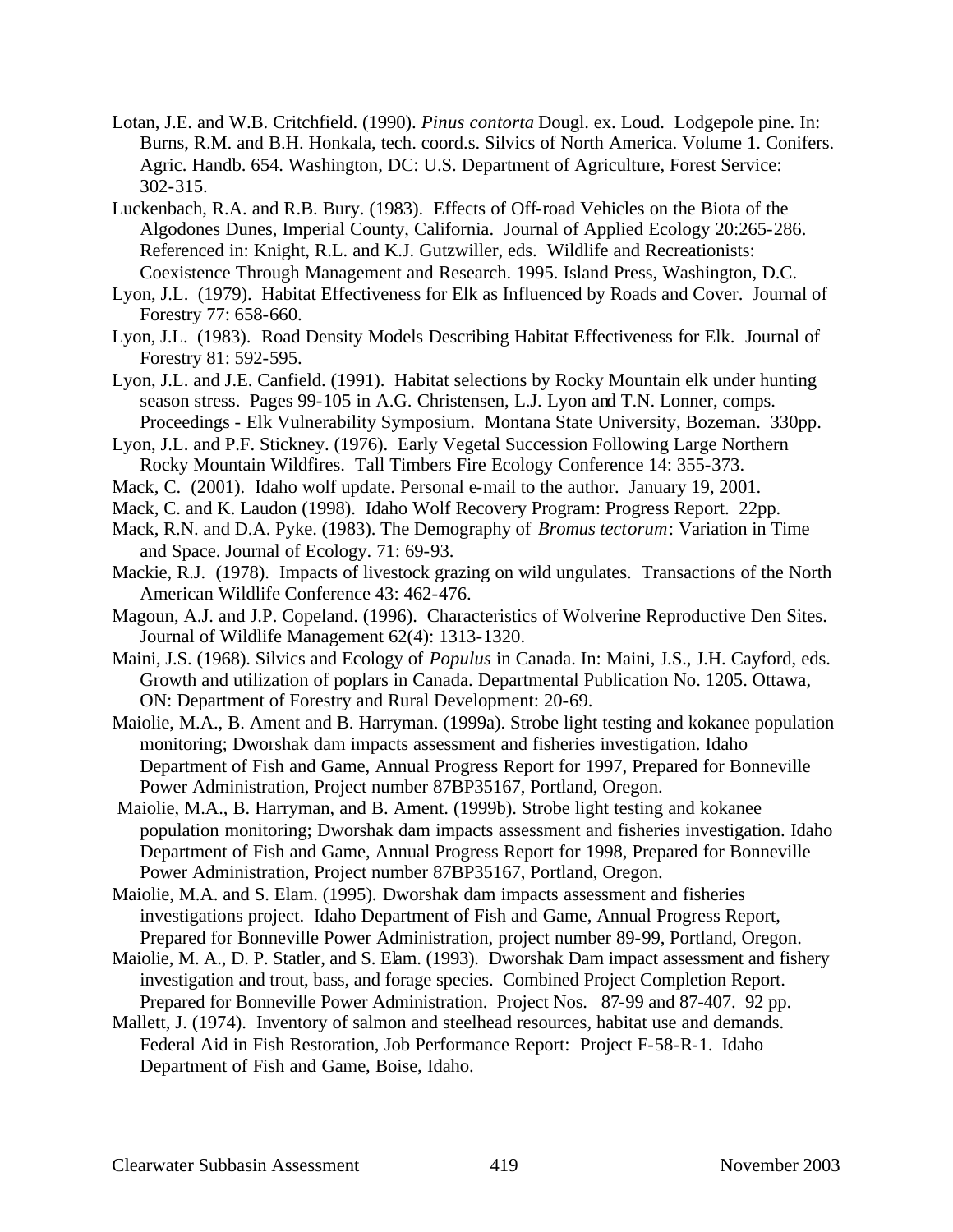Lotan, J.E. and W.B. Critchfield. (1990). *Pinus contorta* Dougl. ex. Loud. Lodgepole pine. In: Burns, R.M. and B.H. Honkala, tech. coord.s. Silvics of North America. Volume 1. Conifers. Agric. Handb. 654. Washington, DC: U.S. Department of Agriculture, Forest Service: 302-315.

Luckenbach, R.A. and R.B. Bury. (1983). Effects of Off-road Vehicles on the Biota of the Algodones Dunes, Imperial County, California. Journal of Applied Ecology 20:265-286. Referenced in: Knight, R.L. and K.J. Gutzwiller, eds. Wildlife and Recreationists: Coexistence Through Management and Research. 1995. Island Press, Washington, D.C.

Lyon, J.L. (1979). Habitat Effectiveness for Elk as Influenced by Roads and Cover. Journal of Forestry 77: 658-660.

Lyon, J.L. (1983). Road Density Models Describing Habitat Effectiveness for Elk. Journal of Forestry 81: 592-595.

Lyon, J.L. and J.E. Canfield. (1991). Habitat selections by Rocky Mountain elk under hunting season stress. Pages 99-105 in A.G. Christensen, L.J. Lyon and T.N. Lonner, comps. Proceedings - Elk Vulnerability Symposium. Montana State University, Bozeman. 330pp.

Lyon, J.L. and P.F. Stickney. (1976). Early Vegetal Succession Following Large Northern Rocky Mountain Wildfires. Tall Timbers Fire Ecology Conference 14: 355-373.

Mack, C. (2001). Idaho wolf update. Personal e-mail to the author. January 19, 2001.

Mack, C. and K. Laudon (1998). Idaho Wolf Recovery Program: Progress Report. 22pp.

Mack, R.N. and D.A. Pyke. (1983). The Demography of *Bromus tectorum*: Variation in Time and Space. Journal of Ecology. 71: 69-93.

Mackie, R.J. (1978). Impacts of livestock grazing on wild ungulates. Transactions of the North American Wildlife Conference 43: 462-476.

Magoun, A.J. and J.P. Copeland. (1996). Characteristics of Wolverine Reproductive Den Sites. Journal of Wildlife Management 62(4): 1313-1320.

Maini, J.S. (1968). Silvics and Ecology of *Populus* in Canada. In: Maini, J.S., J.H. Cayford, eds. Growth and utilization of poplars in Canada. Departmental Publication No. 1205. Ottawa, ON: Department of Forestry and Rural Development: 20-69.

Maiolie, M.A., B. Ament and B. Harryman. (1999a). Strobe light testing and kokanee population monitoring; Dworshak dam impacts assessment and fisheries investigation. Idaho Department of Fish and Game, Annual Progress Report for 1997, Prepared for Bonneville Power Administration, Project number 87BP35167, Portland, Oregon.

Maiolie, M.A., B. Harryman, and B. Ament. (1999b). Strobe light testing and kokanee population monitoring; Dworshak dam impacts assessment and fisheries investigation. Idaho Department of Fish and Game, Annual Progress Report for 1998, Prepared for Bonneville Power Administration, Project number 87BP35167, Portland, Oregon.

Maiolie, M.A. and S. Elam. (1995). Dworshak dam impacts assessment and fisheries investigations project. Idaho Department of Fish and Game, Annual Progress Report, Prepared for Bonneville Power Administration, project number 89-99, Portland, Oregon.

Maiolie, M. A., D. P. Statler, and S. Elam. (1993). Dworshak Dam impact assessment and fishery investigation and trout, bass, and forage species. Combined Project Completion Report. Prepared for Bonneville Power Administration. Project Nos. 87-99 and 87-407. 92 pp.

Mallett, J. (1974). Inventory of salmon and steelhead resources, habitat use and demands. Federal Aid in Fish Restoration, Job Performance Report: Project F-58-R-1. Idaho Department of Fish and Game, Boise, Idaho.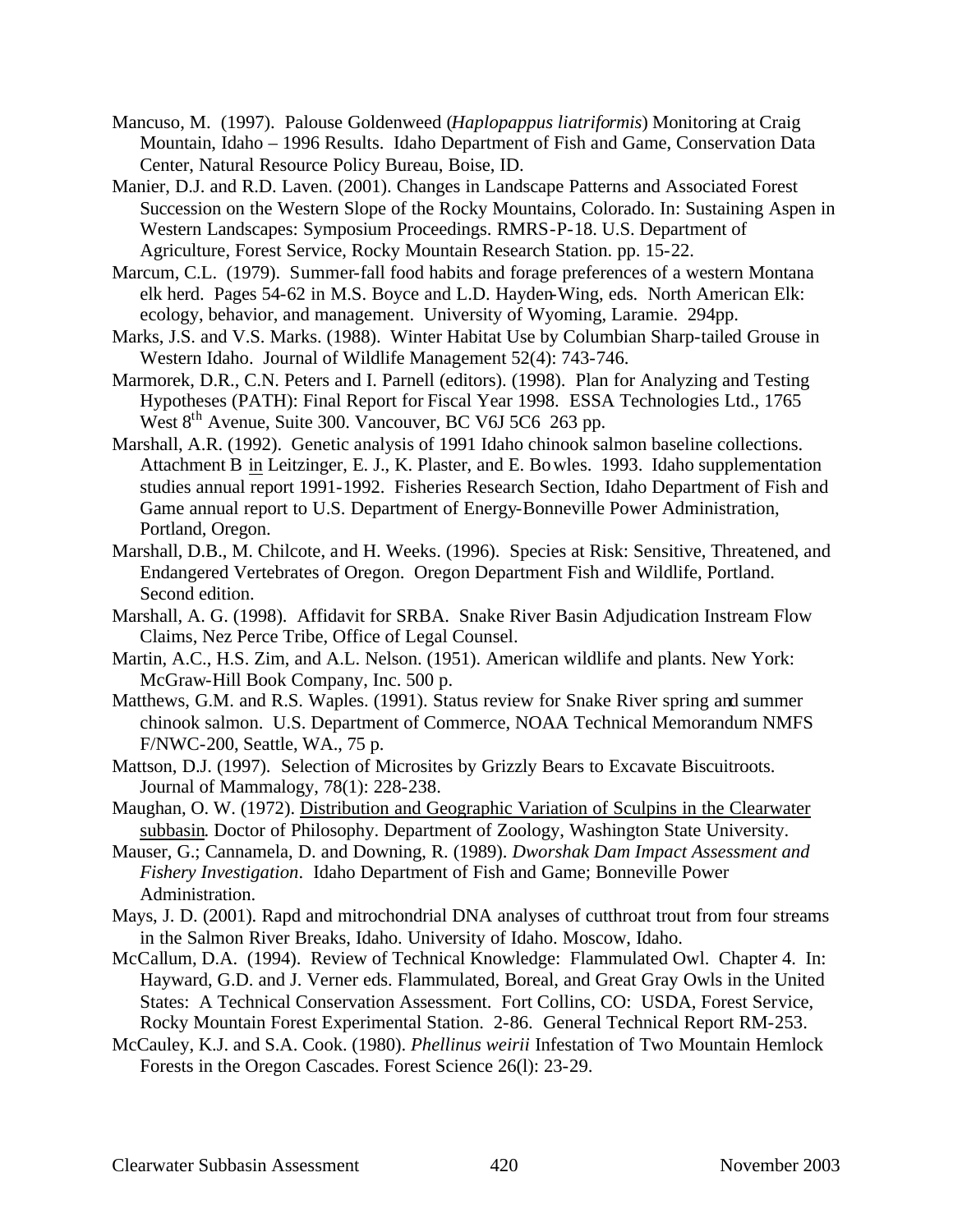Mancuso, M. (1997). Palouse Goldenweed (*Haplopappus liatriformis*) Monitoring at Craig Mountain, Idaho – 1996 Results. Idaho Department of Fish and Game, Conservation Data Center, Natural Resource Policy Bureau, Boise, ID.

Manier, D.J. and R.D. Laven. (2001). Changes in Landscape Patterns and Associated Forest Succession on the Western Slope of the Rocky Mountains, Colorado. In: Sustaining Aspen in Western Landscapes: Symposium Proceedings. RMRS-P-18. U.S. Department of Agriculture, Forest Service, Rocky Mountain Research Station. pp. 15-22.

Marcum, C.L. (1979). Summer-fall food habits and forage preferences of a western Montana elk herd. Pages 54-62 in M.S. Boyce and L.D. Hayden-Wing, eds. North American Elk: ecology, behavior, and management. University of Wyoming, Laramie. 294pp.

Marks, J.S. and V.S. Marks. (1988). Winter Habitat Use by Columbian Sharp-tailed Grouse in Western Idaho. Journal of Wildlife Management 52(4): 743-746.

Marmorek, D.R., C.N. Peters and I. Parnell (editors). (1998). Plan for Analyzing and Testing Hypotheses (PATH): Final Report for Fiscal Year 1998. ESSA Technologies Ltd., 1765 West 8th Avenue, Suite 300. Vancouver, BC V6J 5C6 263 pp.

Marshall, A.R. (1992). Genetic analysis of 1991 Idaho chinook salmon baseline collections. Attachment B in Leitzinger, E. J., K. Plaster, and E. Bowles. 1993. Idaho supplementation studies annual report 1991-1992. Fisheries Research Section, Idaho Department of Fish and Game annual report to U.S. Department of Energy-Bonneville Power Administration, Portland, Oregon.

Marshall, D.B., M. Chilcote, and H. Weeks. (1996). Species at Risk: Sensitive, Threatened, and Endangered Vertebrates of Oregon. Oregon Department Fish and Wildlife, Portland. Second edition.

Marshall, A. G. (1998). Affidavit for SRBA. Snake River Basin Adjudication Instream Flow Claims, Nez Perce Tribe, Office of Legal Counsel.

Martin, A.C., H.S. Zim, and A.L. Nelson. (1951). American wildlife and plants. New York: McGraw-Hill Book Company, Inc. 500 p.

Matthews, G.M. and R.S. Waples. (1991). Status review for Snake River spring and summer chinook salmon. U.S. Department of Commerce, NOAA Technical Memorandum NMFS F/NWC-200, Seattle, WA., 75 p.

Mattson, D.J. (1997). Selection of Microsites by Grizzly Bears to Excavate Biscuitroots. Journal of Mammalogy, 78(1): 228-238.

Maughan, O. W. (1972). Distribution and Geographic Variation of Sculpins in the Clearwater subbasin. Doctor of Philosophy. Department of Zoology, Washington State University.

Mauser, G.; Cannamela, D. and Downing, R. (1989). *Dworshak Dam Impact Assessment and Fishery Investigation*. Idaho Department of Fish and Game; Bonneville Power Administration.

Mays, J. D. (2001). Rapd and mitrochondrial DNA analyses of cutthroat trout from four streams in the Salmon River Breaks, Idaho. University of Idaho. Moscow, Idaho.

McCallum, D.A. (1994). Review of Technical Knowledge: Flammulated Owl. Chapter 4. In: Hayward, G.D. and J. Verner eds. Flammulated, Boreal, and Great Gray Owls in the United States: A Technical Conservation Assessment. Fort Collins, CO: USDA, Forest Service, Rocky Mountain Forest Experimental Station. 2-86. General Technical Report RM-253.

McCauley, K.J. and S.A. Cook. (1980). *Phellinus weirii* Infestation of Two Mountain Hemlock Forests in the Oregon Cascades. Forest Science 26(l): 23-29.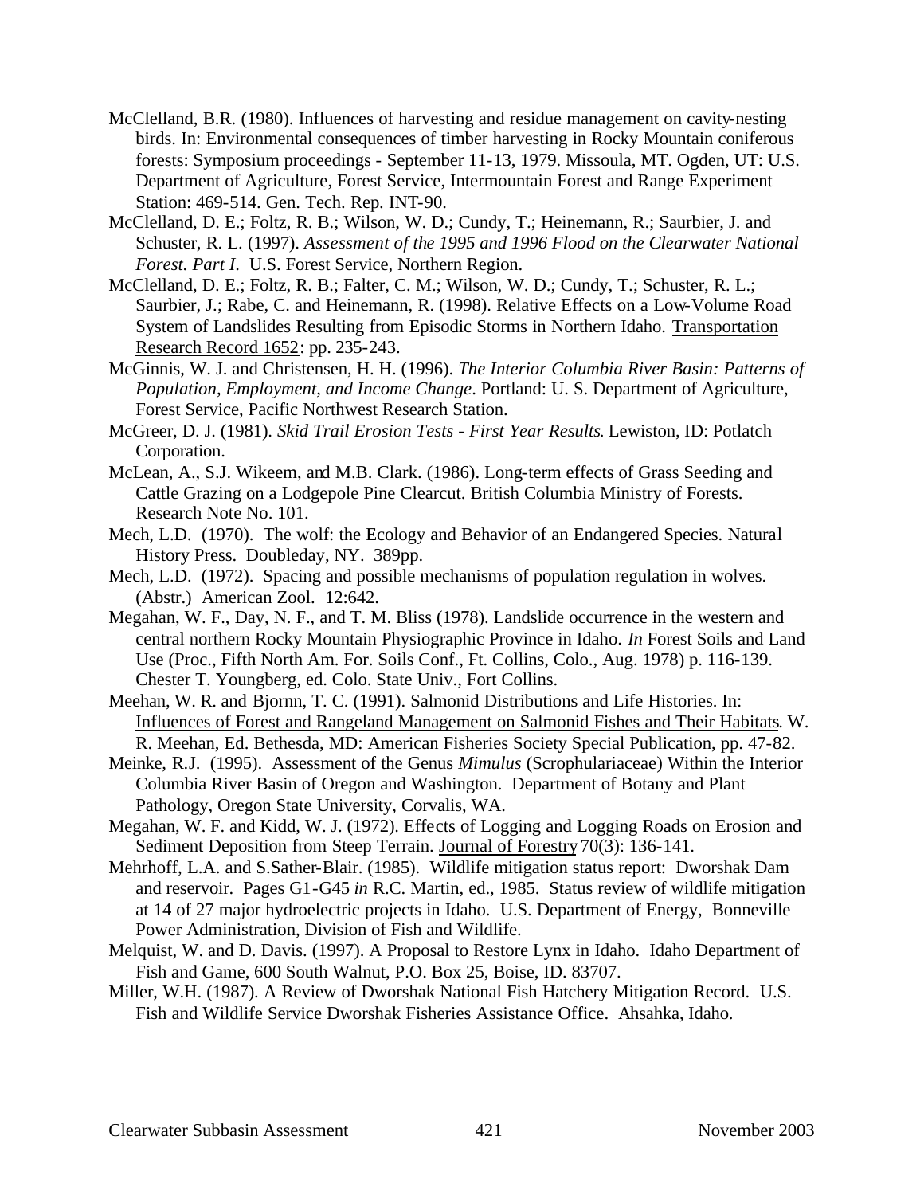McClelland, B.R. (1980). Influences of harvesting and residue management on cavity-nesting birds. In: Environmental consequences of timber harvesting in Rocky Mountain coniferous forests: Symposium proceedings - September 11-13, 1979. Missoula, MT. Ogden, UT: U.S. Department of Agriculture, Forest Service, Intermountain Forest and Range Experiment Station: 469-514. Gen. Tech. Rep. INT-90.

McClelland, D. E.; Foltz, R. B.; Wilson, W. D.; Cundy, T.; Heinemann, R.; Saurbier, J. and Schuster, R. L. (1997). *Assessment of the 1995 and 1996 Flood on the Clearwater National Forest. Part I*. U.S. Forest Service, Northern Region.

McClelland, D. E.; Foltz, R. B.; Falter, C. M.; Wilson, W. D.; Cundy, T.; Schuster, R. L.; Saurbier, J.; Rabe, C. and Heinemann, R. (1998). Relative Effects on a Low-Volume Road System of Landslides Resulting from Episodic Storms in Northern Idaho. Transportation Research Record 1652: pp. 235-243.

McGinnis, W. J. and Christensen, H. H. (1996). *The Interior Columbia River Basin: Patterns of Population, Employment, and Income Change*. Portland: U. S. Department of Agriculture, Forest Service, Pacific Northwest Research Station.

McGreer, D. J. (1981). *Skid Trail Erosion Tests - First Year Results*. Lewiston, ID: Potlatch Corporation.

McLean, A., S.J. Wikeem, and M.B. Clark. (1986). Long-term effects of Grass Seeding and Cattle Grazing on a Lodgepole Pine Clearcut. British Columbia Ministry of Forests. Research Note No. 101.

Mech, L.D. (1970). The wolf: the Ecology and Behavior of an Endangered Species. Natural History Press. Doubleday, NY. 389pp.

Mech, L.D. (1972). Spacing and possible mechanisms of population regulation in wolves. (Abstr.) American Zool. 12:642.

Megahan, W. F., Day, N. F., and T. M. Bliss (1978). Landslide occurrence in the western and central northern Rocky Mountain Physiographic Province in Idaho. *In* Forest Soils and Land Use (Proc., Fifth North Am. For. Soils Conf., Ft. Collins, Colo., Aug. 1978) p. 116-139. Chester T. Youngberg, ed. Colo. State Univ., Fort Collins.

Meehan, W. R. and Bjornn, T. C. (1991). Salmonid Distributions and Life Histories. In: Influences of Forest and Rangeland Management on Salmonid Fishes and Their Habitats. W. R. Meehan, Ed. Bethesda, MD: American Fisheries Society Special Publication, pp. 47-82.

Meinke, R.J. (1995). Assessment of the Genus *Mimulus* (Scrophulariaceae) Within the Interior Columbia River Basin of Oregon and Washington. Department of Botany and Plant Pathology, Oregon State University, Corvalis, WA.

Megahan, W. F. and Kidd, W. J. (1972). Effects of Logging and Logging Roads on Erosion and Sediment Deposition from Steep Terrain. Journal of Forestry 70(3): 136-141.

Mehrhoff, L.A. and S.Sather-Blair. (1985). Wildlife mitigation status report: Dworshak Dam and reservoir. Pages G1-G45 *in* R.C. Martin, ed., 1985. Status review of wildlife mitigation at 14 of 27 major hydroelectric projects in Idaho. U.S. Department of Energy, Bonneville Power Administration, Division of Fish and Wildlife.

Melquist, W. and D. Davis. (1997). A Proposal to Restore Lynx in Idaho. Idaho Department of Fish and Game, 600 South Walnut, P.O. Box 25, Boise, ID. 83707.

Miller, W.H. (1987). A Review of Dworshak National Fish Hatchery Mitigation Record. U.S. Fish and Wildlife Service Dworshak Fisheries Assistance Office. Ahsahka, Idaho.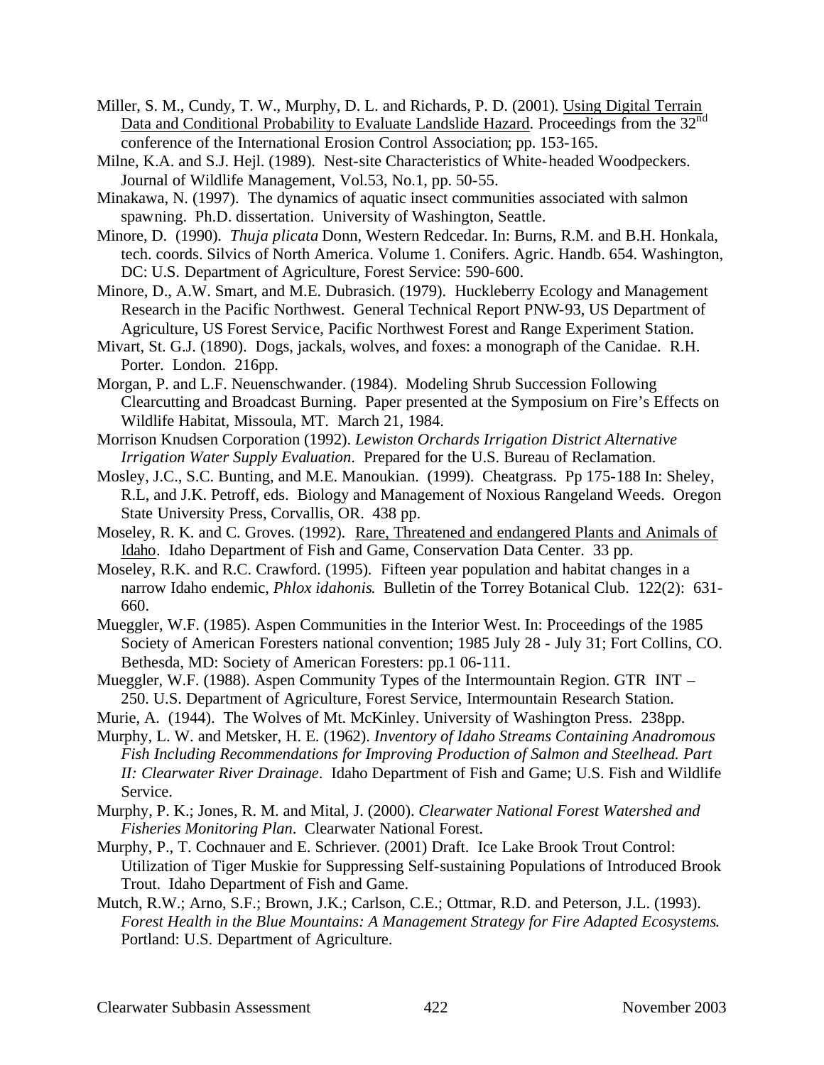Miller, S. M., Cundy, T. W., Murphy, D. L. and Richards, P. D. (2001). Using Digital Terrain Data and Conditional Probability to Evaluate Landslide Hazard. Proceedings from the 32nd conference of the International Erosion Control Association; pp. 153-165.

Milne, K.A. and S.J. Hejl. (1989). Nest-site Characteristics of White-headed Woodpeckers. Journal of Wildlife Management, Vol.53, No.1, pp. 50-55.

Minakawa, N. (1997). The dynamics of aquatic insect communities associated with salmon spawning. Ph.D. dissertation. University of Washington, Seattle.

Minore, D. (1990). *Thuja plicata* Donn, Western Redcedar. In: Burns, R.M. and B.H. Honkala, tech. coords. Silvics of North America. Volume 1. Conifers. Agric. Handb. 654. Washington, DC: U.S. Department of Agriculture, Forest Service: 590-600.

Minore, D., A.W. Smart, and M.E. Dubrasich. (1979). Huckleberry Ecology and Management Research in the Pacific Northwest. General Technical Report PNW-93, US Department of Agriculture, US Forest Service, Pacific Northwest Forest and Range Experiment Station.

Mivart, St. G.J. (1890). Dogs, jackals, wolves, and foxes: a monograph of the Canidae. R.H. Porter. London. 216pp.

Morgan, P. and L.F. Neuenschwander. (1984). Modeling Shrub Succession Following Clearcutting and Broadcast Burning. Paper presented at the Symposium on Fire's Effects on Wildlife Habitat, Missoula, MT. March 21, 1984.

Morrison Knudsen Corporation (1992). *Lewiston Orchards Irrigation District Alternative Irrigation Water Supply Evaluation*. Prepared for the U.S. Bureau of Reclamation.

Mosley, J.C., S.C. Bunting, and M.E. Manoukian. (1999). Cheatgrass. Pp 175-188 In: Sheley, R.L, and J.K. Petroff, eds. Biology and Management of Noxious Rangeland Weeds. Oregon State University Press, Corvallis, OR. 438 pp.

Moseley, R. K. and C. Groves. (1992). Rare, Threatened and endangered Plants and Animals of Idaho. Idaho Department of Fish and Game, Conservation Data Center. 33 pp.

Moseley, R.K. and R.C. Crawford. (1995). Fifteen year population and habitat changes in a narrow Idaho endemic, *Phlox idahonis*. Bulletin of the Torrey Botanical Club. 122(2): 631-660.

Mueggler, W.F. (1985). Aspen Communities in the Interior West. In: Proceedings of the 1985 Society of American Foresters national convention; 1985 July 28 - July 31; Fort Collins, CO. Bethesda, MD: Society of American Foresters: pp.1 06-111.

Mueggler, W.F. (1988). Aspen Community Types of the Intermountain Region. GTR INT – 250. U.S. Department of Agriculture, Forest Service, Intermountain Research Station.

Murie, A. (1944). The Wolves of Mt. McKinley. University of Washington Press. 238pp.

Murphy, L. W. and Metsker, H. E. (1962). *Inventory of Idaho Streams Containing Anadromous Fish Including Recommendations for Improving Production of Salmon and Steelhead. Part II: Clearwater River Drainage*. Idaho Department of Fish and Game; U.S. Fish and Wildlife Service.

Murphy, P. K.; Jones, R. M. and Mital, J. (2000). *Clearwater National Forest Watershed and Fisheries Monitoring Plan*. Clearwater National Forest.

Murphy, P., T. Cochnauer and E. Schriever. (2001) Draft. Ice Lake Brook Trout Control: Utilization of Tiger Muskie for Suppressing Self-sustaining Populations of Introduced Brook Trout. Idaho Department of Fish and Game.

Mutch, R.W.; Arno, S.F.; Brown, J.K.; Carlson, C.E.; Ottmar, R.D. and Peterson, J.L. (1993). *Forest Health in the Blue Mountains: A Management Strategy for Fire Adapted Ecosystems*. Portland: U.S. Department of Agriculture.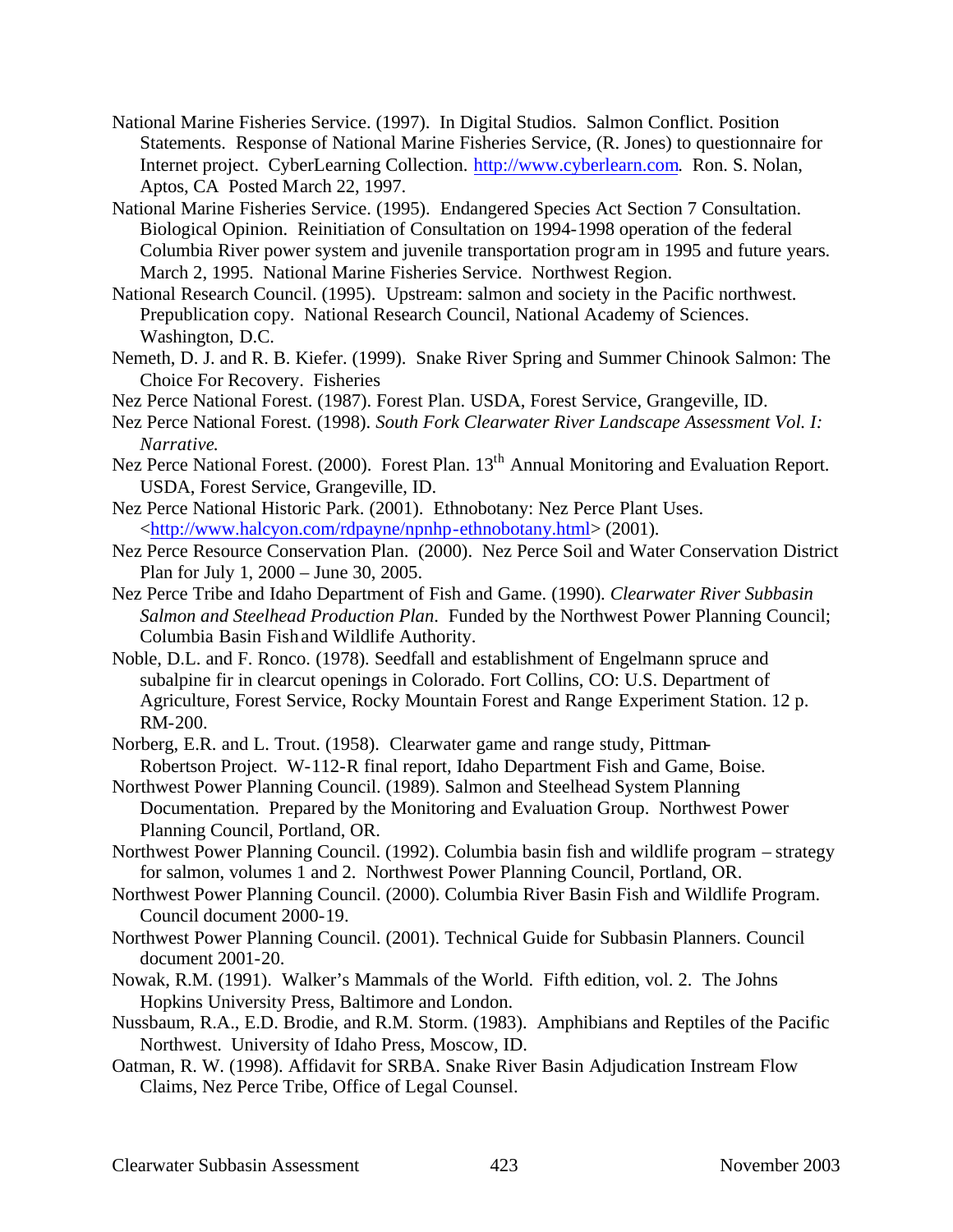National Marine Fisheries Service. (1997). In Digital Studios. Salmon Conflict. Position Statements. Response of National Marine Fisheries Service, (R. Jones) to questionnaire for Internet project. CyberLearning Collection. http://www.cyberlearn.com. Ron. S. Nolan, Aptos, CA Posted March 22, 1997.

National Marine Fisheries Service. (1995). Endangered Species Act Section 7 Consultation. Biological Opinion. Reinitiation of Consultation on 1994-1998 operation of the federal Columbia River power system and juvenile transportation program in 1995 and future years. March 2, 1995. National Marine Fisheries Service. Northwest Region.

National Research Council. (1995). Upstream: salmon and society in the Pacific northwest. Prepublication copy. National Research Council, National Academy of Sciences. Washington, D.C.

Nemeth, D. J. and R. B. Kiefer. (1999). Snake River Spring and Summer Chinook Salmon: The Choice For Recovery. Fisheries

Nez Perce National Forest. (1987). Forest Plan. USDA, Forest Service, Grangeville, ID.

Nez Perce National Forest. (1998). *South Fork Clearwater River Landscape Assessment Vol. I: Narrative*.

Nez Perce National Forest. (2000). Forest Plan. 13th Annual Monitoring and Evaluation Report. USDA, Forest Service, Grangeville, ID.

Nez Perce National Historic Park. (2001). Ethnobotany: Nez Perce Plant Uses. <http://www.halcyon.com/rdpayne/npnhp-ethnobotany.html> (2001).

Nez Perce Resource Conservation Plan. (2000). Nez Perce Soil and Water Conservation District Plan for July 1, 2000 – June 30, 2005.

Nez Perce Tribe and Idaho Department of Fish and Game. (1990). *Clearwater River Subbasin Salmon and Steelhead Production Plan*. Funded by the Northwest Power Planning Council; Columbia Basin Fish and Wildlife Authority.

Noble, D.L. and F. Ronco. (1978). Seedfall and establishment of Engelmann spruce and subalpine fir in clearcut openings in Colorado. Fort Collins, CO: U.S. Department of Agriculture, Forest Service, Rocky Mountain Forest and Range Experiment Station. 12 p. RM-200.

Norberg, E.R. and L. Trout. (1958). Clearwater game and range study, Pittman-Robertson Project. W-112-R final report, Idaho Department Fish and Game, Boise.

Northwest Power Planning Council. (1989). Salmon and Steelhead System Planning Documentation. Prepared by the Monitoring and Evaluation Group. Northwest Power Planning Council, Portland, OR.

Northwest Power Planning Council. (1992). Columbia basin fish and wildlife program – strategy for salmon, volumes 1 and 2. Northwest Power Planning Council, Portland, OR.

Northwest Power Planning Council. (2000). Columbia River Basin Fish and Wildlife Program. Council document 2000-19.

Northwest Power Planning Council. (2001). Technical Guide for Subbasin Planners. Council document 2001-20.

Nowak, R.M. (1991). Walker's Mammals of the World. Fifth edition, vol. 2. The Johns Hopkins University Press, Baltimore and London.

Nussbaum, R.A., E.D. Brodie, and R.M. Storm. (1983). Amphibians and Reptiles of the Pacific Northwest. University of Idaho Press, Moscow, ID.

Oatman, R. W. (1998). Affidavit for SRBA. Snake River Basin Adjudication Instream Flow Claims, Nez Perce Tribe, Office of Legal Counsel.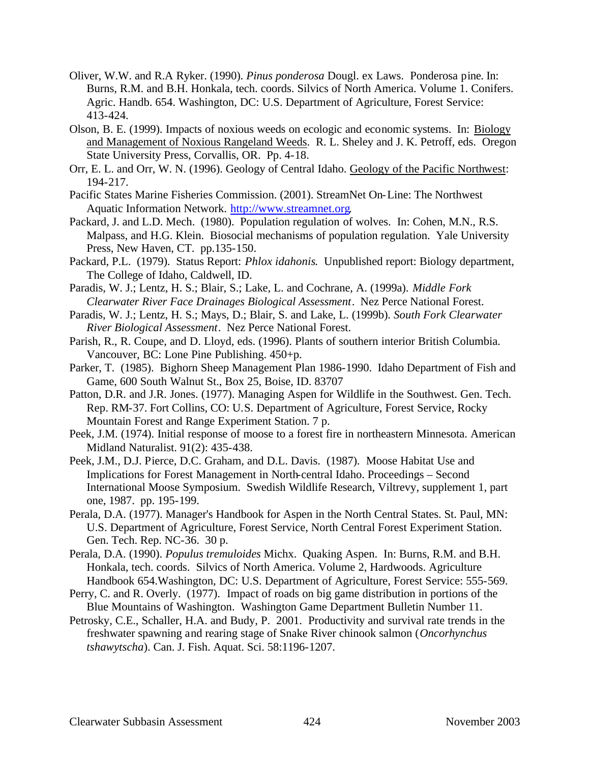Oliver, W.W. and R.A Ryker. (1990). *Pinus ponderosa* Dougl. ex Laws. Ponderosa pine. In: Burns, R.M. and B.H. Honkala, tech. coords. Silvics of North America. Volume 1. Conifers. Agric. Handb. 654. Washington, DC: U.S. Department of Agriculture, Forest Service: 413-424.

Olson, B. E. (1999). Impacts of noxious weeds on ecologic and economic systems. In: Biology and Management of Noxious Rangeland Weeds. R. L. Sheley and J. K. Petroff, eds. Oregon State University Press, Corvallis, OR. Pp. 4-18.

Orr, E. L. and Orr, W. N. (1996). Geology of Central Idaho. Geology of the Pacific Northwest: 194-217.

Pacific States Marine Fisheries Commission. (2001). StreamNet On-Line: The Northwest Aquatic Information Network. http://www.streamnet.org.

Packard, J. and L.D. Mech. (1980). Population regulation of wolves. In: Cohen, M.N., R.S. Malpass, and H.G. Klein. Biosocial mechanisms of population regulation. Yale University Press, New Haven, CT. pp.135-150.

Packard, P.L. (1979). Status Report: *Phlox idahonis*. Unpublished report: Biology department, The College of Idaho, Caldwell, ID.

Paradis, W. J.; Lentz, H. S.; Blair, S.; Lake, L. and Cochrane, A. (1999a). *Middle Fork Clearwater River Face Drainages Biological Assessment*. Nez Perce National Forest.

Paradis, W. J.; Lentz, H. S.; Mays, D.; Blair, S. and Lake, L. (1999b). *South Fork Clearwater River Biological Assessment*. Nez Perce National Forest.

Parish, R., R. Coupe, and D. Lloyd, eds. (1996). Plants of southern interior British Columbia. Vancouver, BC: Lone Pine Publishing. 450+p.

Parker, T. (1985). Bighorn Sheep Management Plan 1986-1990. Idaho Department of Fish and Game, 600 South Walnut St., Box 25, Boise, ID. 83707

Patton, D.R. and J.R. Jones. (1977). Managing Aspen for Wildlife in the Southwest. Gen. Tech. Rep. RM-37. Fort Collins, CO: U.S. Department of Agriculture, Forest Service, Rocky Mountain Forest and Range Experiment Station. 7 p.

Peek, J.M. (1974). Initial response of moose to a forest fire in northeastern Minnesota. American Midland Naturalist. 91(2): 435-438.

Peek, J.M., D.J. Pierce, D.C. Graham, and D.L. Davis. (1987). Moose Habitat Use and Implications for Forest Management in North-central Idaho. Proceedings – Second International Moose Symposium. Swedish Wildlife Research, Viltrevy, supplement 1, part one, 1987. pp. 195-199.

Perala, D.A. (1977). Manager's Handbook for Aspen in the North Central States. St. Paul, MN: U.S. Department of Agriculture, Forest Service, North Central Forest Experiment Station. Gen. Tech. Rep. NC-36. 30 p.

Perala, D.A. (1990). *Populus tremuloides* Michx. Quaking Aspen. In: Burns, R.M. and B.H. Honkala, tech. coords. Silvics of North America. Volume 2, Hardwoods. Agriculture Handbook 654.Washington, DC: U.S. Department of Agriculture, Forest Service: 555-569.

Perry, C. and R. Overly. (1977). Impact of roads on big game distribution in portions of the Blue Mountains of Washington. Washington Game Department Bulletin Number 11.

Petrosky, C.E., Schaller, H.A. and Budy, P. 2001. Productivity and survival rate trends in the freshwater spawning and rearing stage of Snake River chinook salmon (*Oncorhynchus tshawytscha*). Can. J. Fish. Aquat. Sci. 58:1196-1207.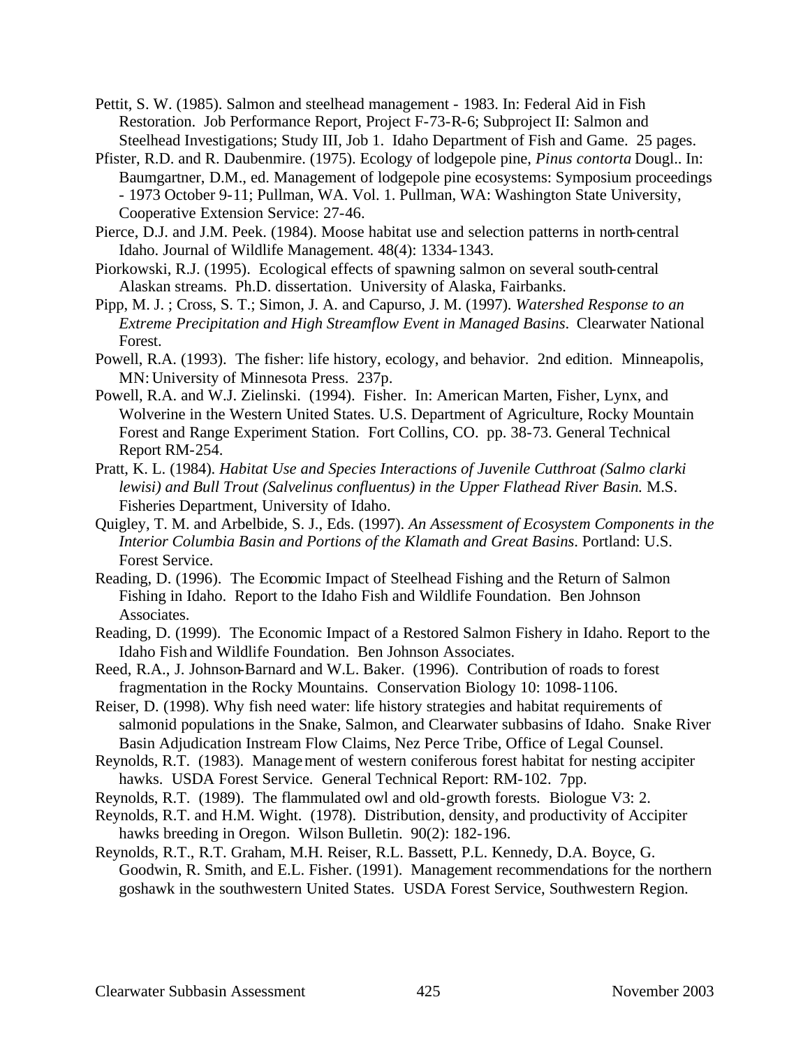Pettit, S. W. (1985). Salmon and steelhead management - 1983. In: Federal Aid in Fish Restoration. Job Performance Report, Project F-73-R-6; Subproject II: Salmon and Steelhead Investigations; Study III, Job 1. Idaho Department of Fish and Game. 25 pages.

Pfister, R.D. and R. Daubenmire. (1975). Ecology of lodgepole pine, *Pinus contorta* Dougl.. In: Baumgartner, D.M., ed. Management of lodgepole pine ecosystems: Symposium proceedings - 1973 October 9-11; Pullman, WA. Vol. 1. Pullman, WA: Washington State University, Cooperative Extension Service: 27-46.

Pierce, D.J. and J.M. Peek. (1984). Moose habitat use and selection patterns in north-central Idaho. Journal of Wildlife Management. 48(4): 1334-1343.

Piorkowski, R.J. (1995). Ecological effects of spawning salmon on several south-central Alaskan streams. Ph.D. dissertation. University of Alaska, Fairbanks.

Pipp, M. J. ; Cross, S. T.; Simon, J. A. and Capurso, J. M. (1997). *Watershed Response to an Extreme Precipitation and High Streamflow Event in Managed Basins*. Clearwater National Forest.

Powell, R.A. (1993). The fisher: life history, ecology, and behavior. 2nd edition. Minneapolis, MN: University of Minnesota Press. 237p.

Powell, R.A. and W.J. Zielinski. (1994). Fisher. In: American Marten, Fisher, Lynx, and Wolverine in the Western United States. U.S. Department of Agriculture, Rocky Mountain Forest and Range Experiment Station. Fort Collins, CO. pp. 38-73. General Technical Report RM-254.

Pratt, K. L. (1984). *Habitat Use and Species Interactions of Juvenile Cutthroat (Salmo clarki lewisi) and Bull Trout (Salvelinus confluentus) in the Upper Flathead River Basin.* M.S. Fisheries Department, University of Idaho.

Quigley, T. M. and Arbelbide, S. J., Eds. (1997). *An Assessment of Ecosystem Components in the Interior Columbia Basin and Portions of the Klamath and Great Basins*. Portland: U.S. Forest Service.

Reading, D. (1996). The Economic Impact of Steelhead Fishing and the Return of Salmon Fishing in Idaho. Report to the Idaho Fish and Wildlife Foundation. Ben Johnson Associates.

Reading, D. (1999). The Economic Impact of a Restored Salmon Fishery in Idaho. Report to the Idaho Fish and Wildlife Foundation. Ben Johnson Associates.

Reed, R.A., J. Johnson-Barnard and W.L. Baker. (1996). Contribution of roads to forest fragmentation in the Rocky Mountains. Conservation Biology 10: 1098-1106.

Reiser, D. (1998). Why fish need water: life history strategies and habitat requirements of salmonid populations in the Snake, Salmon, and Clearwater subbasins of Idaho. Snake River Basin Adjudication Instream Flow Claims, Nez Perce Tribe, Office of Legal Counsel.

Reynolds, R.T. (1983). Management of western coniferous forest habitat for nesting accipiter hawks. USDA Forest Service. General Technical Report: RM-102. 7pp.

Reynolds, R.T. (1989). The flammulated owl and old-growth forests. Biologue V3: 2.

Reynolds, R.T. and H.M. Wight. (1978). Distribution, density, and productivity of Accipiter hawks breeding in Oregon. Wilson Bulletin. 90(2): 182-196.

Reynolds, R.T., R.T. Graham, M.H. Reiser, R.L. Bassett, P.L. Kennedy, D.A. Boyce, G. Goodwin, R. Smith, and E.L. Fisher. (1991). Management recommendations for the northern goshawk in the southwestern United States. USDA Forest Service, Southwestern Region.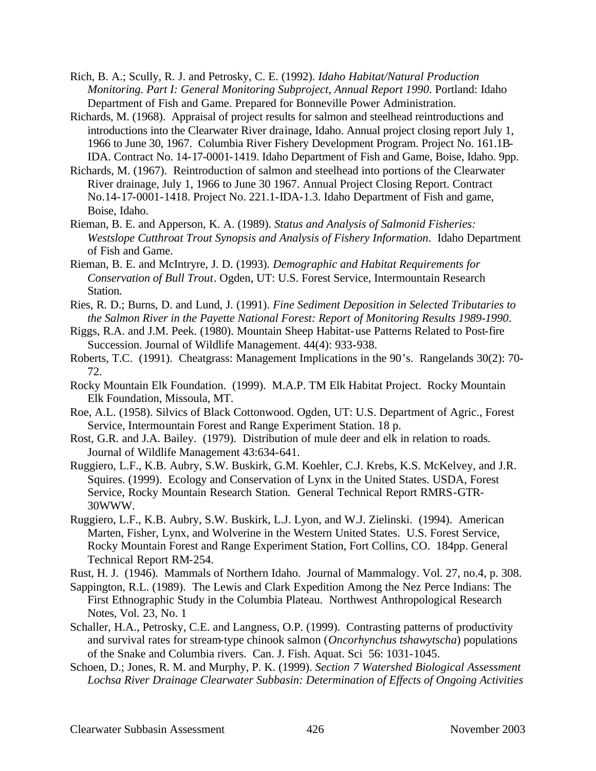Rich, B. A.; Scully, R. J. and Petrosky, C. E. (1992). *Idaho Habitat/Natural Production Monitoring. Part I: General Monitoring Subproject, Annual Report 1990*. Portland: Idaho Department of Fish and Game. Prepared for Bonneville Power Administration.

Richards, M. (1968). Appraisal of project results for salmon and steelhead reintroductions and introductions into the Clearwater River drainage, Idaho. Annual project closing report July 1, 1966 to June 30, 1967. Columbia River Fishery Development Program. Project No. 161.1B-IDA. Contract No. 14-17-0001-1419. Idaho Department of Fish and Game, Boise, Idaho. 9pp.

Richards, M. (1967). Reintroduction of salmon and steelhead into portions of the Clearwater River drainage, July 1, 1966 to June 30 1967. Annual Project Closing Report. Contract No.14-17-0001-1418. Project No. 221.1-IDA-1.3. Idaho Department of Fish and game, Boise, Idaho.

Rieman, B. E. and Apperson, K. A. (1989). *Status and Analysis of Salmonid Fisheries: Westslope Cutthroat Trout Synopsis and Analysis of Fishery Information*. Idaho Department of Fish and Game.

Rieman, B. E. and McIntryre, J. D. (1993). *Demographic and Habitat Requirements for Conservation of Bull Trout*. Ogden, UT: U.S. Forest Service, Intermountain Research Station.

Ries, R. D.; Burns, D. and Lund, J. (1991). *Fine Sediment Deposition in Selected Tributaries to the Salmon River in the Payette National Forest: Report of Monitoring Results 1989-1990*.

Riggs, R.A. and J.M. Peek. (1980). Mountain Sheep Habitat-use Patterns Related to Post-fire Succession. Journal of Wildlife Management. 44(4): 933-938.

Roberts, T.C. (1991). Cheatgrass: Management Implications in the 90's. Rangelands 30(2): 70-72.

Rocky Mountain Elk Foundation. (1999). M.A.P. TM Elk Habitat Project. Rocky Mountain Elk Foundation, Missoula, MT.

Roe, A.L. (1958). Silvics of Black Cottonwood. Ogden, UT: U.S. Department of Agric., Forest Service, Intermountain Forest and Range Experiment Station. 18 p.

Rost, G.R. and J.A. Bailey. (1979). Distribution of mule deer and elk in relation to roads. Journal of Wildlife Management 43:634-641.

Ruggiero, L.F., K.B. Aubry, S.W. Buskirk, G.M. Koehler, C.J. Krebs, K.S. McKelvey, and J.R. Squires. (1999). Ecology and Conservation of Lynx in the United States. USDA, Forest Service, Rocky Mountain Research Station. General Technical Report RMRS-GTR-30WWW.

Ruggiero, L.F., K.B. Aubry, S.W. Buskirk, L.J. Lyon, and W.J. Zielinski. (1994). American Marten, Fisher, Lynx, and Wolverine in the Western United States. U.S. Forest Service, Rocky Mountain Forest and Range Experiment Station, Fort Collins, CO. 184pp. General Technical Report RM-254.

Rust, H. J. (1946). Mammals of Northern Idaho. Journal of Mammalogy. Vol. 27, no.4, p. 308.

Sappington, R.L. (1989). The Lewis and Clark Expedition Among the Nez Perce Indians: The First Ethnographic Study in the Columbia Plateau. Northwest Anthropological Research Notes, Vol. 23, No. 1

Schaller, H.A., Petrosky, C.E. and Langness, O.P. (1999). Contrasting patterns of productivity and survival rates for stream-type chinook salmon (*Oncorhynchus tshawytscha*) populations of the Snake and Columbia rivers. Can. J. Fish. Aquat. Sci 56: 1031-1045.

Schoen, D.; Jones, R. M. and Murphy, P. K. (1999). *Section 7 Watershed Biological Assessment Lochsa River Drainage Clearwater Subbasin: Determination of Effects of Ongoing Activities*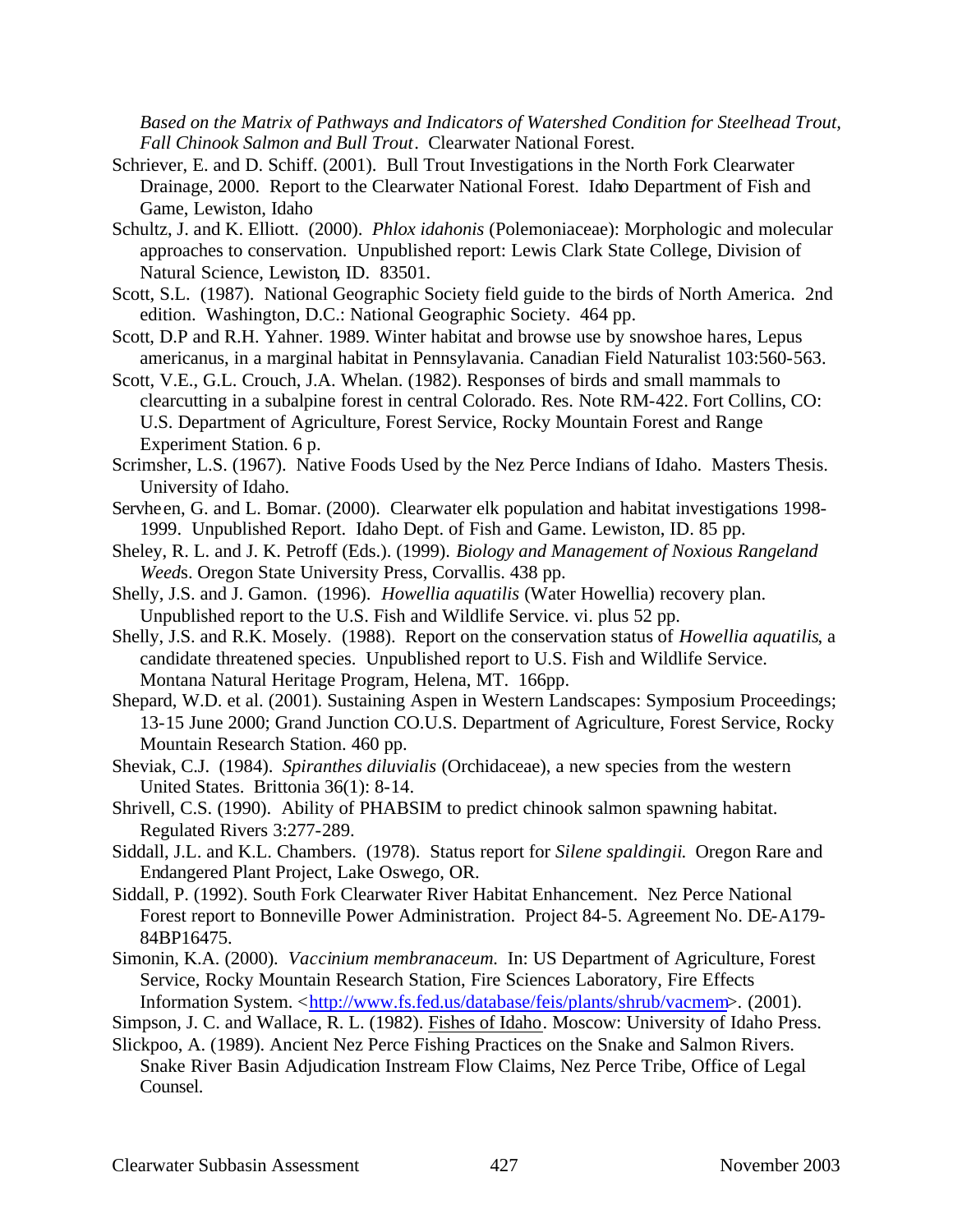*Based on the Matrix of Pathways and Indicators of Watershed Condition for Steelhead Trout, Fall Chinook Salmon and Bull Trout*. Clearwater National Forest.

Schriever, E. and D. Schiff. (2001). Bull Trout Investigations in the North Fork Clearwater Drainage, 2000. Report to the Clearwater National Forest. Idaho Department of Fish and Game, Lewiston, Idaho

Schultz, J. and K. Elliott. (2000). *Phlox idahonis* (Polemoniaceae): Morphologic and molecular approaches to conservation. Unpublished report: Lewis Clark State College, Division of Natural Science, Lewiston, ID. 83501.

Scott, S.L. (1987). National Geographic Society field guide to the birds of North America. 2nd edition. Washington, D.C.: National Geographic Society. 464 pp.

Scott, D.P and R.H. Yahner. 1989. Winter habitat and browse use by snowshoe hares, Lepus americanus, in a marginal habitat in Pennsylavania. Canadian Field Naturalist 103:560-563.

Scott, V.E., G.L. Crouch, J.A. Whelan. (1982). Responses of birds and small mammals to clearcutting in a subalpine forest in central Colorado. Res. Note RM-422. Fort Collins, CO: U.S. Department of Agriculture, Forest Service, Rocky Mountain Forest and Range Experiment Station. 6 p.

Scrimsher, L.S. (1967). Native Foods Used by the Nez Perce Indians of Idaho. Masters Thesis. University of Idaho.

Servheen, G. and L. Bomar. (2000). Clearwater elk population and habitat investigations 1998-1999. Unpublished Report. Idaho Dept. of Fish and Game. Lewiston, ID. 85 pp.

Sheley, R. L. and J. K. Petroff (Eds.). (1999). *Biology and Management of Noxious Rangeland Weeds*. Oregon State University Press, Corvallis. 438 pp.

Shelly, J.S. and J. Gamon. (1996). *Howellia aquatilis* (Water Howellia) recovery plan. Unpublished report to the U.S. Fish and Wildlife Service. vi. plus 52 pp.

Shelly, J.S. and R.K. Mosely. (1988). Report on the conservation status of *Howellia aquatilis*, a candidate threatened species. Unpublished report to U.S. Fish and Wildlife Service. Montana Natural Heritage Program, Helena, MT. 166pp.

Shepard, W.D. et al. (2001). Sustaining Aspen in Western Landscapes: Symposium Proceedings; 13-15 June 2000; Grand Junction CO.U.S. Department of Agriculture, Forest Service, Rocky Mountain Research Station. 460 pp.

Sheviak, C.J. (1984). *Spiranthes diluvialis* (Orchidaceae), a new species from the western United States. Brittonia 36(1): 8-14.

Shrivell, C.S. (1990). Ability of PHABSIM to predict chinook salmon spawning habitat. Regulated Rivers 3:277-289.

Siddall, J.L. and K.L. Chambers. (1978). Status report for *Silene spaldingii*. Oregon Rare and Endangered Plant Project, Lake Oswego, OR.

Siddall, P. (1992). South Fork Clearwater River Habitat Enhancement. Nez Perce National Forest report to Bonneville Power Administration. Project 84-5. Agreement No. DE-A179-84BP16475.

Simonin, K.A. (2000). *Vaccinium membranaceum*. In: US Department of Agriculture, Forest Service, Rocky Mountain Research Station, Fire Sciences Laboratory, Fire Effects Information System. <http://www.fs.fed.us/database/feis/plants/shrub/vacmem>. (2001).

Simpson, J. C. and Wallace, R. L. (1982). Fishes of Idaho. Moscow: University of Idaho Press.

Slickpoo, A. (1989). Ancient Nez Perce Fishing Practices on the Snake and Salmon Rivers. Snake River Basin Adjudication Instream Flow Claims, Nez Perce Tribe, Office of Legal Counsel.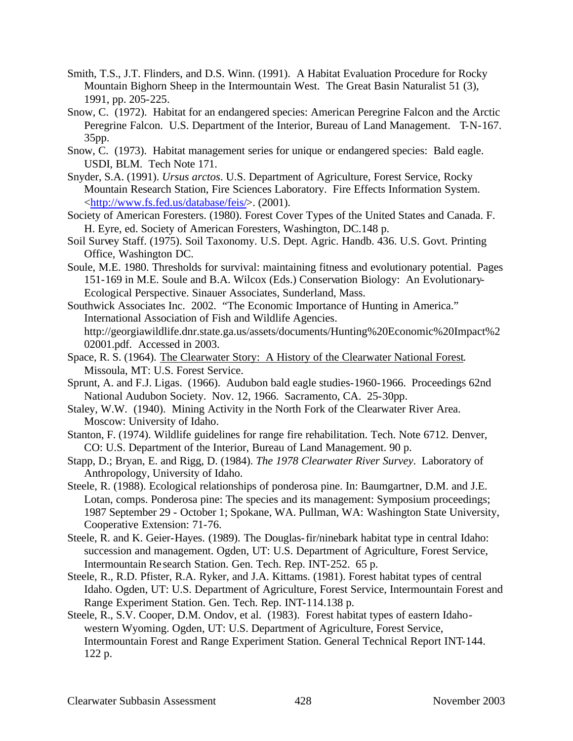Smith, T.S., J.T. Flinders, and D.S. Winn. (1991). A Habitat Evaluation Procedure for Rocky Mountain Bighorn Sheep in the Intermountain West. The Great Basin Naturalist 51 (3), 1991, pp. 205-225.

Snow, C. (1972). Habitat for an endangered species: American Peregrine Falcon and the Arctic Peregrine Falcon. U.S. Department of the Interior, Bureau of Land Management. T-N-167. 35pp.

Snow, C. (1973). Habitat management series for unique or endangered species: Bald eagle. USDI, BLM. Tech Note 171.

Snyder, S.A. (1991). *Ursus arctos*. U.S. Department of Agriculture, Forest Service, Rocky Mountain Research Station, Fire Sciences Laboratory. Fire Effects Information System. <http://www.fs.fed.us/database/feis/>. (2001).

Society of American Foresters. (1980). Forest Cover Types of the United States and Canada. F. H. Eyre, ed. Society of American Foresters, Washington, DC.148 p.

Soil Survey Staff. (1975). Soil Taxonomy. U.S. Dept. Agric. Handb. 436. U.S. Govt. Printing Office, Washington DC.

Soule, M.E. 1980. Thresholds for survival: maintaining fitness and evolutionary potential. Pages 151-169 in M.E. Soule and B.A. Wilcox (Eds.) Conservation Biology: An Evolutionary-Ecological Perspective. Sinauer Associates, Sunderland, Mass.

Southwick Associates Inc. 2002. "The Economic Importance of Hunting in America." International Association of Fish and Wildlife Agencies. http://georgiawildlife.dnr.state.ga.us/assets/documents/Hunting%20Economic%20Impact%202001.pdf. Accessed in 2003.

Space, R. S. (1964). The Clearwater Story: A History of the Clearwater National Forest. Missoula, MT: U.S. Forest Service.

Sprunt, A. and F.J. Ligas. (1966). Audubon bald eagle studies-1960-1966. Proceedings 62nd National Audubon Society. Nov. 12, 1966. Sacramento, CA. 25-30pp.

Staley, W.W. (1940). Mining Activity in the North Fork of the Clearwater River Area. Moscow: University of Idaho.

Stanton, F. (1974). Wildlife guidelines for range fire rehabilitation. Tech. Note 6712. Denver, CO: U.S. Department of the Interior, Bureau of Land Management. 90 p.

Stapp, D.; Bryan, E. and Rigg, D. (1984). *The 1978 Clearwater River Survey*. Laboratory of Anthropology, University of Idaho.

Steele, R. (1988). Ecological relationships of ponderosa pine. In: Baumgartner, D.M. and J.E. Lotan, comps. Ponderosa pine: The species and its management: Symposium proceedings; 1987 September 29 - October 1; Spokane, WA. Pullman, WA: Washington State University, Cooperative Extension: 71-76.

Steele, R. and K. Geier-Hayes. (1989). The Douglas-fir/ninebark habitat type in central Idaho: succession and management. Ogden, UT: U.S. Department of Agriculture, Forest Service, Intermountain Research Station. Gen. Tech. Rep. INT-252. 65 p.

Steele, R., R.D. Pfister, R.A. Ryker, and J.A. Kittams. (1981). Forest habitat types of central Idaho. Ogden, UT: U.S. Department of Agriculture, Forest Service, Intermountain Forest and Range Experiment Station. Gen. Tech. Rep. INT-114.138 p.

Steele, R., S.V. Cooper, D.M. Ondov, et al. (1983). Forest habitat types of eastern Idaho-western Wyoming. Ogden, UT: U.S. Department of Agriculture, Forest Service, Intermountain Forest and Range Experiment Station. General Technical Report INT-144. 122 p.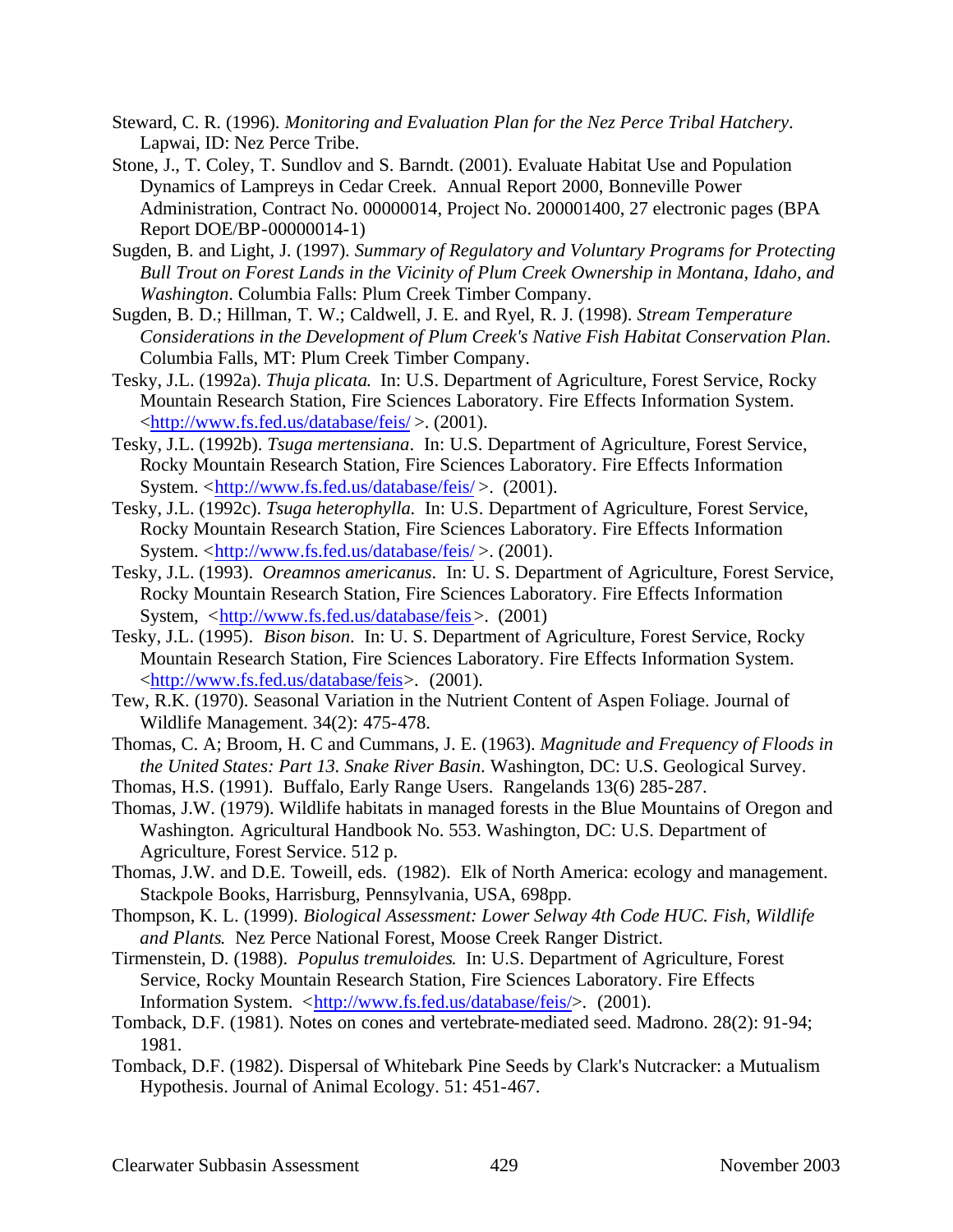Steward, C. R. (1996). *Monitoring and Evaluation Plan for the Nez Perce Tribal Hatchery*. Lapwai, ID: Nez Perce Tribe.

Stone, J., T. Coley, T. Sundlov and S. Barndt. (2001). Evaluate Habitat Use and Population Dynamics of Lampreys in Cedar Creek. Annual Report 2000, Bonneville Power Administration, Contract No. 00000014, Project No. 200001400, 27 electronic pages (BPA Report DOE/BP-00000014-1)

Sugden, B. and Light, J. (1997). *Summary of Regulatory and Voluntary Programs for Protecting Bull Trout on Forest Lands in the Vicinity of Plum Creek Ownership in Montana, Idaho, and Washington.* Columbia Falls: Plum Creek Timber Company.

Sugden, B. D.; Hillman, T. W.; Caldwell, J. E. and Ryel, R. J. (1998). *Stream Temperature Considerations in the Development of Plum Creek's Native Fish Habitat Conservation Plan.* Columbia Falls, MT: Plum Creek Timber Company.

Tesky, J.L. (1992a). *Thuja plicata.* In: U.S. Department of Agriculture, Forest Service, Rocky Mountain Research Station, Fire Sciences Laboratory. Fire Effects Information System. <http://www.fs.fed.us/database/feis/ >. (2001).

Tesky, J.L. (1992b). *Tsuga mertensiana*. In: U.S. Department of Agriculture, Forest Service, Rocky Mountain Research Station, Fire Sciences Laboratory. Fire Effects Information System. <http://www.fs.fed.us/database/feis/ >. (2001).

Tesky, J.L. (1992c). *Tsuga heterophylla.* In: U.S. Department of Agriculture, Forest Service, Rocky Mountain Research Station, Fire Sciences Laboratory. Fire Effects Information System. <http://www.fs.fed.us/database/feis/ >. (2001).

Tesky, J.L. (1993). *Oreamnos americanus*. In: U. S. Department of Agriculture, Forest Service, Rocky Mountain Research Station, Fire Sciences Laboratory. Fire Effects Information System, <http://www.fs.fed.us/database/feis >. (2001)

Tesky, J.L. (1995). *Bison bison*. In: U. S. Department of Agriculture, Forest Service, Rocky Mountain Research Station, Fire Sciences Laboratory. Fire Effects Information System. <http://www.fs.fed.us/database/feis>. (2001).

Tew, R.K. (1970). Seasonal Variation in the Nutrient Content of Aspen Foliage. Journal of Wildlife Management. 34(2): 475-478.

Thomas, C. A; Broom, H. C and Cummans, J. E. (1963). *Magnitude and Frequency of Floods in the United States: Part 13. Snake River Basin.* Washington, DC: U.S. Geological Survey.

Thomas, H.S. (1991). Buffalo, Early Range Users. Rangelands 13(6) 285-287.

Thomas, J.W. (1979). Wildlife habitats in managed forests in the Blue Mountains of Oregon and Washington. Agricultural Handbook No. 553. Washington, DC: U.S. Department of Agriculture, Forest Service. 512 p.

Thomas, J.W. and D.E. Toweill, eds. (1982). Elk of North America: ecology and management. Stackpole Books, Harrisburg, Pennsylvania, USA, 698pp.

Thompson, K. L. (1999). *Biological Assessment: Lower Selway 4th Code HUC. Fish, Wildlife and Plants*. Nez Perce National Forest, Moose Creek Ranger District.

Tirmenstein, D. (1988). *Populus tremuloides*. In: U.S. Department of Agriculture, Forest Service, Rocky Mountain Research Station, Fire Sciences Laboratory. Fire Effects Information System. <http://www.fs.fed.us/database/feis/>. (2001).

Tomback, D.F. (1981). Notes on cones and vertebrate-mediated seed. Madrono. 28(2): 91-94; 1981.

Tomback, D.F. (1982). Dispersal of Whitebark Pine Seeds by Clark's Nutcracker: a Mutualism Hypothesis. Journal of Animal Ecology. 51: 451-467.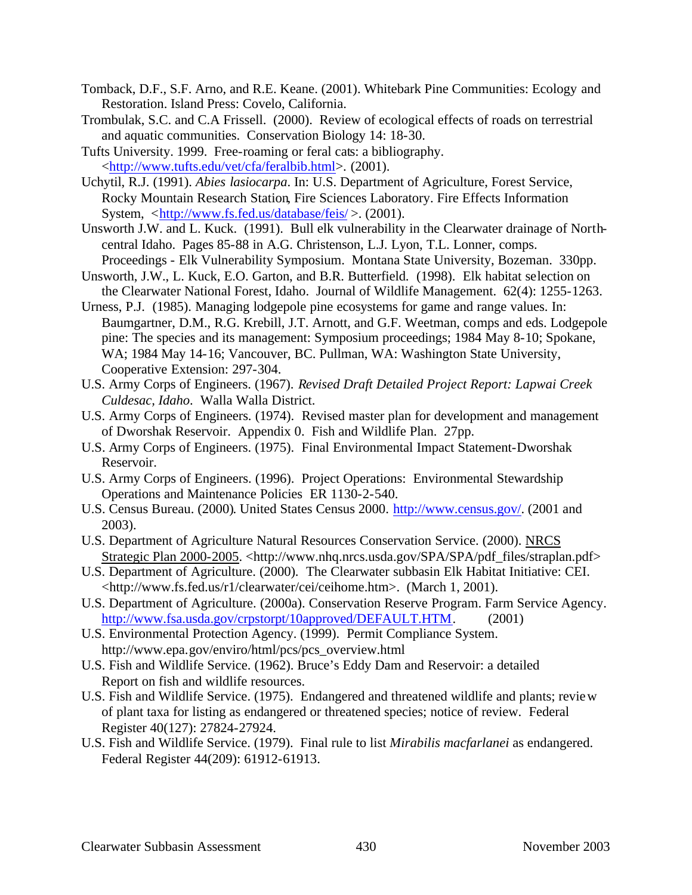Tomback, D.F., S.F. Arno, and R.E. Keane. (2001). Whitebark Pine Communities: Ecology and Restoration. Island Press: Covelo, California.

Trombulak, S.C. and C.A Frissell. (2000). Review of ecological effects of roads on terrestrial and aquatic communities. Conservation Biology 14: 18-30.

Tufts University. 1999. Free-roaming or feral cats: a bibliography. <http://www.tufts.edu/vet/cfa/feralbib.html>. (2001).

Uchytil, R.J. (1991). *Abies lasiocarpa*. In: U.S. Department of Agriculture, Forest Service, Rocky Mountain Research Station, Fire Sciences Laboratory. Fire Effects Information System, <http://www.fs.fed.us/database/feis/ >. (2001).

Unsworth J.W. and L. Kuck. (1991). Bull elk vulnerability in the Clearwater drainage of North-central Idaho. Pages 85-88 in A.G. Christenson, L.J. Lyon, T.L. Lonner, comps. Proceedings - Elk Vulnerability Symposium. Montana State University, Bozeman. 330pp.

Unsworth, J.W., L. Kuck, E.O. Garton, and B.R. Butterfield. (1998). Elk habitat selection on the Clearwater National Forest, Idaho. Journal of Wildlife Management. 62(4): 1255-1263.

Urness, P.J. (1985). Managing lodgepole pine ecosystems for game and range values. In: Baumgartner, D.M., R.G. Krebill, J.T. Arnott, and G.F. Weetman, comps and eds. Lodgepole pine: The species and its management: Symposium proceedings; 1984 May 8-10; Spokane, WA; 1984 May 14-16; Vancouver, BC. Pullman, WA: Washington State University, Cooperative Extension: 297-304.

U.S. Army Corps of Engineers. (1967). *Revised Draft Detailed Project Report: Lapwai Creek Culdesac, Idaho*. Walla Walla District.

U.S. Army Corps of Engineers. (1974). Revised master plan for development and management of Dworshak Reservoir. Appendix 0. Fish and Wildlife Plan. 27pp.

U.S. Army Corps of Engineers. (1975). Final Environmental Impact Statement-Dworshak Reservoir.

U.S. Army Corps of Engineers. (1996). Project Operations: Environmental Stewardship Operations and Maintenance Policies ER 1130-2-540.

U.S. Census Bureau. (2000). United States Census 2000. http://www.census.gov/. (2001 and 2003).

U.S. Department of Agriculture Natural Resources Conservation Service. (2000). NRCS Strategic Plan 2000-2005. <http://www.nhq.nrcs.usda.gov/SPA/SPA/pdf_files/straplan.pdf>

U.S. Department of Agriculture. (2000). The Clearwater subbasin Elk Habitat Initiative: CEI. <http://www.fs.fed.us/r1/clearwater/cei/ceihome.htm>. (March 1, 2001).

U.S. Department of Agriculture. (2000a). Conservation Reserve Program. Farm Service Agency. http://www.fsa.usda.gov/crpstorpt/10approved/DEFAULT.HTM. (2001)

U.S. Environmental Protection Agency. (1999). Permit Compliance System. http://www.epa.gov/enviro/html/pcs/pcs_overview.html

U.S. Fish and Wildlife Service. (1962). Bruce's Eddy Dam and Reservoir: a detailed Report on fish and wildlife resources.

U.S. Fish and Wildlife Service. (1975). Endangered and threatened wildlife and plants; review of plant taxa for listing as endangered or threatened species; notice of review. Federal Register 40(127): 27824-27924.

U.S. Fish and Wildlife Service. (1979). Final rule to list *Mirabilis macfarlanei* as endangered. Federal Register 44(209): 61912-61913.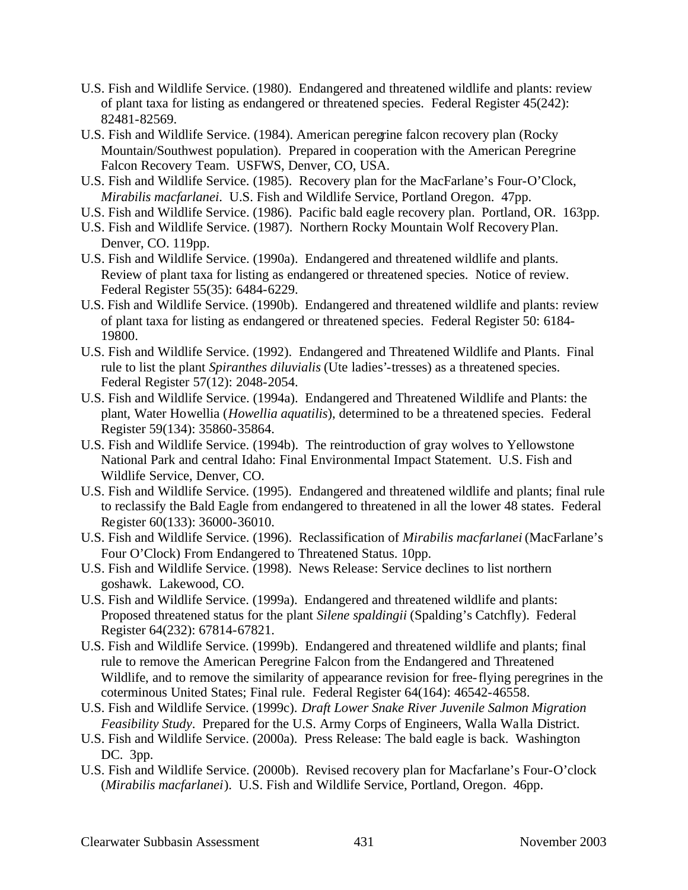U.S. Fish and Wildlife Service. (1980). Endangered and threatened wildlife and plants: review of plant taxa for listing as endangered or threatened species. Federal Register 45(242): 82481-82569.

U.S. Fish and Wildlife Service. (1984). American peregrine falcon recovery plan (Rocky Mountain/Southwest population). Prepared in cooperation with the American Peregrine Falcon Recovery Team. USFWS, Denver, CO, USA.

U.S. Fish and Wildlife Service. (1985). Recovery plan for the MacFarlane's Four-O'Clock, *Mirabilis macfarlanei*. U.S. Fish and Wildlife Service, Portland Oregon. 47pp.

U.S. Fish and Wildlife Service. (1986). Pacific bald eagle recovery plan. Portland, OR. 163pp.

U.S. Fish and Wildlife Service. (1987). Northern Rocky Mountain Wolf Recovery Plan. Denver, CO. 119pp.

U.S. Fish and Wildlife Service. (1990a). Endangered and threatened wildlife and plants. Review of plant taxa for listing as endangered or threatened species. Notice of review. Federal Register 55(35): 6484-6229.

U.S. Fish and Wildlife Service. (1990b). Endangered and threatened wildlife and plants: review of plant taxa for listing as endangered or threatened species. Federal Register 50: 6184-19800.

U.S. Fish and Wildlife Service. (1992). Endangered and Threatened Wildlife and Plants. Final rule to list the plant *Spiranthes diluvialis* (Ute ladies'-tresses) as a threatened species. Federal Register 57(12): 2048-2054.

U.S. Fish and Wildlife Service. (1994a). Endangered and Threatened Wildlife and Plants: the plant, Water Howellia (*Howellia aquatilis*), determined to be a threatened species. Federal Register 59(134): 35860-35864.

U.S. Fish and Wildlife Service. (1994b). The reintroduction of gray wolves to Yellowstone National Park and central Idaho: Final Environmental Impact Statement. U.S. Fish and Wildlife Service, Denver, CO.

U.S. Fish and Wildlife Service. (1995). Endangered and threatened wildlife and plants; final rule to reclassify the Bald Eagle from endangered to threatened in all the lower 48 states. Federal Register 60(133): 36000-36010.

U.S. Fish and Wildlife Service. (1996). Reclassification of *Mirabilis macfarlanei* (MacFarlane's Four O'Clock) From Endangered to Threatened Status. 10pp.

U.S. Fish and Wildlife Service. (1998). News Release: Service declines to list northern goshawk. Lakewood, CO.

U.S. Fish and Wildlife Service. (1999a). Endangered and threatened wildlife and plants: Proposed threatened status for the plant *Silene spaldingii* (Spalding's Catchfly). Federal Register 64(232): 67814-67821.

U.S. Fish and Wildlife Service. (1999b). Endangered and threatened wildlife and plants; final rule to remove the American Peregrine Falcon from the Endangered and Threatened Wildlife, and to remove the similarity of appearance revision for free-flying peregrines in the coterminous United States; Final rule. Federal Register 64(164): 46542-46558.

U.S. Fish and Wildlife Service. (1999c). *Draft Lower Snake River Juvenile Salmon Migration Feasibility Study*. Prepared for the U.S. Army Corps of Engineers, Walla Walla District.

U.S. Fish and Wildlife Service. (2000a). Press Release: The bald eagle is back. Washington DC. 3pp.

U.S. Fish and Wildlife Service. (2000b). Revised recovery plan for Macfarlane's Four-O'clock (*Mirabilis macfarlanei*). U.S. Fish and Wildlife Service, Portland, Oregon. 46pp.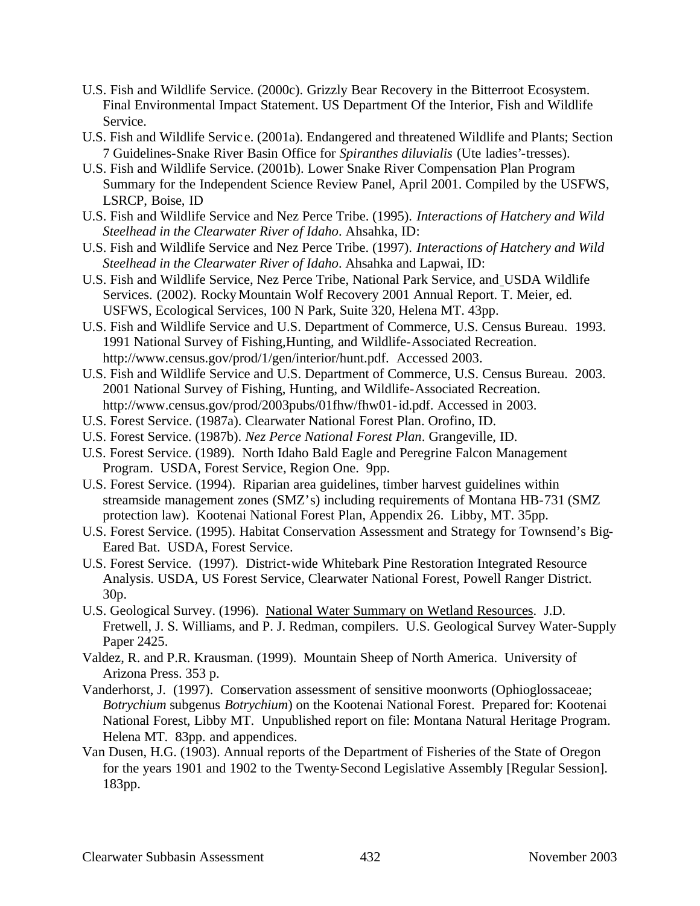U.S. Fish and Wildlife Service. (2000c). Grizzly Bear Recovery in the Bitterroot Ecosystem. Final Environmental Impact Statement. US Department Of the Interior, Fish and Wildlife Service.

U.S. Fish and Wildlife Service. (2001a). Endangered and threatened Wildlife and Plants; Section 7 Guidelines-Snake River Basin Office for *Spiranthes diluvialis* (Ute ladies'-tresses).

U.S. Fish and Wildlife Service. (2001b). Lower Snake River Compensation Plan Program Summary for the Independent Science Review Panel, April 2001. Compiled by the USFWS, LSRCP, Boise, ID

U.S. Fish and Wildlife Service and Nez Perce Tribe. (1995). *Interactions of Hatchery and Wild Steelhead in the Clearwater River of Idaho*. Ahsahka, ID:

U.S. Fish and Wildlife Service and Nez Perce Tribe. (1997). *Interactions of Hatchery and Wild Steelhead in the Clearwater River of Idaho*. Ahsahka and Lapwai, ID:

U.S. Fish and Wildlife Service, Nez Perce Tribe, National Park Service, and USDA Wildlife Services. (2002). Rocky Mountain Wolf Recovery 2001 Annual Report. T. Meier, ed. USFWS, Ecological Services, 100 N Park, Suite 320, Helena MT. 43pp.

U.S. Fish and Wildlife Service and U.S. Department of Commerce, U.S. Census Bureau. 1993. 1991 National Survey of Fishing,Hunting, and Wildlife-Associated Recreation. http://www.census.gov/prod/1/gen/interior/hunt.pdf. Accessed 2003.

U.S. Fish and Wildlife Service and U.S. Department of Commerce, U.S. Census Bureau. 2003. 2001 National Survey of Fishing, Hunting, and Wildlife-Associated Recreation. http://www.census.gov/prod/2003pubs/01fhw/fhw01-id.pdf. Accessed in 2003.

U.S. Forest Service. (1987a). Clearwater National Forest Plan. Orofino, ID.

U.S. Forest Service. (1987b). *Nez Perce National Forest Plan*. Grangeville, ID.

U.S. Forest Service. (1989). North Idaho Bald Eagle and Peregrine Falcon Management Program. USDA, Forest Service, Region One. 9pp.

U.S. Forest Service. (1994). Riparian area guidelines, timber harvest guidelines within streamside management zones (SMZ's) including requirements of Montana HB-731 (SMZ protection law). Kootenai National Forest Plan, Appendix 26. Libby, MT. 35pp.

U.S. Forest Service. (1995). Habitat Conservation Assessment and Strategy for Townsend's Big-Eared Bat. USDA, Forest Service.

U.S. Forest Service. (1997). District-wide Whitebark Pine Restoration Integrated Resource Analysis. USDA, US Forest Service, Clearwater National Forest, Powell Ranger District. 30p.

U.S. Geological Survey. (1996). National Water Summary on Wetland Resources. J.D. Fretwell, J. S. Williams, and P. J. Redman, compilers. U.S. Geological Survey Water-Supply Paper 2425.

Valdez, R. and P.R. Krausman. (1999). Mountain Sheep of North America. University of Arizona Press. 353 p.

Vanderhorst, J. (1997). Conservation assessment of sensitive moonworts (Ophioglossaceae; *Botrychium* subgenus *Botrychium*) on the Kootenai National Forest. Prepared for: Kootenai National Forest, Libby MT. Unpublished report on file: Montana Natural Heritage Program. Helena MT. 83pp. and appendices.

Van Dusen, H.G. (1903). Annual reports of the Department of Fisheries of the State of Oregon for the years 1901 and 1902 to the Twenty-Second Legislative Assembly [Regular Session]. 183pp.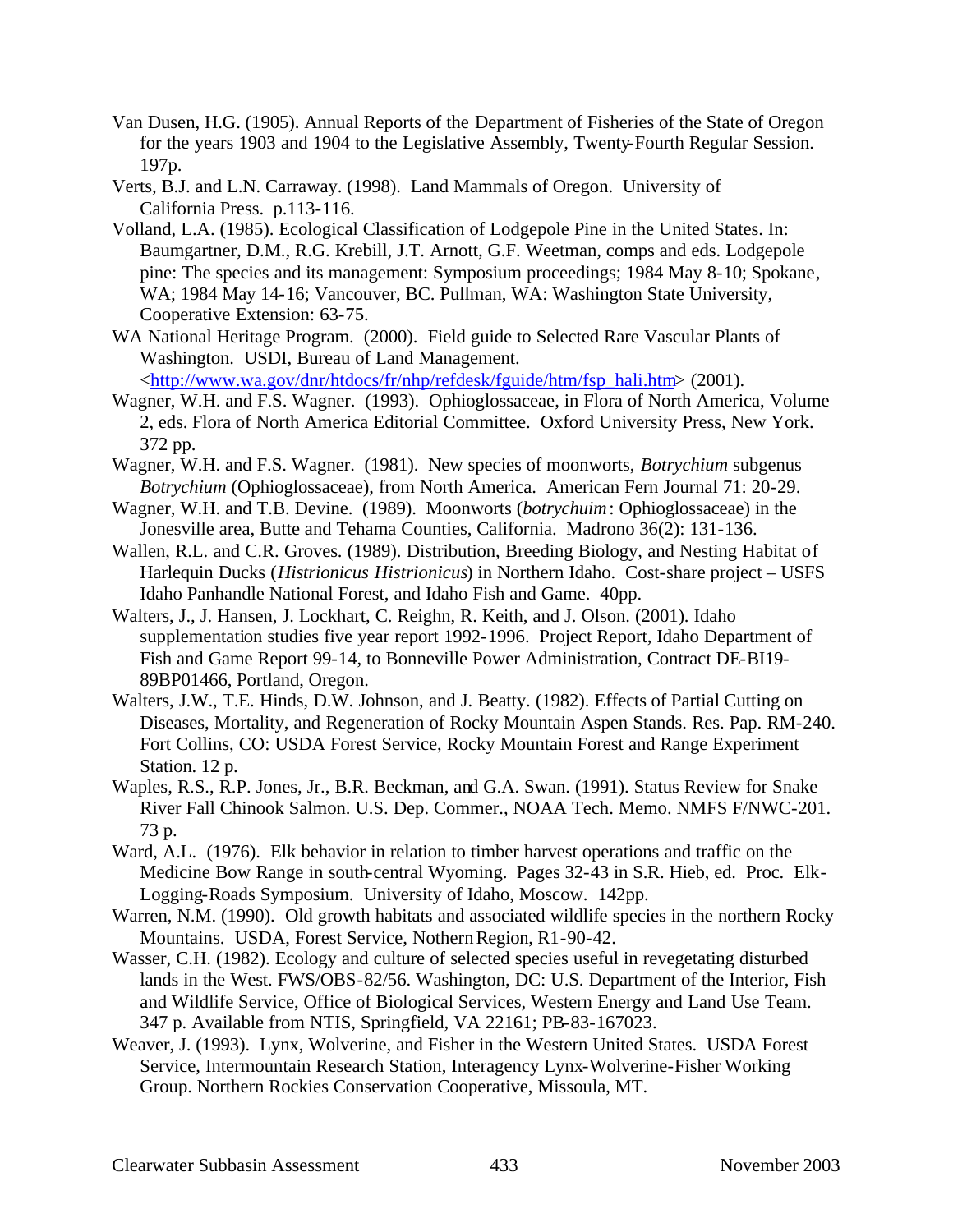Van Dusen, H.G. (1905). Annual Reports of the Department of Fisheries of the State of Oregon for the years 1903 and 1904 to the Legislative Assembly, Twenty-Fourth Regular Session. 197p.

Verts, B.J. and L.N. Carraway. (1998). Land Mammals of Oregon. University of California Press. p.113-116.

Volland, L.A. (1985). Ecological Classification of Lodgepole Pine in the United States. In: Baumgartner, D.M., R.G. Krebill, J.T. Arnott, G.F. Weetman, comps and eds. Lodgepole pine: The species and its management: Symposium proceedings; 1984 May 8-10; Spokane, WA; 1984 May 14-16; Vancouver, BC. Pullman, WA: Washington State University, Cooperative Extension: 63-75.

WA National Heritage Program. (2000). Field guide to Selected Rare Vascular Plants of Washington. USDI, Bureau of Land Management. <http://www.wa.gov/dnr/htdocs/fr/nhp/refdesk/fguide/htm/fsp_hali.htm> (2001).

Wagner, W.H. and F.S. Wagner. (1993). Ophioglossaceae, in Flora of North America, Volume 2, eds. Flora of North America Editorial Committee. Oxford University Press, New York. 372 pp.

Wagner, W.H. and F.S. Wagner. (1981). New species of moonworts, *Botrychium* subgenus *Botrychium* (Ophioglossaceae), from North America. American Fern Journal 71: 20-29.

Wagner, W.H. and T.B. Devine. (1989). Moonworts (*botrychuim*: Ophioglossaceae) in the Jonesville area, Butte and Tehama Counties, California. Madrono 36(2): 131-136.

Wallen, R.L. and C.R. Groves. (1989). Distribution, Breeding Biology, and Nesting Habitat of Harlequin Ducks (*Histrionicus Histrionicus*) in Northern Idaho. Cost-share project – USFS Idaho Panhandle National Forest, and Idaho Fish and Game. 40pp.

Walters, J., J. Hansen, J. Lockhart, C. Reighn, R. Keith, and J. Olson. (2001). Idaho supplementation studies five year report 1992-1996. Project Report, Idaho Department of Fish and Game Report 99-14, to Bonneville Power Administration, Contract DE-BI19-89BP01466, Portland, Oregon.

Walters, J.W., T.E. Hinds, D.W. Johnson, and J. Beatty. (1982). Effects of Partial Cutting on Diseases, Mortality, and Regeneration of Rocky Mountain Aspen Stands. Res. Pap. RM-240. Fort Collins, CO: USDA Forest Service, Rocky Mountain Forest and Range Experiment Station. 12 p.

Waples, R.S., R.P. Jones, Jr., B.R. Beckman, and G.A. Swan. (1991). Status Review for Snake River Fall Chinook Salmon. U.S. Dep. Commer., NOAA Tech. Memo. NMFS F/NWC-201. 73 p.

Ward, A.L. (1976). Elk behavior in relation to timber harvest operations and traffic on the Medicine Bow Range in south-central Wyoming. Pages 32-43 in S.R. Hieb, ed. Proc. Elk-Logging-Roads Symposium. University of Idaho, Moscow. 142pp.

Warren, N.M. (1990). Old growth habitats and associated wildlife species in the northern Rocky Mountains. USDA, Forest Service, Nothern Region, R1-90-42.

Wasser, C.H. (1982). Ecology and culture of selected species useful in revegetating disturbed lands in the West. FWS/OBS-82/56. Washington, DC: U.S. Department of the Interior, Fish and Wildlife Service, Office of Biological Services, Western Energy and Land Use Team. 347 p. Available from NTIS, Springfield, VA 22161; PB-83-167023.

Weaver, J. (1993). Lynx, Wolverine, and Fisher in the Western United States. USDA Forest Service, Intermountain Research Station, Interagency Lynx-Wolverine-Fisher Working Group. Northern Rockies Conservation Cooperative, Missoula, MT.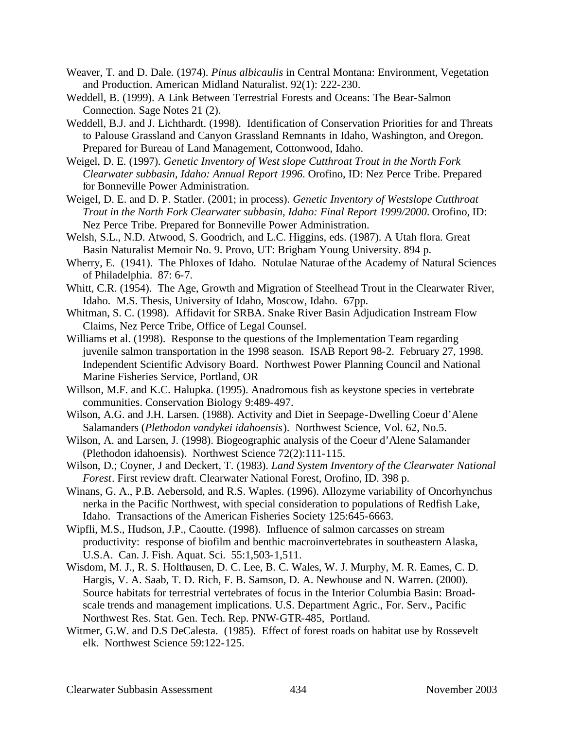Weaver, T. and D. Dale. (1974). *Pinus albicaulis* in Central Montana: Environment, Vegetation and Production. American Midland Naturalist. 92(1): 222-230.

Weddell, B. (1999). A Link Between Terrestrial Forests and Oceans: The Bear-Salmon Connection. Sage Notes 21 (2).

Weddell, B.J. and J. Lichthardt. (1998). Identification of Conservation Priorities for and Threats to Palouse Grassland and Canyon Grassland Remnants in Idaho, Washington, and Oregon. Prepared for Bureau of Land Management, Cottonwood, Idaho.

Weigel, D. E. (1997). *Genetic Inventory of West slope Cutthroat Trout in the North Fork Clearwater subbasin, Idaho: Annual Report 1996*. Orofino, ID: Nez Perce Tribe. Prepared for Bonneville Power Administration.

Weigel, D. E. and D. P. Statler. (2001; in process). *Genetic Inventory of Westslope Cutthroat Trout in the North Fork Clearwater subbasin, Idaho: Final Report 1999/2000*. Orofino, ID: Nez Perce Tribe. Prepared for Bonneville Power Administration.

Welsh, S.L., N.D. Atwood, S. Goodrich, and L.C. Higgins, eds. (1987). A Utah flora. Great Basin Naturalist Memoir No. 9. Provo, UT: Brigham Young University. 894 p.

Wherry, E. (1941). The Phloxes of Idaho. Notulae Naturae of the Academy of Natural Sciences of Philadelphia. 87: 6-7.

Whitt, C.R. (1954). The Age, Growth and Migration of Steelhead Trout in the Clearwater River, Idaho. M.S. Thesis, University of Idaho, Moscow, Idaho. 67pp.

Whitman, S. C. (1998). Affidavit for SRBA. Snake River Basin Adjudication Instream Flow Claims, Nez Perce Tribe, Office of Legal Counsel.

Williams et al. (1998). Response to the questions of the Implementation Team regarding juvenile salmon transportation in the 1998 season. ISAB Report 98-2. February 27, 1998. Independent Scientific Advisory Board. Northwest Power Planning Council and National Marine Fisheries Service, Portland, OR

Willson, M.F. and K.C. Halupka. (1995). Anadromous fish as keystone species in vertebrate communities. Conservation Biology 9:489-497.

Wilson, A.G. and J.H. Larsen. (1988). Activity and Diet in Seepage-Dwelling Coeur d'Alene Salamanders (*Plethodon vandykei idahoensis*). Northwest Science, Vol. 62, No.5.

Wilson, A. and Larsen, J. (1998). Biogeographic analysis of the Coeur d'Alene Salamander (Plethodon idahoensis). Northwest Science 72(2):111-115.

Wilson, D.; Coyner, J and Deckert, T. (1983). *Land System Inventory of the Clearwater National Forest*. First review draft. Clearwater National Forest, Orofino, ID. 398 p.

Winans, G. A., P.B. Aebersold, and R.S. Waples. (1996). Allozyme variability of Oncorhynchus nerka in the Pacific Northwest, with special consideration to populations of Redfish Lake, Idaho. Transactions of the American Fisheries Society 125:645-6663.

Wipfli, M.S., Hudson, J.P., Caoutte. (1998). Influence of salmon carcasses on stream productivity: response of biofilm and benthic macroinvertebrates in southeastern Alaska, U.S.A. Can. J. Fish. Aquat. Sci. 55:1,503-1,511.

Wisdom, M. J., R. S. Holthausen, D. C. Lee, B. C. Wales, W. J. Murphy, M. R. Eames, C. D. Hargis, V. A. Saab, T. D. Rich, F. B. Samson, D. A. Newhouse and N. Warren. (2000). Source habitats for terrestrial vertebrates of focus in the Interior Columbia Basin: Broad-scale trends and management implications. U.S. Department Agric., For. Serv., Pacific Northwest Res. Stat. Gen. Tech. Rep. PNW-GTR-485, Portland.

Witmer, G.W. and D.S DeCalesta. (1985). Effect of forest roads on habitat use by Rossevelt elk. Northwest Science 59:122-125.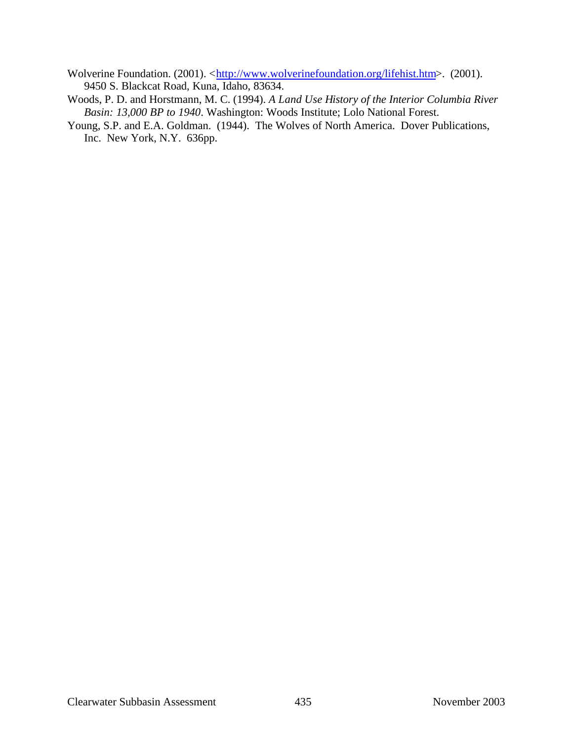Wolverine Foundation. (2001). <http://www.wolverinefoundation.org/lifehist.htm>. (2001). 9450 S. Blackcat Road, Kuna, Idaho, 83634.

Woods, P. D. and Horstmann, M. C. (1994). *A Land Use History of the Interior Columbia River Basin: 13,000 BP to 1940*. Washington: Woods Institute; Lolo National Forest.

Young, S.P. and E.A. Goldman. (1944). The Wolves of North America. Dover Publications, Inc. New York, N.Y. 636pp.